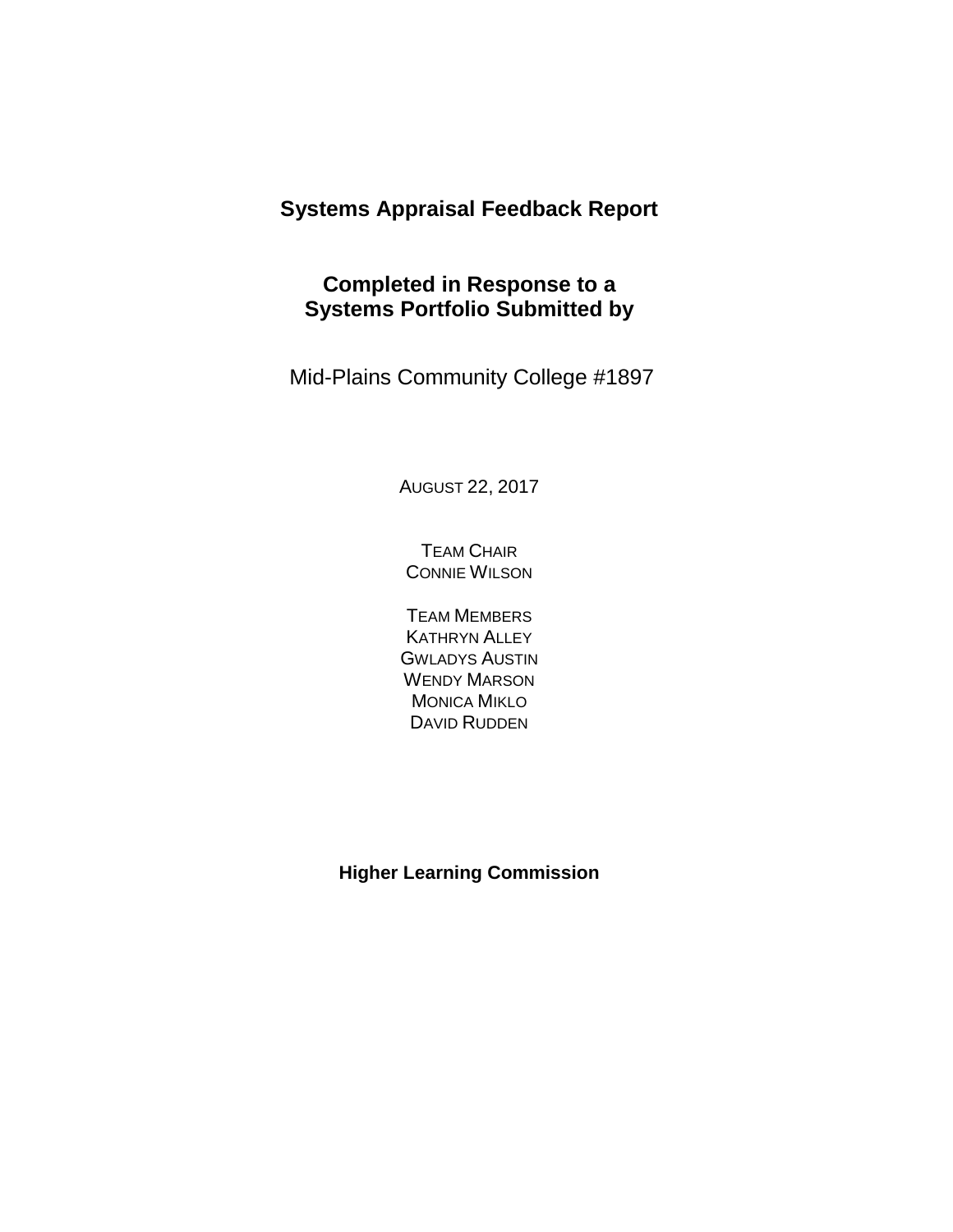# Systems Appraisal Feedback Report

## Completed in Response to a Systems Portfolio Submitted by

Mid-Plains Community College #1897

AUGUST 22, 2017

TEAM CHAIR
CONNIE WILSON

TEAM MEMBERS
KATHRYN ALLEY
GWLADYS AUSTIN
WENDY MARSON
MONICA MIKLO
DAVID RUDDEN

**Higher Learning Commission**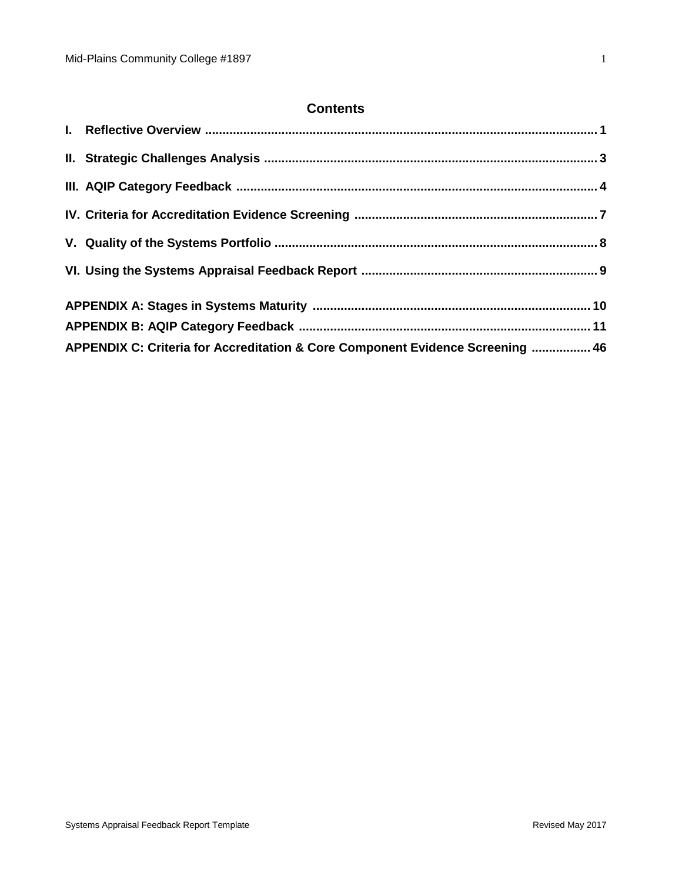## Contents

**I. Reflective Overview ..................................................................................................... 1**

**II. Strategic Challenges Analysis ................................................................................... 3**

**III. AQIP Category Feedback ......................................................................................... 4**

**IV. Criteria for Accreditation Evidence Screening ....................................................... 7**

**V. Quality of the Systems Portfolio ............................................................................... 8**

**VI. Using the Systems Appraisal Feedback Report ..................................................... 9**

**APPENDIX A: Stages in Systems Maturity ................................................................. 10**

**APPENDIX B: AQIP Category Feedback ...................................................................... 11**

**APPENDIX C: Criteria for Accreditation & Core Component Evidence Screening ................. 46**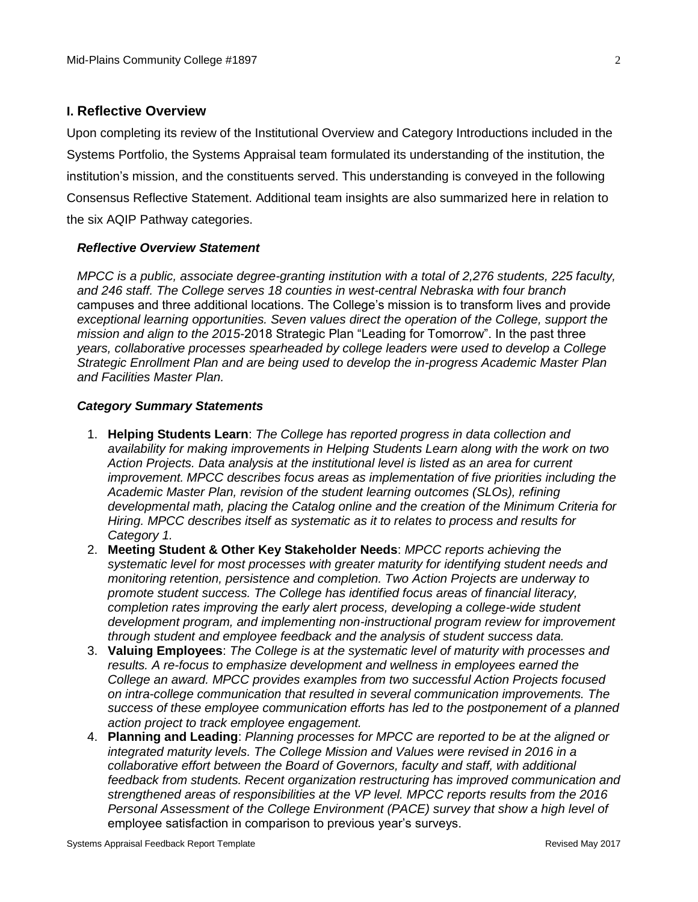## I. Reflective Overview

Upon completing its review of the Institutional Overview and Category Introductions included in the Systems Portfolio, the Systems Appraisal team formulated its understanding of the institution, the institution's mission, and the constituents served. This understanding is conveyed in the following Consensus Reflective Statement. Additional team insights are also summarized here in relation to the six AQIP Pathway categories.

### *Reflective Overview Statement*

*MPCC is a public, associate degree-granting institution with a total of 2,276 students, 225 faculty, and 246 staff. The College serves 18 counties in west-central Nebraska with four branch* campuses and three additional locations. The College's mission is to transform lives and provide *exceptional learning opportunities. Seven values direct the operation of the College, support the mission and align to the 2015-*2018 Strategic Plan "Leading for Tomorrow". In the past three *years, collaborative processes spearheaded by college leaders were used to develop a College Strategic Enrollment Plan and are being used to develop the in-progress Academic Master Plan and Facilities Master Plan.*

### *Category Summary Statements*

1. **Helping Students Learn**: *The College has reported progress in data collection and availability for making improvements in Helping Students Learn along with the work on two Action Projects. Data analysis at the institutional level is listed as an area for current improvement. MPCC describes focus areas as implementation of five priorities including the Academic Master Plan, revision of the student learning outcomes (SLOs), refining developmental math, placing the Catalog online and the creation of the Minimum Criteria for Hiring. MPCC describes itself as systematic as it to relates to process and results for Category 1.*
2. **Meeting Student & Other Key Stakeholder Needs**: *MPCC reports achieving the systematic level for most processes with greater maturity for identifying student needs and monitoring retention, persistence and completion. Two Action Projects are underway to promote student success. The College has identified focus areas of financial literacy, completion rates improving the early alert process, developing a college-wide student development program, and implementing non-instructional program review for improvement through student and employee feedback and the analysis of student success data.*
3. **Valuing Employees**: *The College is at the systematic level of maturity with processes and results. A re-focus to emphasize development and wellness in employees earned the College an award. MPCC provides examples from two successful Action Projects focused on intra-college communication that resulted in several communication improvements. The success of these employee communication efforts has led to the postponement of a planned action project to track employee engagement.*
4. **Planning and Leading**: *Planning processes for MPCC are reported to be at the aligned or integrated maturity levels. The College Mission and Values were revised in 2016 in a collaborative effort between the Board of Governors, faculty and staff, with additional feedback from students. Recent organization restructuring has improved communication and strengthened areas of responsibilities at the VP level. MPCC reports results from the 2016 Personal Assessment of the College Environment (PACE) survey that show a high level of* employee satisfaction in comparison to previous year's surveys.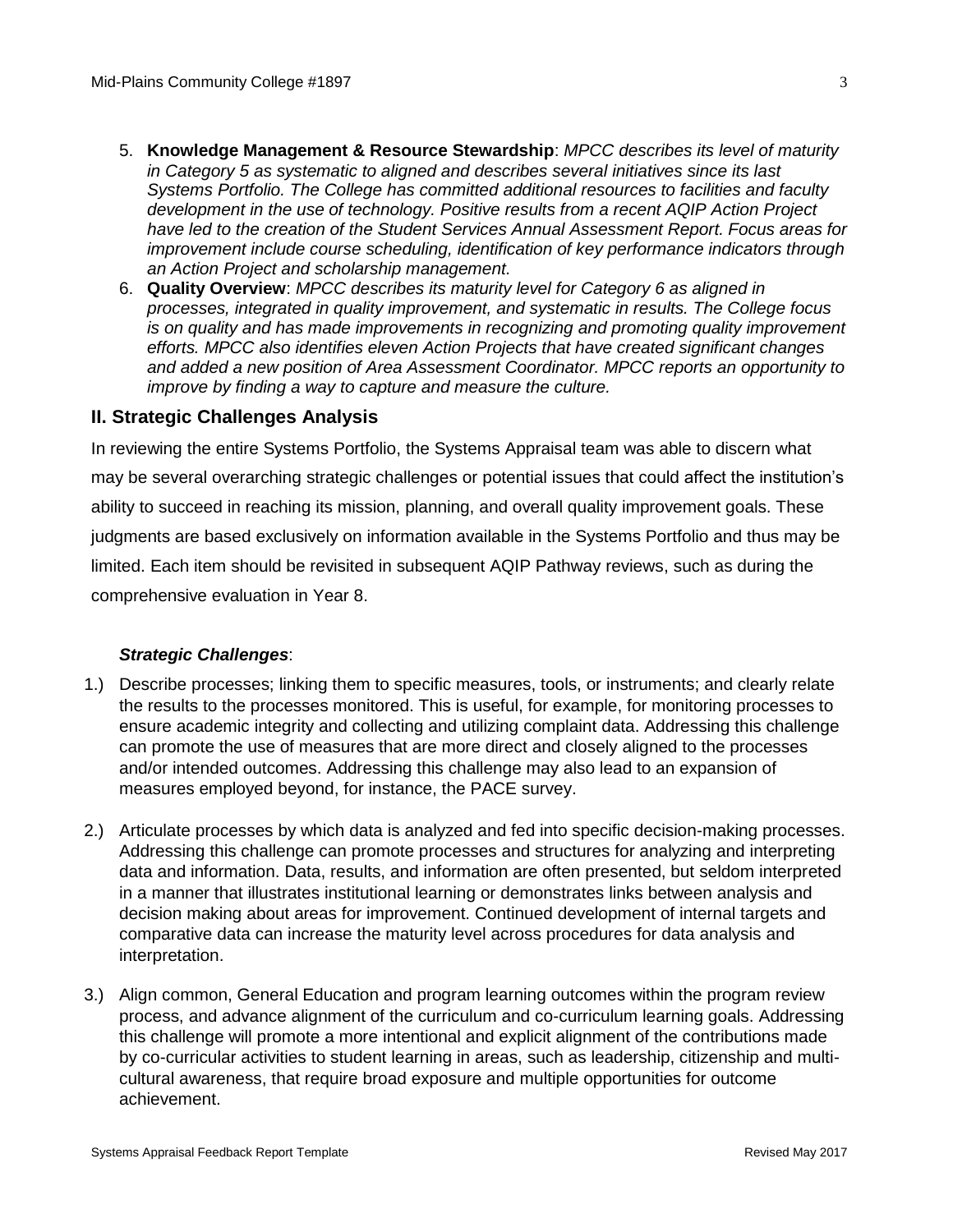5. **Knowledge Management & Resource Stewardship**: *MPCC describes its level of maturity in Category 5 as systematic to aligned and describes several initiatives since its last Systems Portfolio. The College has committed additional resources to facilities and faculty development in the use of technology. Positive results from a recent AQIP Action Project have led to the creation of the Student Services Annual Assessment Report. Focus areas for improvement include course scheduling, identification of key performance indicators through an Action Project and scholarship management.*
6. **Quality Overview**: *MPCC describes its maturity level for Category 6 as aligned in processes, integrated in quality improvement, and systematic in results. The College focus is on quality and has made improvements in recognizing and promoting quality improvement efforts. MPCC also identifies eleven Action Projects that have created significant changes and added a new position of Area Assessment Coordinator. MPCC reports an opportunity to improve by finding a way to capture and measure the culture.*

## II. Strategic Challenges Analysis

In reviewing the entire Systems Portfolio, the Systems Appraisal team was able to discern what may be several overarching strategic challenges or potential issues that could affect the institution's ability to succeed in reaching its mission, planning, and overall quality improvement goals. These judgments are based exclusively on information available in the Systems Portfolio and thus may be limited. Each item should be revisited in subsequent AQIP Pathway reviews, such as during the comprehensive evaluation in Year 8.

***Strategic Challenges***:

1.) Describe processes; linking them to specific measures, tools, or instruments; and clearly relate the results to the processes monitored. This is useful, for example, for monitoring processes to ensure academic integrity and collecting and utilizing complaint data. Addressing this challenge can promote the use of measures that are more direct and closely aligned to the processes and/or intended outcomes. Addressing this challenge may also lead to an expansion of measures employed beyond, for instance, the PACE survey.

2.) Articulate processes by which data is analyzed and fed into specific decision-making processes. Addressing this challenge can promote processes and structures for analyzing and interpreting data and information. Data, results, and information are often presented, but seldom interpreted in a manner that illustrates institutional learning or demonstrates links between analysis and decision making about areas for improvement. Continued development of internal targets and comparative data can increase the maturity level across procedures for data analysis and interpretation.

3.) Align common, General Education and program learning outcomes within the program review process, and advance alignment of the curriculum and co-curriculum learning goals. Addressing this challenge will promote a more intentional and explicit alignment of the contributions made by co-curricular activities to student learning in areas, such as leadership, citizenship and multi-cultural awareness, that require broad exposure and multiple opportunities for outcome achievement.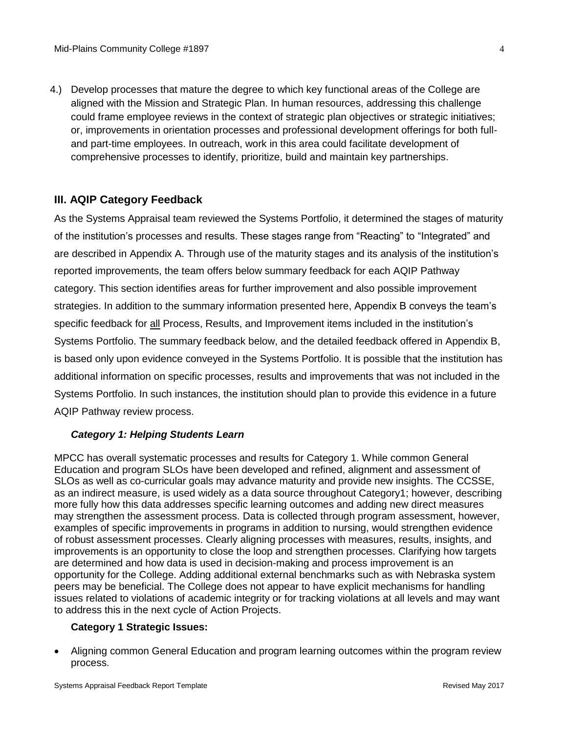4.) Develop processes that mature the degree to which key functional areas of the College are aligned with the Mission and Strategic Plan. In human resources, addressing this challenge could frame employee reviews in the context of strategic plan objectives or strategic initiatives; or, improvements in orientation processes and professional development offerings for both full- and part-time employees. In outreach, work in this area could facilitate development of comprehensive processes to identify, prioritize, build and maintain key partnerships.

## III. AQIP Category Feedback

As the Systems Appraisal team reviewed the Systems Portfolio, it determined the stages of maturity of the institution's processes and results. These stages range from "Reacting" to "Integrated" and are described in Appendix A. Through use of the maturity stages and its analysis of the institution's reported improvements, the team offers below summary feedback for each AQIP Pathway category. This section identifies areas for further improvement and also possible improvement strategies. In addition to the summary information presented here, Appendix B conveys the team's specific feedback for all Process, Results, and Improvement items included in the institution's Systems Portfolio. The summary feedback below, and the detailed feedback offered in Appendix B, is based only upon evidence conveyed in the Systems Portfolio. It is possible that the institution has additional information on specific processes, results and improvements that was not included in the Systems Portfolio. In such instances, the institution should plan to provide this evidence in a future AQIP Pathway review process.

### *Category 1: Helping Students Learn*

MPCC has overall systematic processes and results for Category 1. While common General Education and program SLOs have been developed and refined, alignment and assessment of SLOs as well as co-curricular goals may advance maturity and provide new insights. The CCSSE, as an indirect measure, is used widely as a data source throughout Category1; however, describing more fully how this data addresses specific learning outcomes and adding new direct measures may strengthen the assessment process. Data is collected through program assessment, however, examples of specific improvements in programs in addition to nursing, would strengthen evidence of robust assessment processes. Clearly aligning processes with measures, results, insights, and improvements is an opportunity to close the loop and strengthen processes. Clarifying how targets are determined and how data is used in decision-making and process improvement is an opportunity for the College. Adding additional external benchmarks such as with Nebraska system peers may be beneficial. The College does not appear to have explicit mechanisms for handling issues related to violations of academic integrity or for tracking violations at all levels and may want to address this in the next cycle of Action Projects.

**Category 1 Strategic Issues:**

- Aligning common General Education and program learning outcomes within the program review process.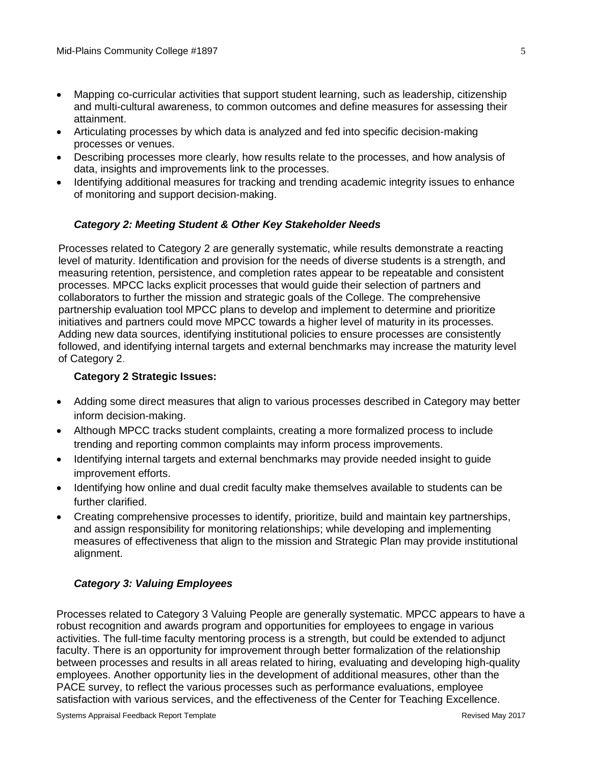- Mapping co-curricular activities that support student learning, such as leadership, citizenship and multi-cultural awareness, to common outcomes and define measures for assessing their attainment.
- Articulating processes by which data is analyzed and fed into specific decision-making processes or venues.
- Describing processes more clearly, how results relate to the processes, and how analysis of data, insights and improvements link to the processes.
- Identifying additional measures for tracking and trending academic integrity issues to enhance of monitoring and support decision-making.

### *Category 2: Meeting Student & Other Key Stakeholder Needs*

Processes related to Category 2 are generally systematic, while results demonstrate a reacting level of maturity. Identification and provision for the needs of diverse students is a strength, and measuring retention, persistence, and completion rates appear to be repeatable and consistent processes. MPCC lacks explicit processes that would guide their selection of partners and collaborators to further the mission and strategic goals of the College. The comprehensive partnership evaluation tool MPCC plans to develop and implement to determine and prioritize initiatives and partners could move MPCC towards a higher level of maturity in its processes. Adding new data sources, identifying institutional policies to ensure processes are consistently followed, and identifying internal targets and external benchmarks may increase the maturity level of Category 2.

**Category 2 Strategic Issues:**

- Adding some direct measures that align to various processes described in Category may better inform decision-making.
- Although MPCC tracks student complaints, creating a more formalized process to include trending and reporting common complaints may inform process improvements.
- Identifying internal targets and external benchmarks may provide needed insight to guide improvement efforts.
- Identifying how online and dual credit faculty make themselves available to students can be further clarified.
- Creating comprehensive processes to identify, prioritize, build and maintain key partnerships, and assign responsibility for monitoring relationships; while developing and implementing measures of effectiveness that align to the mission and Strategic Plan may provide institutional alignment.

### *Category 3: Valuing Employees*

Processes related to Category 3 Valuing People are generally systematic. MPCC appears to have a robust recognition and awards program and opportunities for employees to engage in various activities. The full-time faculty mentoring process is a strength, but could be extended to adjunct faculty. There is an opportunity for improvement through better formalization of the relationship between processes and results in all areas related to hiring, evaluating and developing high-quality employees. Another opportunity lies in the development of additional measures, other than the PACE survey, to reflect the various processes such as performance evaluations, employee satisfaction with various services, and the effectiveness of the Center for Teaching Excellence.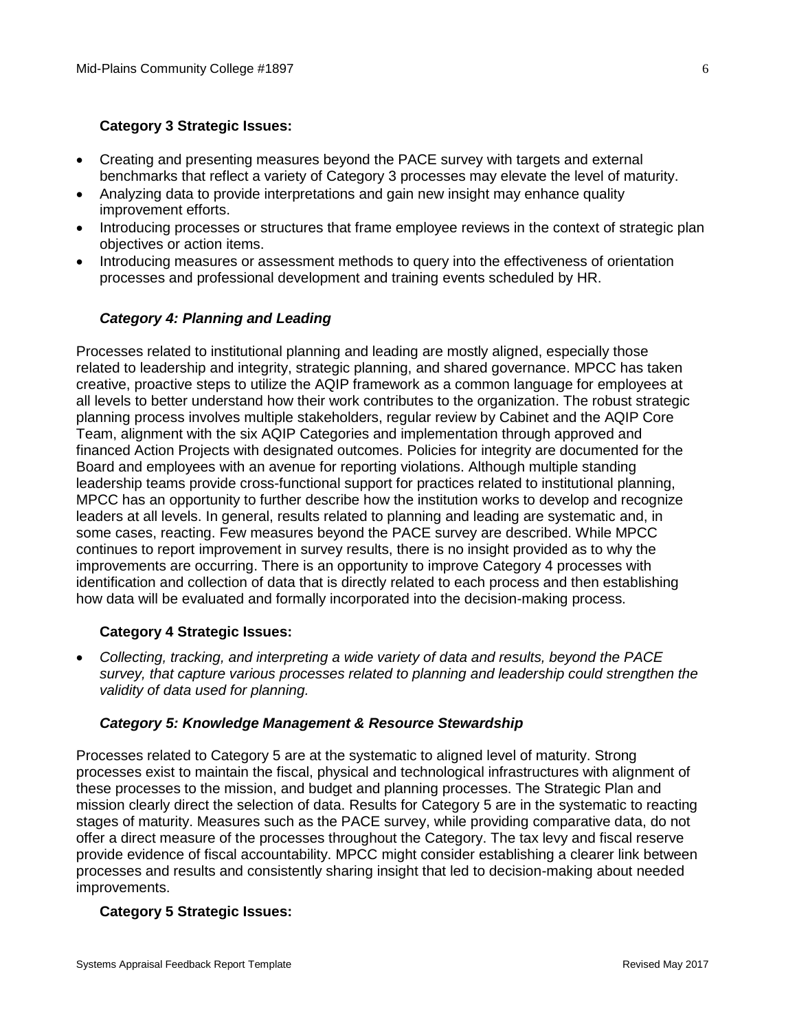**Category 3 Strategic Issues:**

- Creating and presenting measures beyond the PACE survey with targets and external benchmarks that reflect a variety of Category 3 processes may elevate the level of maturity.
- Analyzing data to provide interpretations and gain new insight may enhance quality improvement efforts.
- Introducing processes or structures that frame employee reviews in the context of strategic plan objectives or action items.
- Introducing measures or assessment methods to query into the effectiveness of orientation processes and professional development and training events scheduled by HR.

### *Category 4: Planning and Leading*

Processes related to institutional planning and leading are mostly aligned, especially those related to leadership and integrity, strategic planning, and shared governance. MPCC has taken creative, proactive steps to utilize the AQIP framework as a common language for employees at all levels to better understand how their work contributes to the organization. The robust strategic planning process involves multiple stakeholders, regular review by Cabinet and the AQIP Core Team, alignment with the six AQIP Categories and implementation through approved and financed Action Projects with designated outcomes. Policies for integrity are documented for the Board and employees with an avenue for reporting violations. Although multiple standing leadership teams provide cross-functional support for practices related to institutional planning, MPCC has an opportunity to further describe how the institution works to develop and recognize leaders at all levels. In general, results related to planning and leading are systematic and, in some cases, reacting. Few measures beyond the PACE survey are described. While MPCC continues to report improvement in survey results, there is no insight provided as to why the improvements are occurring. There is an opportunity to improve Category 4 processes with identification and collection of data that is directly related to each process and then establishing how data will be evaluated and formally incorporated into the decision-making process.

**Category 4 Strategic Issues:**

- *Collecting, tracking, and interpreting a wide variety of data and results, beyond the PACE survey, that capture various processes related to planning and leadership could strengthen the validity of data used for planning.*

### *Category 5: Knowledge Management & Resource Stewardship*

Processes related to Category 5 are at the systematic to aligned level of maturity. Strong processes exist to maintain the fiscal, physical and technological infrastructures with alignment of these processes to the mission, and budget and planning processes. The Strategic Plan and mission clearly direct the selection of data. Results for Category 5 are in the systematic to reacting stages of maturity. Measures such as the PACE survey, while providing comparative data, do not offer a direct measure of the processes throughout the Category. The tax levy and fiscal reserve provide evidence of fiscal accountability. MPCC might consider establishing a clearer link between processes and results and consistently sharing insight that led to decision-making about needed improvements.

**Category 5 Strategic Issues:**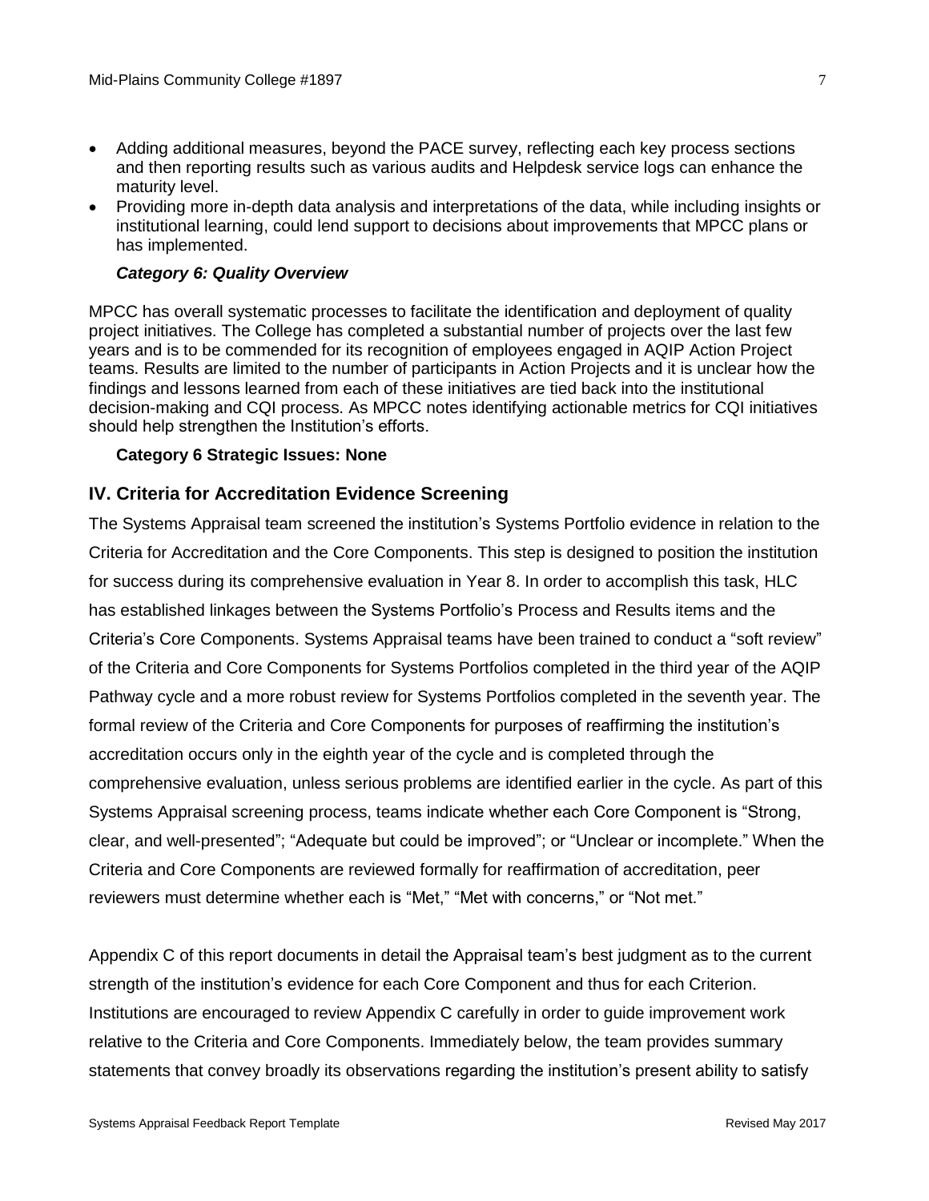- Adding additional measures, beyond the PACE survey, reflecting each key process sections and then reporting results such as various audits and Helpdesk service logs can enhance the maturity level.
- Providing more in-depth data analysis and interpretations of the data, while including insights or institutional learning, could lend support to decisions about improvements that MPCC plans or has implemented.

***Category 6: Quality Overview***

MPCC has overall systematic processes to facilitate the identification and deployment of quality project initiatives. The College has completed a substantial number of projects over the last few years and is to be commended for its recognition of employees engaged in AQIP Action Project teams. Results are limited to the number of participants in Action Projects and it is unclear how the findings and lessons learned from each of these initiatives are tied back into the institutional decision-making and CQI process. As MPCC notes identifying actionable metrics for CQI initiatives should help strengthen the Institution's efforts.

**Category 6 Strategic Issues: None**

## IV. Criteria for Accreditation Evidence Screening

The Systems Appraisal team screened the institution's Systems Portfolio evidence in relation to the Criteria for Accreditation and the Core Components. This step is designed to position the institution for success during its comprehensive evaluation in Year 8. In order to accomplish this task, HLC has established linkages between the Systems Portfolio's Process and Results items and the Criteria's Core Components. Systems Appraisal teams have been trained to conduct a "soft review" of the Criteria and Core Components for Systems Portfolios completed in the third year of the AQIP Pathway cycle and a more robust review for Systems Portfolios completed in the seventh year. The formal review of the Criteria and Core Components for purposes of reaffirming the institution's accreditation occurs only in the eighth year of the cycle and is completed through the comprehensive evaluation, unless serious problems are identified earlier in the cycle. As part of this Systems Appraisal screening process, teams indicate whether each Core Component is "Strong, clear, and well-presented"; "Adequate but could be improved"; or "Unclear or incomplete." When the Criteria and Core Components are reviewed formally for reaffirmation of accreditation, peer reviewers must determine whether each is "Met," "Met with concerns," or "Not met."

Appendix C of this report documents in detail the Appraisal team's best judgment as to the current strength of the institution's evidence for each Core Component and thus for each Criterion. Institutions are encouraged to review Appendix C carefully in order to guide improvement work relative to the Criteria and Core Components. Immediately below, the team provides summary statements that convey broadly its observations regarding the institution's present ability to satisfy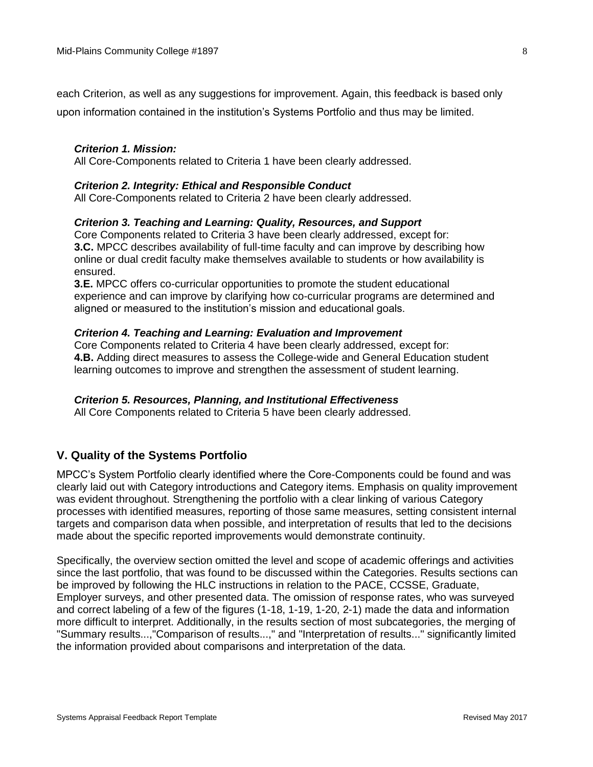each Criterion, as well as any suggestions for improvement. Again, this feedback is based only upon information contained in the institution's Systems Portfolio and thus may be limited.

***Criterion 1. Mission:***
All Core-Components related to Criteria 1 have been clearly addressed.

***Criterion 2. Integrity: Ethical and Responsible Conduct***
All Core-Components related to Criteria 2 have been clearly addressed.

***Criterion 3. Teaching and Learning: Quality, Resources, and Support***
Core Components related to Criteria 3 have been clearly addressed, except for:
**3.C.** MPCC describes availability of full-time faculty and can improve by describing how online or dual credit faculty make themselves available to students or how availability is ensured.
**3.E.** MPCC offers co-curricular opportunities to promote the student educational experience and can improve by clarifying how co-curricular programs are determined and aligned or measured to the institution's mission and educational goals.

***Criterion 4. Teaching and Learning: Evaluation and Improvement***
Core Components related to Criteria 4 have been clearly addressed, except for:
**4.B.** Adding direct measures to assess the College-wide and General Education student learning outcomes to improve and strengthen the assessment of student learning.

***Criterion 5. Resources, Planning, and Institutional Effectiveness***
All Core Components related to Criteria 5 have been clearly addressed.

## V. Quality of the Systems Portfolio

MPCC's System Portfolio clearly identified where the Core-Components could be found and was clearly laid out with Category introductions and Category items. Emphasis on quality improvement was evident throughout. Strengthening the portfolio with a clear linking of various Category processes with identified measures, reporting of those same measures, setting consistent internal targets and comparison data when possible, and interpretation of results that led to the decisions made about the specific reported improvements would demonstrate continuity.

Specifically, the overview section omitted the level and scope of academic offerings and activities since the last portfolio, that was found to be discussed within the Categories. Results sections can be improved by following the HLC instructions in relation to the PACE, CCSSE, Graduate, Employer surveys, and other presented data. The omission of response rates, who was surveyed and correct labeling of a few of the figures (1-18, 1-19, 1-20, 2-1) made the data and information more difficult to interpret. Additionally, in the results section of most subcategories, the merging of "Summary results...,"Comparison of results...," and "Interpretation of results..." significantly limited the information provided about comparisons and interpretation of the data.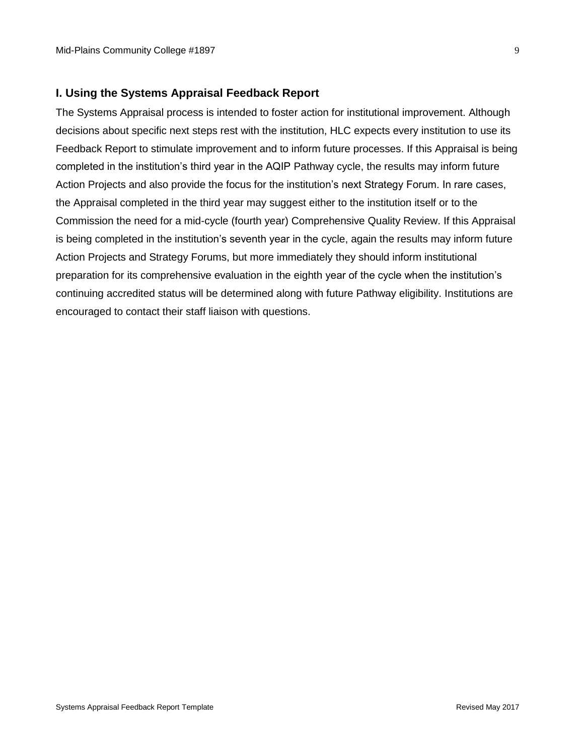## I. Using the Systems Appraisal Feedback Report

The Systems Appraisal process is intended to foster action for institutional improvement. Although decisions about specific next steps rest with the institution, HLC expects every institution to use its Feedback Report to stimulate improvement and to inform future processes. If this Appraisal is being completed in the institution's third year in the AQIP Pathway cycle, the results may inform future Action Projects and also provide the focus for the institution's next Strategy Forum. In rare cases, the Appraisal completed in the third year may suggest either to the institution itself or to the Commission the need for a mid-cycle (fourth year) Comprehensive Quality Review. If this Appraisal is being completed in the institution's seventh year in the cycle, again the results may inform future Action Projects and Strategy Forums, but more immediately they should inform institutional preparation for its comprehensive evaluation in the eighth year of the cycle when the institution's continuing accredited status will be determined along with future Pathway eligibility. Institutions are encouraged to contact their staff liaison with questions.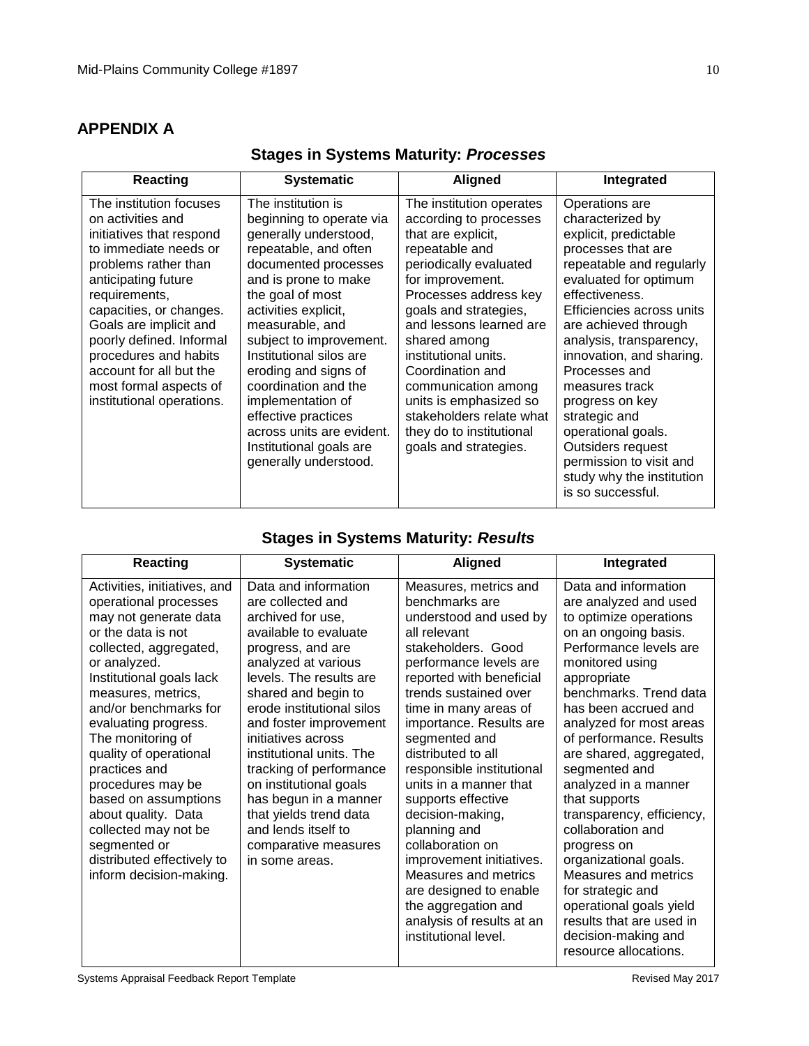## APPENDIX A

### Stages in Systems Maturity: *Processes*

| Reacting | Systematic | Aligned | Integrated |
|---|---|---|---|
| The institution focuses on activities and initiatives that respond to immediate needs or problems rather than anticipating future requirements, capacities, or changes. Goals are implicit and poorly defined. Informal procedures and habits account for all but the most formal aspects of institutional operations. | The institution is beginning to operate via generally understood, repeatable, and often documented processes and is prone to make the goal of most activities explicit, measurable, and subject to improvement. Institutional silos are eroding and signs of coordination and the implementation of effective practices across units are evident. Institutional goals are generally understood. | The institution operates according to processes that are explicit, repeatable and periodically evaluated for improvement. Processes address key goals and strategies, and lessons learned are shared among institutional units. Coordination and communication among units is emphasized so stakeholders relate what they do to institutional goals and strategies. | Operations are characterized by explicit, predictable processes that are repeatable and regularly evaluated for optimum effectiveness. Efficiencies across units are achieved through analysis, transparency, innovation, and sharing. Processes and measures track progress on key strategic and operational goals. Outsiders request permission to visit and study why the institution is so successful. |

### Stages in Systems Maturity: *Results*

| Reacting | Systematic | Aligned | Integrated |
|---|---|---|---|
| Activities, initiatives, and operational processes may not generate data or the data is not collected, aggregated, or analyzed. Institutional goals lack measures, metrics, and/or benchmarks for evaluating progress. The monitoring of quality of operational practices and procedures may be based on assumptions about quality. Data collected may not be segmented or distributed effectively to inform decision-making. | Data and information are collected and archived for use, available to evaluate progress, and are analyzed at various levels. The results are shared and begin to erode institutional silos and foster improvement initiatives across institutional units. The tracking of performance on institutional goals has begun in a manner that yields trend data and lends itself to comparative measures in some areas. | Measures, metrics and benchmarks are understood and used by all relevant stakeholders. Good performance levels are reported with beneficial trends sustained over time in many areas of importance. Results are segmented and distributed to all responsible institutional units in a manner that supports effective decision-making, planning and collaboration on improvement initiatives. Measures and metrics are designed to enable the aggregation and analysis of results at an institutional level. | Data and information are analyzed and used to optimize operations on an ongoing basis. Performance levels are monitored using appropriate benchmarks. Trend data has been accrued and analyzed for most areas of performance. Results are shared, aggregated, segmented and analyzed in a manner that supports transparency, efficiency, collaboration and progress on organizational goals. Measures and metrics for strategic and operational goals yield results that are used in decision-making and resource allocations. |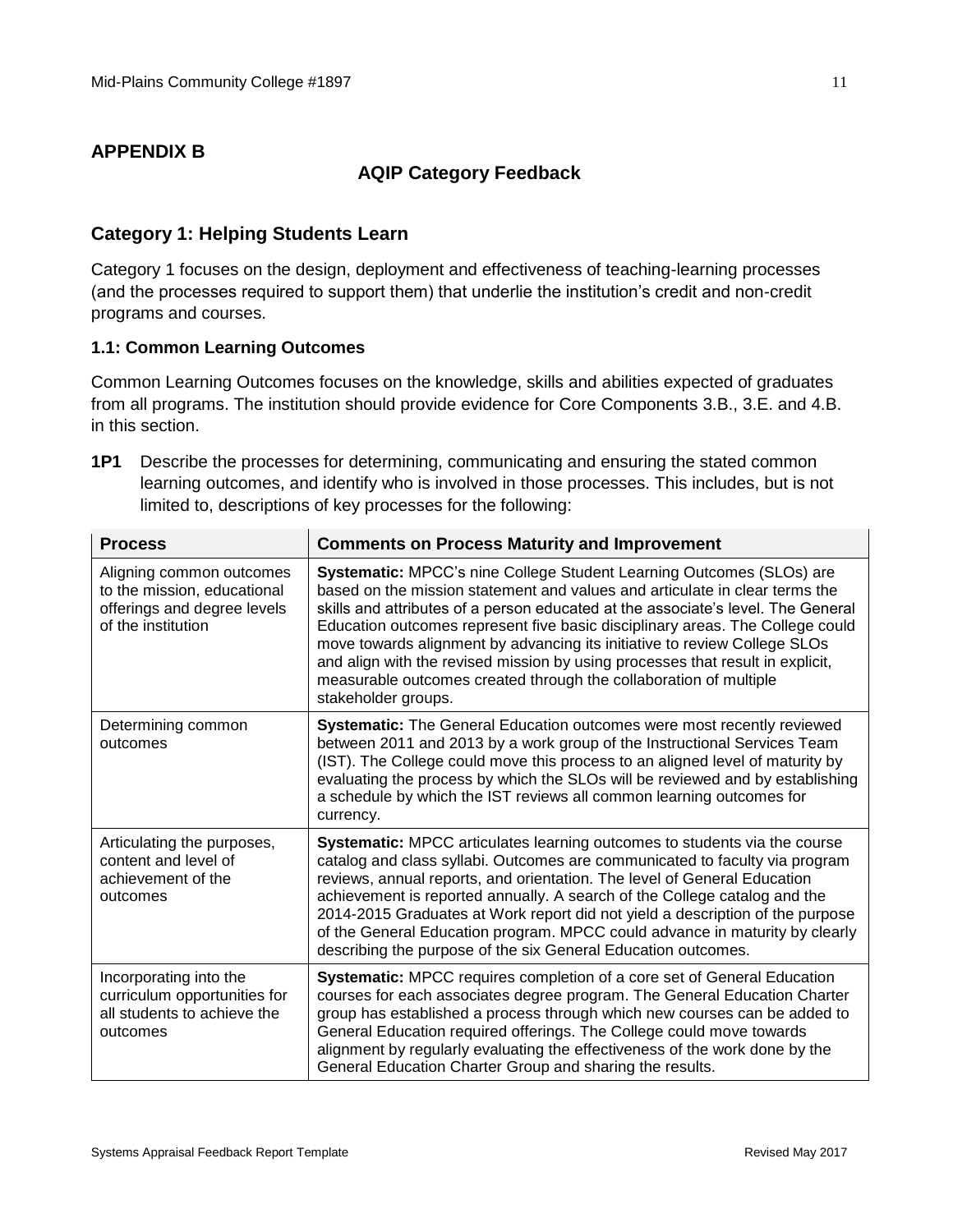## APPENDIX B

### AQIP Category Feedback

### Category 1: Helping Students Learn

Category 1 focuses on the design, deployment and effectiveness of teaching-learning processes (and the processes required to support them) that underlie the institution's credit and non-credit programs and courses.

#### 1.1: Common Learning Outcomes

Common Learning Outcomes focuses on the knowledge, skills and abilities expected of graduates from all programs. The institution should provide evidence for Core Components 3.B., 3.E. and 4.B. in this section.

**1P1** Describe the processes for determining, communicating and ensuring the stated common learning outcomes, and identify who is involved in those processes. This includes, but is not limited to, descriptions of key processes for the following:

| Process | Comments on Process Maturity and Improvement |
|---|---|
| Aligning common outcomes to the mission, educational offerings and degree levels of the institution | **Systematic:** MPCC's nine College Student Learning Outcomes (SLOs) are based on the mission statement and values and articulate in clear terms the skills and attributes of a person educated at the associate's level. The General Education outcomes represent five basic disciplinary areas. The College could move towards alignment by advancing its initiative to review College SLOs and align with the revised mission by using processes that result in explicit, measurable outcomes created through the collaboration of multiple stakeholder groups. |
| Determining common outcomes | **Systematic:** The General Education outcomes were most recently reviewed between 2011 and 2013 by a work group of the Instructional Services Team (IST). The College could move this process to an aligned level of maturity by evaluating the process by which the SLOs will be reviewed and by establishing a schedule by which the IST reviews all common learning outcomes for currency. |
| Articulating the purposes, content and level of achievement of the outcomes | **Systematic:** MPCC articulates learning outcomes to students via the course catalog and class syllabi. Outcomes are communicated to faculty via program reviews, annual reports, and orientation. The level of General Education achievement is reported annually. A search of the College catalog and the 2014-2015 Graduates at Work report did not yield a description of the purpose of the General Education program. MPCC could advance in maturity by clearly describing the purpose of the six General Education outcomes. |
| Incorporating into the curriculum opportunities for all students to achieve the outcomes | **Systematic:** MPCC requires completion of a core set of General Education courses for each associates degree program. The General Education Charter group has established a process through which new courses can be added to General Education required offerings. The College could move towards alignment by regularly evaluating the effectiveness of the work done by the General Education Charter Group and sharing the results. |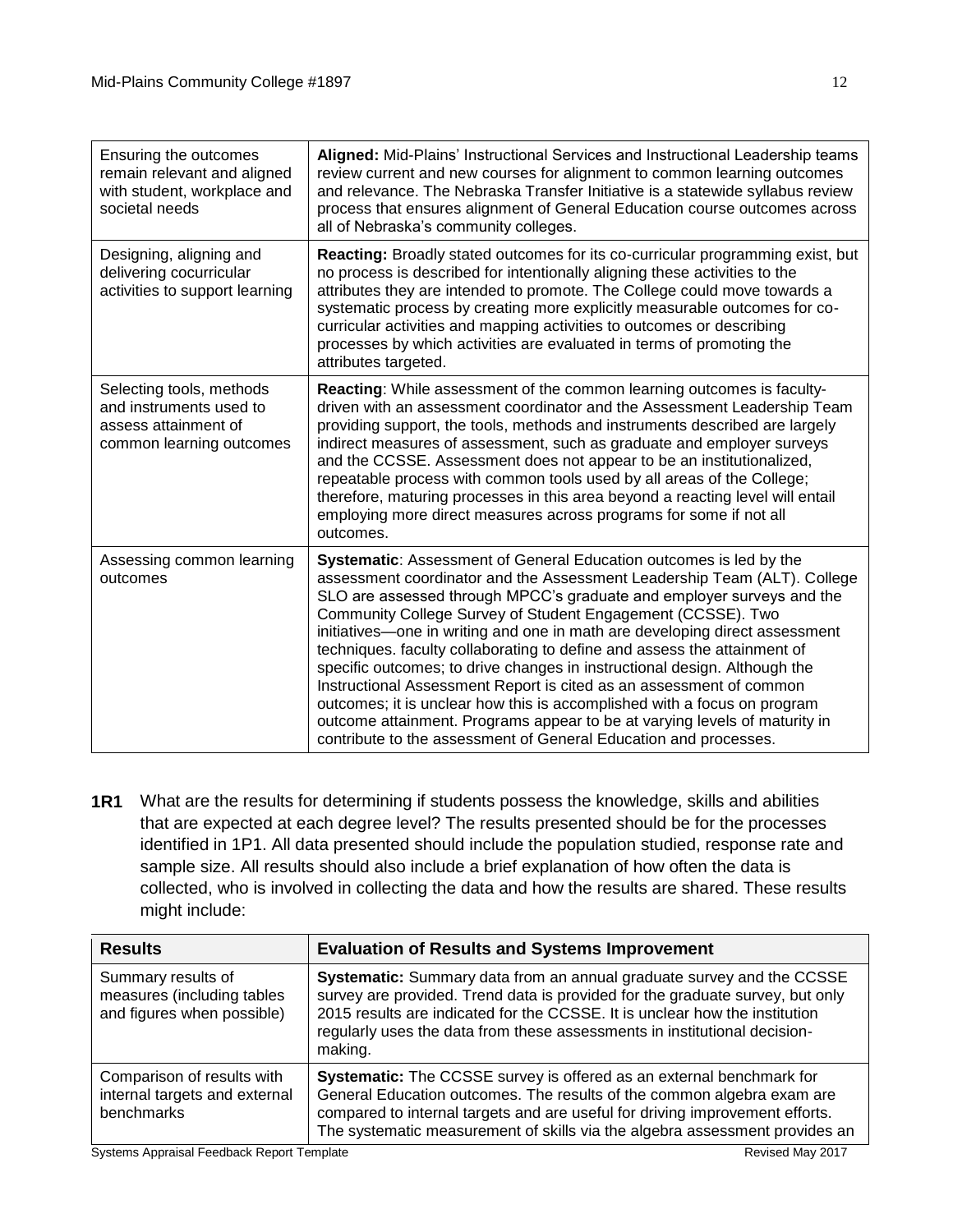| | |
|---|---|
| Ensuring the outcomes remain relevant and aligned with student, workplace and societal needs | **Aligned:** Mid-Plains' Instructional Services and Instructional Leadership teams review current and new courses for alignment to common learning outcomes and relevance. The Nebraska Transfer Initiative is a statewide syllabus review process that ensures alignment of General Education course outcomes across all of Nebraska's community colleges. |
| Designing, aligning and delivering cocurricular activities to support learning | **Reacting:** Broadly stated outcomes for its co-curricular programming exist, but no process is described for intentionally aligning these activities to the attributes they are intended to promote. The College could move towards a systematic process by creating more explicitly measurable outcomes for co-curricular activities and mapping activities to outcomes or describing processes by which activities are evaluated in terms of promoting the attributes targeted. |
| Selecting tools, methods and instruments used to assess attainment of common learning outcomes | **Reacting**: While assessment of the common learning outcomes is faculty-driven with an assessment coordinator and the Assessment Leadership Team providing support, the tools, methods and instruments described are largely indirect measures of assessment, such as graduate and employer surveys and the CCSSE. Assessment does not appear to be an institutionalized, repeatable process with common tools used by all areas of the College; therefore, maturing processes in this area beyond a reacting level will entail employing more direct measures across programs for some if not all outcomes. |
| Assessing common learning outcomes | **Systematic**: Assessment of General Education outcomes is led by the assessment coordinator and the Assessment Leadership Team (ALT). College SLO are assessed through MPCC's graduate and employer surveys and the Community College Survey of Student Engagement (CCSSE). Two initiatives—one in writing and one in math are developing direct assessment techniques. faculty collaborating to define and assess the attainment of specific outcomes; to drive changes in instructional design. Although the Instructional Assessment Report is cited as an assessment of common outcomes; it is unclear how this is accomplished with a focus on program outcome attainment. Programs appear to be at varying levels of maturity in contribute to the assessment of General Education and processes. |

**1R1** What are the results for determining if students possess the knowledge, skills and abilities that are expected at each degree level? The results presented should be for the processes identified in 1P1. All data presented should include the population studied, response rate and sample size. All results should also include a brief explanation of how often the data is collected, who is involved in collecting the data and how the results are shared. These results might include:

| Results | Evaluation of Results and Systems Improvement |
|---|---|
| Summary results of measures (including tables and figures when possible) | **Systematic:** Summary data from an annual graduate survey and the CCSSE survey are provided. Trend data is provided for the graduate survey, but only 2015 results are indicated for the CCSSE. It is unclear how the institution regularly uses the data from these assessments in institutional decision-making. |
| Comparison of results with internal targets and external benchmarks | **Systematic:** The CCSSE survey is offered as an external benchmark for General Education outcomes. The results of the common algebra exam are compared to internal targets and are useful for driving improvement efforts. The systematic measurement of skills via the algebra assessment provides an |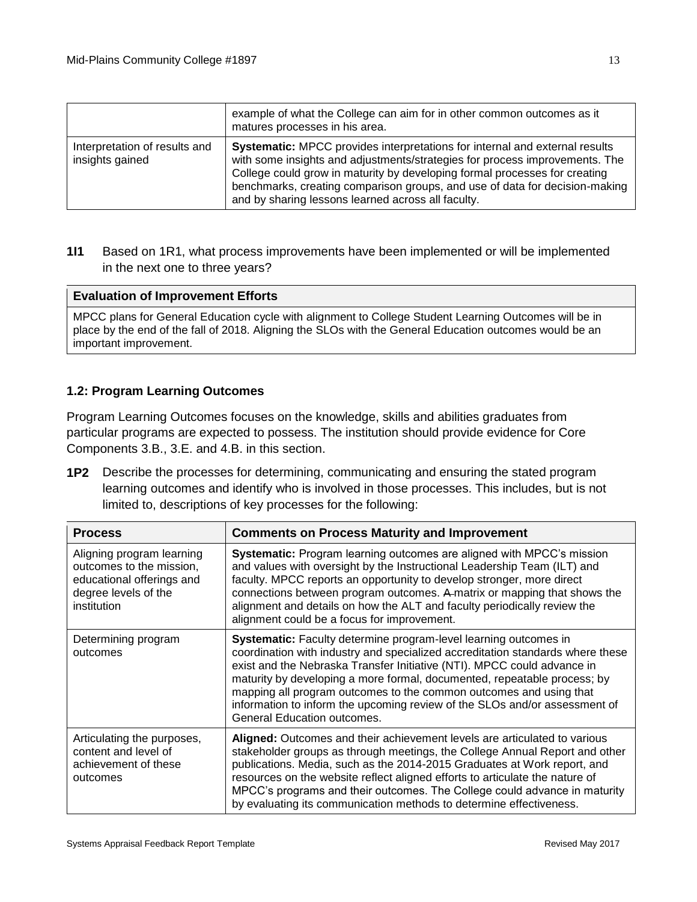| | |
|---|---|
| | example of what the College can aim for in other common outcomes as it matures processes in his area. |
| Interpretation of results and insights gained | **Systematic:** MPCC provides interpretations for internal and external results with some insights and adjustments/strategies for process improvements. The College could grow in maturity by developing formal processes for creating benchmarks, creating comparison groups, and use of data for decision-making and by sharing lessons learned across all faculty. |

**1I1** Based on 1R1, what process improvements have been implemented or will be implemented in the next one to three years?

| **Evaluation of Improvement Efforts** |
|---|
| MPCC plans for General Education cycle with alignment to College Student Learning Outcomes will be in place by the end of the fall of 2018. Aligning the SLOs with the General Education outcomes would be an important improvement. |

### 1.2: Program Learning Outcomes

Program Learning Outcomes focuses on the knowledge, skills and abilities graduates from particular programs are expected to possess. The institution should provide evidence for Core Components 3.B., 3.E. and 4.B. in this section.

**1P2** Describe the processes for determining, communicating and ensuring the stated program learning outcomes and identify who is involved in those processes. This includes, but is not limited to, descriptions of key processes for the following:

| **Process** | **Comments on Process Maturity and Improvement** |
|---|---|
| Aligning program learning outcomes to the mission, educational offerings and degree levels of the institution | **Systematic:** Program learning outcomes are aligned with MPCC's mission and values with oversight by the Instructional Leadership Team (ILT) and faculty. MPCC reports an opportunity to develop stronger, more direct connections between program outcomes. ~~A~~ matrix or mapping that shows the alignment and details on how the ALT and faculty periodically review the alignment could be a focus for improvement. |
| Determining program outcomes | **Systematic:** Faculty determine program-level learning outcomes in coordination with industry and specialized accreditation standards where these exist and the Nebraska Transfer Initiative (NTI). MPCC could advance in maturity by developing a more formal, documented, repeatable process; by mapping all program outcomes to the common outcomes and using that information to inform the upcoming review of the SLOs and/or assessment of General Education outcomes. |
| Articulating the purposes, content and level of achievement of these outcomes | **Aligned:** Outcomes and their achievement levels are articulated to various stakeholder groups as through meetings, the College Annual Report and other publications. Media, such as the 2014-2015 Graduates at Work report, and resources on the website reflect aligned efforts to articulate the nature of MPCC's programs and their outcomes. The College could advance in maturity by evaluating its communication methods to determine effectiveness. |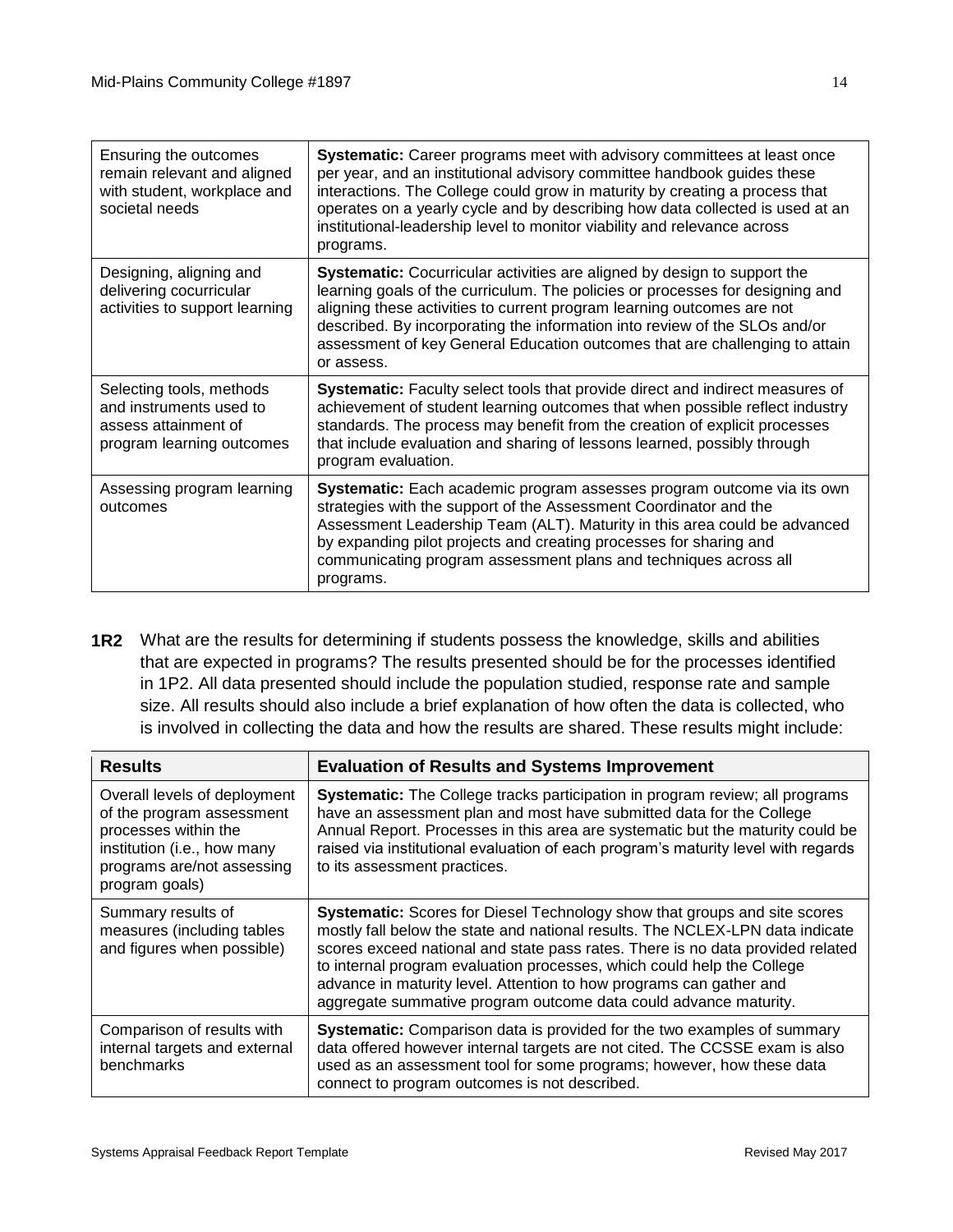| | |
|---|---|
| Ensuring the outcomes remain relevant and aligned with student, workplace and societal needs | **Systematic:** Career programs meet with advisory committees at least once per year, and an institutional advisory committee handbook guides these interactions. The College could grow in maturity by creating a process that operates on a yearly cycle and by describing how data collected is used at an institutional-leadership level to monitor viability and relevance across programs. |
| Designing, aligning and delivering cocurricular activities to support learning | **Systematic:** Cocurricular activities are aligned by design to support the learning goals of the curriculum. The policies or processes for designing and aligning these activities to current program learning outcomes are not described. By incorporating the information into review of the SLOs and/or assessment of key General Education outcomes that are challenging to attain or assess. |
| Selecting tools, methods and instruments used to assess attainment of program learning outcomes | **Systematic:** Faculty select tools that provide direct and indirect measures of achievement of student learning outcomes that when possible reflect industry standards. The process may benefit from the creation of explicit processes that include evaluation and sharing of lessons learned, possibly through program evaluation. |
| Assessing program learning outcomes | **Systematic:** Each academic program assesses program outcome via its own strategies with the support of the Assessment Coordinator and the Assessment Leadership Team (ALT). Maturity in this area could be advanced by expanding pilot projects and creating processes for sharing and communicating program assessment plans and techniques across all programs. |

**1R2** What are the results for determining if students possess the knowledge, skills and abilities that are expected in programs? The results presented should be for the processes identified in 1P2. All data presented should include the population studied, response rate and sample size. All results should also include a brief explanation of how often the data is collected, who is involved in collecting the data and how the results are shared. These results might include:

| Results | Evaluation of Results and Systems Improvement |
|---|---|
| Overall levels of deployment of the program assessment processes within the institution (i.e., how many programs are/not assessing program goals) | **Systematic:** The College tracks participation in program review; all programs have an assessment plan and most have submitted data for the College Annual Report. Processes in this area are systematic but the maturity could be raised via institutional evaluation of each program's maturity level with regards to its assessment practices. |
| Summary results of measures (including tables and figures when possible) | **Systematic:** Scores for Diesel Technology show that groups and site scores mostly fall below the state and national results. The NCLEX-LPN data indicate scores exceed national and state pass rates. There is no data provided related to internal program evaluation processes, which could help the College advance in maturity level. Attention to how programs can gather and aggregate summative program outcome data could advance maturity. |
| Comparison of results with internal targets and external benchmarks | **Systematic:** Comparison data is provided for the two examples of summary data offered however internal targets are not cited. The CCSSE exam is also used as an assessment tool for some programs; however, how these data connect to program outcomes is not described. |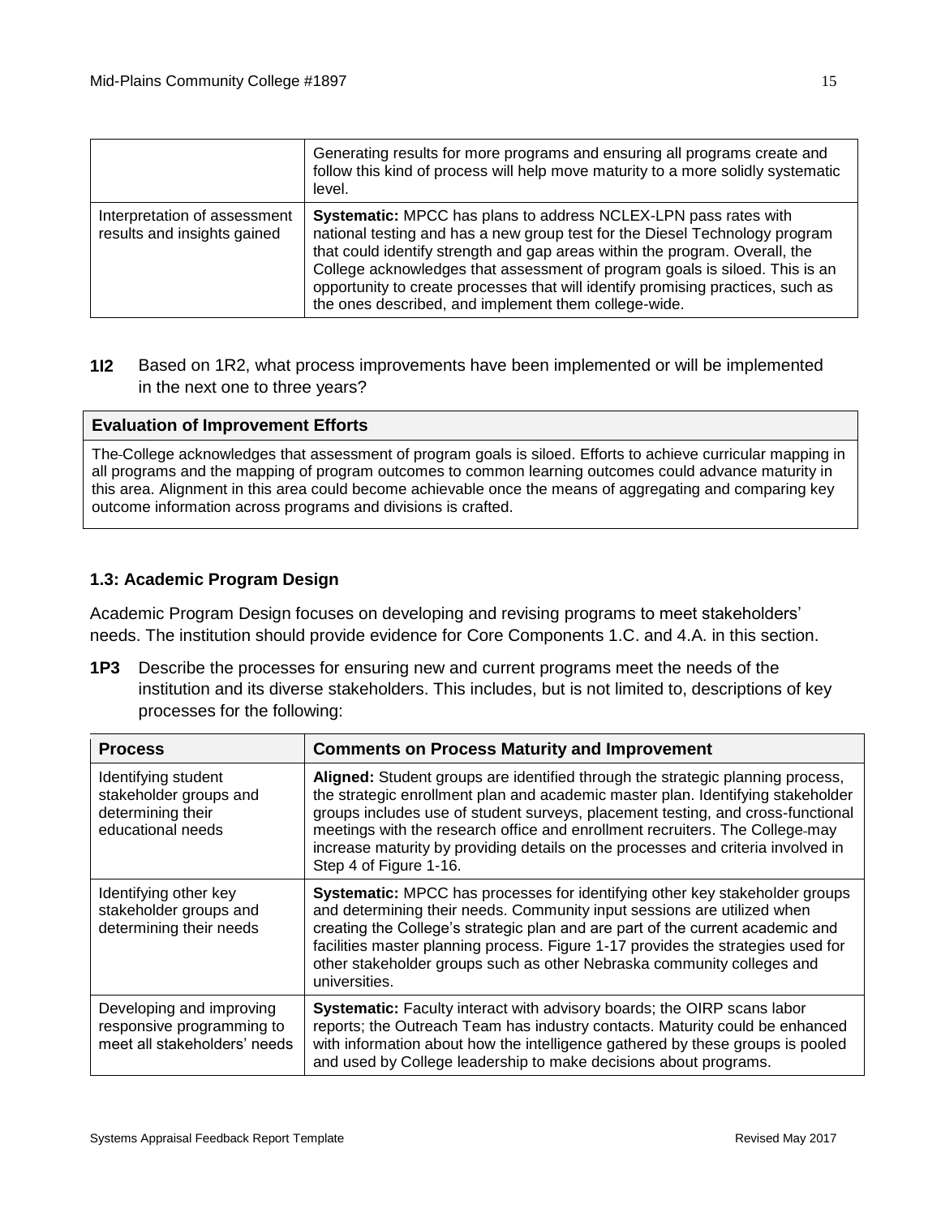| | |
|---|---|
| | Generating results for more programs and ensuring all programs create and follow this kind of process will help move maturity to a more solidly systematic level. |
| Interpretation of assessment results and insights gained | **Systematic:** MPCC has plans to address NCLEX-LPN pass rates with national testing and has a new group test for the Diesel Technology program that could identify strength and gap areas within the program. Overall, the College acknowledges that assessment of program goals is siloed. This is an opportunity to create processes that will identify promising practices, such as the ones described, and implement them college-wide. |

**1I2** Based on 1R2, what process improvements have been implemented or will be implemented in the next one to three years?

| Evaluation of Improvement Efforts |
|---|
| The College acknowledges that assessment of program goals is siloed. Efforts to achieve curricular mapping in all programs and the mapping of program outcomes to common learning outcomes could advance maturity in this area. Alignment in this area could become achievable once the means of aggregating and comparing key outcome information across programs and divisions is crafted. |

### 1.3: Academic Program Design

Academic Program Design focuses on developing and revising programs to meet stakeholders' needs. The institution should provide evidence for Core Components 1.C. and 4.A. in this section.

**1P3** Describe the processes for ensuring new and current programs meet the needs of the institution and its diverse stakeholders. This includes, but is not limited to, descriptions of key processes for the following:

| Process | Comments on Process Maturity and Improvement |
|---|---|
| Identifying student stakeholder groups and determining their educational needs | **Aligned:** Student groups are identified through the strategic planning process, the strategic enrollment plan and academic master plan. Identifying stakeholder groups includes use of student surveys, placement testing, and cross-functional meetings with the research office and enrollment recruiters. The College may increase maturity by providing details on the processes and criteria involved in Step 4 of Figure 1-16. |
| Identifying other key stakeholder groups and determining their needs | **Systematic:** MPCC has processes for identifying other key stakeholder groups and determining their needs. Community input sessions are utilized when creating the College's strategic plan and are part of the current academic and facilities master planning process. Figure 1-17 provides the strategies used for other stakeholder groups such as other Nebraska community colleges and universities. |
| Developing and improving responsive programming to meet all stakeholders' needs | **Systematic:** Faculty interact with advisory boards; the OIRP scans labor reports; the Outreach Team has industry contacts. Maturity could be enhanced with information about how the intelligence gathered by these groups is pooled and used by College leadership to make decisions about programs. |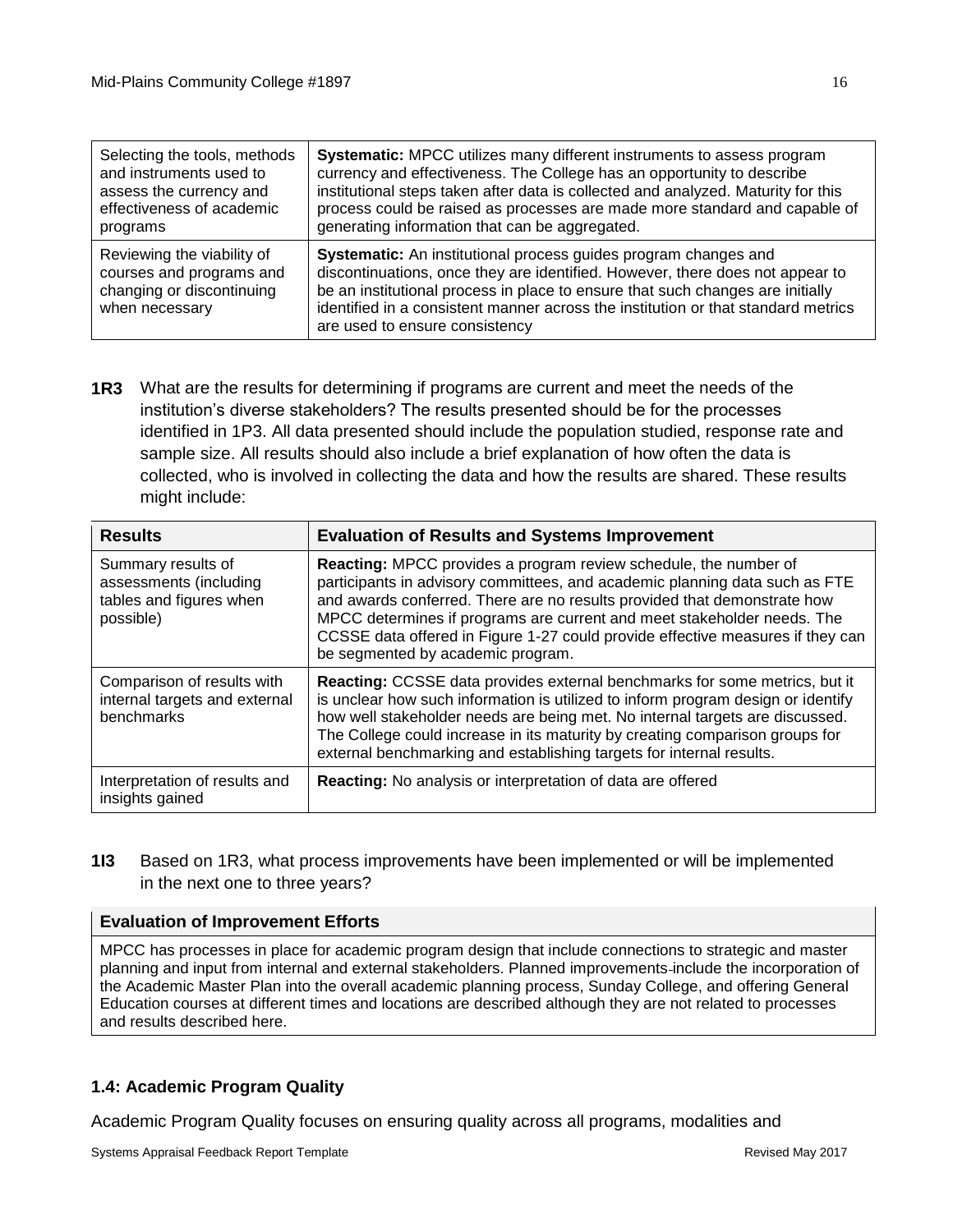| | |
|---|---|
| Selecting the tools, methods and instruments used to assess the currency and effectiveness of academic programs | **Systematic:** MPCC utilizes many different instruments to assess program currency and effectiveness. The College has an opportunity to describe institutional steps taken after data is collected and analyzed. Maturity for this process could be raised as processes are made more standard and capable of generating information that can be aggregated. |
| Reviewing the viability of courses and programs and changing or discontinuing when necessary | **Systematic:** An institutional process guides program changes and discontinuations, once they are identified. However, there does not appear to be an institutional process in place to ensure that such changes are initially identified in a consistent manner across the institution or that standard metrics are used to ensure consistency |

**1R3** What are the results for determining if programs are current and meet the needs of the institution's diverse stakeholders? The results presented should be for the processes identified in 1P3. All data presented should include the population studied, response rate and sample size. All results should also include a brief explanation of how often the data is collected, who is involved in collecting the data and how the results are shared. These results might include:

| Results | Evaluation of Results and Systems Improvement |
|---|---|
| Summary results of assessments (including tables and figures when possible) | **Reacting:** MPCC provides a program review schedule, the number of participants in advisory committees, and academic planning data such as FTE and awards conferred. There are no results provided that demonstrate how MPCC determines if programs are current and meet stakeholder needs. The CCSSE data offered in Figure 1-27 could provide effective measures if they can be segmented by academic program. |
| Comparison of results with internal targets and external benchmarks | **Reacting:** CCSSE data provides external benchmarks for some metrics, but it is unclear how such information is utilized to inform program design or identify how well stakeholder needs are being met. No internal targets are discussed. The College could increase in its maturity by creating comparison groups for external benchmarking and establishing targets for internal results. |
| Interpretation of results and insights gained | **Reacting:** No analysis or interpretation of data are offered |

**1I3** Based on 1R3, what process improvements have been implemented or will be implemented in the next one to three years?

| Evaluation of Improvement Efforts |
|---|
| MPCC has processes in place for academic program design that include connections to strategic and master planning and input from internal and external stakeholders. Planned improvements include the incorporation of the Academic Master Plan into the overall academic planning process, Sunday College, and offering General Education courses at different times and locations are described although they are not related to processes and results described here. |

### 1.4: Academic Program Quality

Academic Program Quality focuses on ensuring quality across all programs, modalities and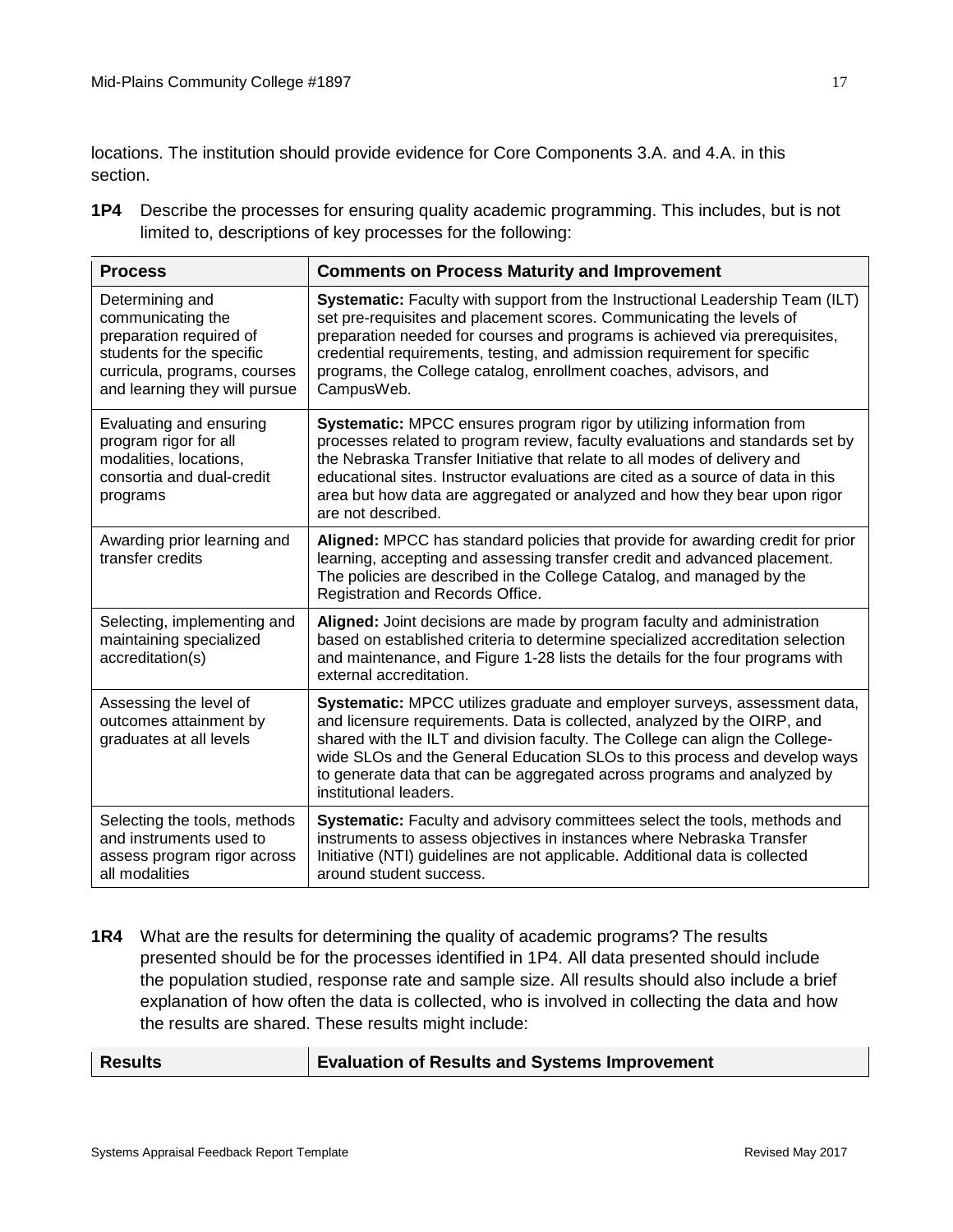locations. The institution should provide evidence for Core Components 3.A. and 4.A. in this section.

**1P4** Describe the processes for ensuring quality academic programming. This includes, but is not limited to, descriptions of key processes for the following:

| Process | Comments on Process Maturity and Improvement |
|---|---|
| Determining and communicating the preparation required of students for the specific curricula, programs, courses and learning they will pursue | **Systematic:** Faculty with support from the Instructional Leadership Team (ILT) set pre-requisites and placement scores. Communicating the levels of preparation needed for courses and programs is achieved via prerequisites, credential requirements, testing, and admission requirement for specific programs, the College catalog, enrollment coaches, advisors, and CampusWeb. |
| Evaluating and ensuring program rigor for all modalities, locations, consortia and dual-credit programs | **Systematic:** MPCC ensures program rigor by utilizing information from processes related to program review, faculty evaluations and standards set by the Nebraska Transfer Initiative that relate to all modes of delivery and educational sites. Instructor evaluations are cited as a source of data in this area but how data are aggregated or analyzed and how they bear upon rigor are not described. |
| Awarding prior learning and transfer credits | **Aligned:** MPCC has standard policies that provide for awarding credit for prior learning, accepting and assessing transfer credit and advanced placement. The policies are described in the College Catalog, and managed by the Registration and Records Office. |
| Selecting, implementing and maintaining specialized accreditation(s) | **Aligned:** Joint decisions are made by program faculty and administration based on established criteria to determine specialized accreditation selection and maintenance, and Figure 1-28 lists the details for the four programs with external accreditation. |
| Assessing the level of outcomes attainment by graduates at all levels | **Systematic:** MPCC utilizes graduate and employer surveys, assessment data, and licensure requirements. Data is collected, analyzed by the OIRP, and shared with the ILT and division faculty. The College can align the College-wide SLOs and the General Education SLOs to this process and develop ways to generate data that can be aggregated across programs and analyzed by institutional leaders. |
| Selecting the tools, methods and instruments used to assess program rigor across all modalities | **Systematic:** Faculty and advisory committees select the tools, methods and instruments to assess objectives in instances where Nebraska Transfer Initiative (NTI) guidelines are not applicable. Additional data is collected around student success. |

**1R4** What are the results for determining the quality of academic programs? The results presented should be for the processes identified in 1P4. All data presented should include the population studied, response rate and sample size. All results should also include a brief explanation of how often the data is collected, who is involved in collecting the data and how the results are shared. These results might include:

| Results | Evaluation of Results and Systems Improvement |
|---|---|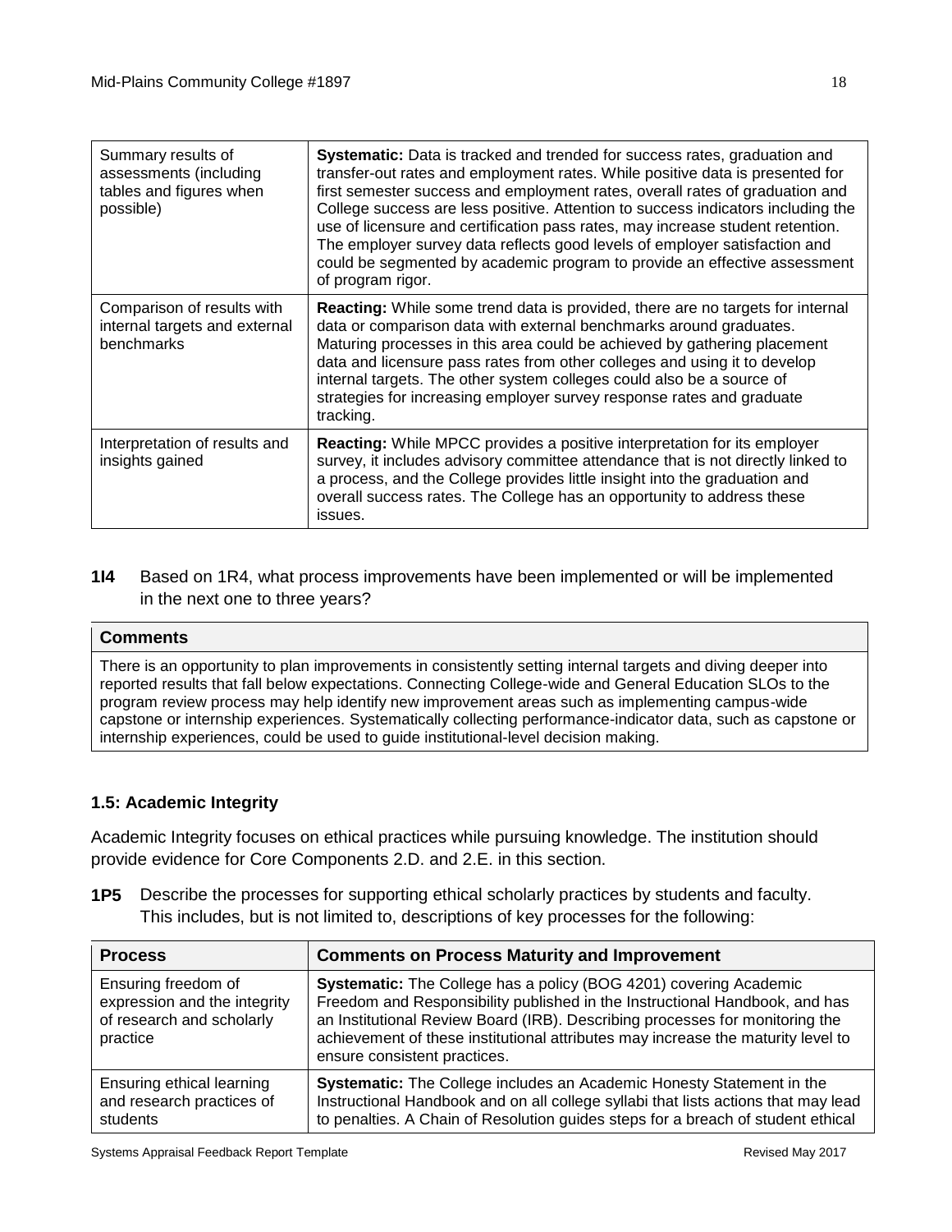| | |
|---|---|
| Summary results of assessments (including tables and figures when possible) | **Systematic:** Data is tracked and trended for success rates, graduation and transfer-out rates and employment rates. While positive data is presented for first semester success and employment rates, overall rates of graduation and College success are less positive. Attention to success indicators including the use of licensure and certification pass rates, may increase student retention. The employer survey data reflects good levels of employer satisfaction and could be segmented by academic program to provide an effective assessment of program rigor. |
| Comparison of results with internal targets and external benchmarks | **Reacting:** While some trend data is provided, there are no targets for internal data or comparison data with external benchmarks around graduates. Maturing processes in this area could be achieved by gathering placement data and licensure pass rates from other colleges and using it to develop internal targets. The other system colleges could also be a source of strategies for increasing employer survey response rates and graduate tracking. |
| Interpretation of results and insights gained | **Reacting:** While MPCC provides a positive interpretation for its employer survey, it includes advisory committee attendance that is not directly linked to a process, and the College provides little insight into the graduation and overall success rates. The College has an opportunity to address these issues. |

**1I4** Based on 1R4, what process improvements have been implemented or will be implemented in the next one to three years?

| **Comments** |
|---|
| There is an opportunity to plan improvements in consistently setting internal targets and diving deeper into reported results that fall below expectations. Connecting College-wide and General Education SLOs to the program review process may help identify new improvement areas such as implementing campus-wide capstone or internship experiences. Systematically collecting performance-indicator data, such as capstone or internship experiences, could be used to guide institutional-level decision making. |

### 1.5: Academic Integrity

Academic Integrity focuses on ethical practices while pursuing knowledge. The institution should provide evidence for Core Components 2.D. and 2.E. in this section.

**1P5** Describe the processes for supporting ethical scholarly practices by students and faculty. This includes, but is not limited to, descriptions of key processes for the following:

| **Process** | **Comments on Process Maturity and Improvement** |
|---|---|
| Ensuring freedom of expression and the integrity of research and scholarly practice | **Systematic:** The College has a policy (BOG 4201) covering Academic Freedom and Responsibility published in the Instructional Handbook, and has an Institutional Review Board (IRB). Describing processes for monitoring the achievement of these institutional attributes may increase the maturity level to ensure consistent practices. |
| Ensuring ethical learning and research practices of students | **Systematic:** The College includes an Academic Honesty Statement in the Instructional Handbook and on all college syllabi that lists actions that may lead to penalties. A Chain of Resolution guides steps for a breach of student ethical |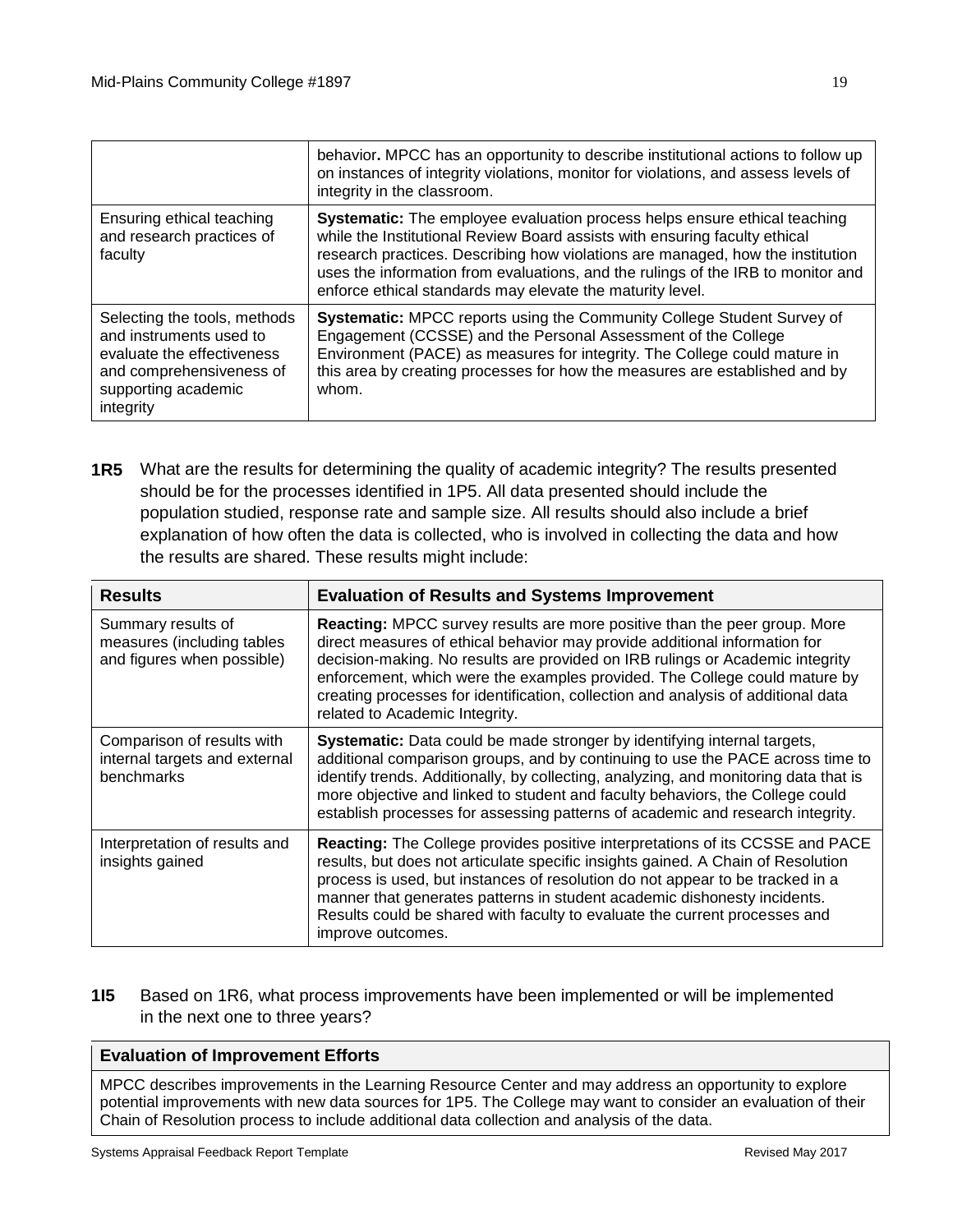| | |
|---|---|
| | behavior**.** MPCC has an opportunity to describe institutional actions to follow up on instances of integrity violations, monitor for violations, and assess levels of integrity in the classroom. |
| Ensuring ethical teaching and research practices of faculty | **Systematic:** The employee evaluation process helps ensure ethical teaching while the Institutional Review Board assists with ensuring faculty ethical research practices. Describing how violations are managed, how the institution uses the information from evaluations, and the rulings of the IRB to monitor and enforce ethical standards may elevate the maturity level. |
| Selecting the tools, methods and instruments used to evaluate the effectiveness and comprehensiveness of supporting academic integrity | **Systematic:** MPCC reports using the Community College Student Survey of Engagement (CCSSE) and the Personal Assessment of the College Environment (PACE) as measures for integrity. The College could mature in this area by creating processes for how the measures are established and by whom. |

**1R5** What are the results for determining the quality of academic integrity? The results presented should be for the processes identified in 1P5. All data presented should include the population studied, response rate and sample size. All results should also include a brief explanation of how often the data is collected, who is involved in collecting the data and how the results are shared. These results might include:

| Results | Evaluation of Results and Systems Improvement |
|---|---|
| Summary results of measures (including tables and figures when possible) | **Reacting:** MPCC survey results are more positive than the peer group. More direct measures of ethical behavior may provide additional information for decision-making. No results are provided on IRB rulings or Academic integrity enforcement, which were the examples provided. The College could mature by creating processes for identification, collection and analysis of additional data related to Academic Integrity. |
| Comparison of results with internal targets and external benchmarks | **Systematic:** Data could be made stronger by identifying internal targets, additional comparison groups, and by continuing to use the PACE across time to identify trends. Additionally, by collecting, analyzing, and monitoring data that is more objective and linked to student and faculty behaviors, the College could establish processes for assessing patterns of academic and research integrity. |
| Interpretation of results and insights gained | **Reacting:** The College provides positive interpretations of its CCSSE and PACE results, but does not articulate specific insights gained. A Chain of Resolution process is used, but instances of resolution do not appear to be tracked in a manner that generates patterns in student academic dishonesty incidents. Results could be shared with faculty to evaluate the current processes and improve outcomes. |

**1I5** Based on 1R6, what process improvements have been implemented or will be implemented in the next one to three years?

| Evaluation of Improvement Efforts |
|---|
| MPCC describes improvements in the Learning Resource Center and may address an opportunity to explore potential improvements with new data sources for 1P5. The College may want to consider an evaluation of their Chain of Resolution process to include additional data collection and analysis of the data. |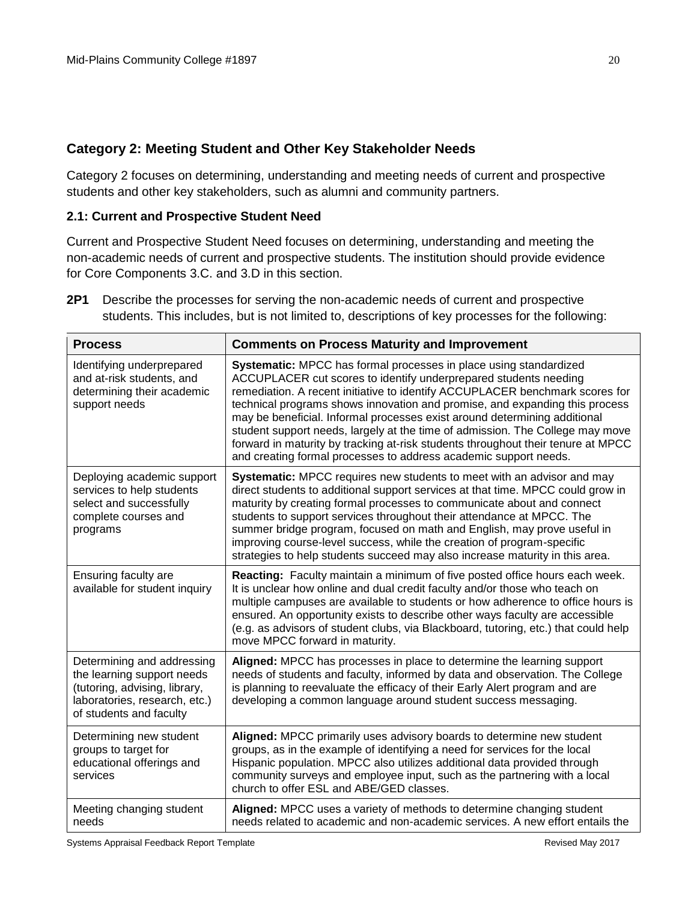## Category 2: Meeting Student and Other Key Stakeholder Needs

Category 2 focuses on determining, understanding and meeting needs of current and prospective students and other key stakeholders, such as alumni and community partners.

### 2.1: Current and Prospective Student Need

Current and Prospective Student Need focuses on determining, understanding and meeting the non-academic needs of current and prospective students. The institution should provide evidence for Core Components 3.C. and 3.D in this section.

**2P1** Describe the processes for serving the non-academic needs of current and prospective students. This includes, but is not limited to, descriptions of key processes for the following:

| Process | Comments on Process Maturity and Improvement |
|---|---|
| Identifying underprepared and at-risk students, and determining their academic support needs | **Systematic:** MPCC has formal processes in place using standardized ACCUPLACER cut scores to identify underprepared students needing remediation. A recent initiative to identify ACCUPLACER benchmark scores for technical programs shows innovation and promise, and expanding this process may be beneficial. Informal processes exist around determining additional student support needs, largely at the time of admission. The College may move forward in maturity by tracking at-risk students throughout their tenure at MPCC and creating formal processes to address academic support needs. |
| Deploying academic support services to help students select and successfully complete courses and programs | **Systematic:** MPCC requires new students to meet with an advisor and may direct students to additional support services at that time. MPCC could grow in maturity by creating formal processes to communicate about and connect students to support services throughout their attendance at MPCC. The summer bridge program, focused on math and English, may prove useful in improving course-level success, while the creation of program-specific strategies to help students succeed may also increase maturity in this area. |
| Ensuring faculty are available for student inquiry | **Reacting:** Faculty maintain a minimum of five posted office hours each week. It is unclear how online and dual credit faculty and/or those who teach on multiple campuses are available to students or how adherence to office hours is ensured. An opportunity exists to describe other ways faculty are accessible (e.g. as advisors of student clubs, via Blackboard, tutoring, etc.) that could help move MPCC forward in maturity. |
| Determining and addressing the learning support needs (tutoring, advising, library, laboratories, research, etc.) of students and faculty | **Aligned:** MPCC has processes in place to determine the learning support needs of students and faculty, informed by data and observation. The College is planning to reevaluate the efficacy of their Early Alert program and are developing a common language around student success messaging. |
| Determining new student groups to target for educational offerings and services | **Aligned:** MPCC primarily uses advisory boards to determine new student groups, as in the example of identifying a need for services for the local Hispanic population. MPCC also utilizes additional data provided through community surveys and employee input, such as the partnering with a local church to offer ESL and ABE/GED classes. |
| Meeting changing student needs | **Aligned:** MPCC uses a variety of methods to determine changing student needs related to academic and non-academic services. A new effort entails the |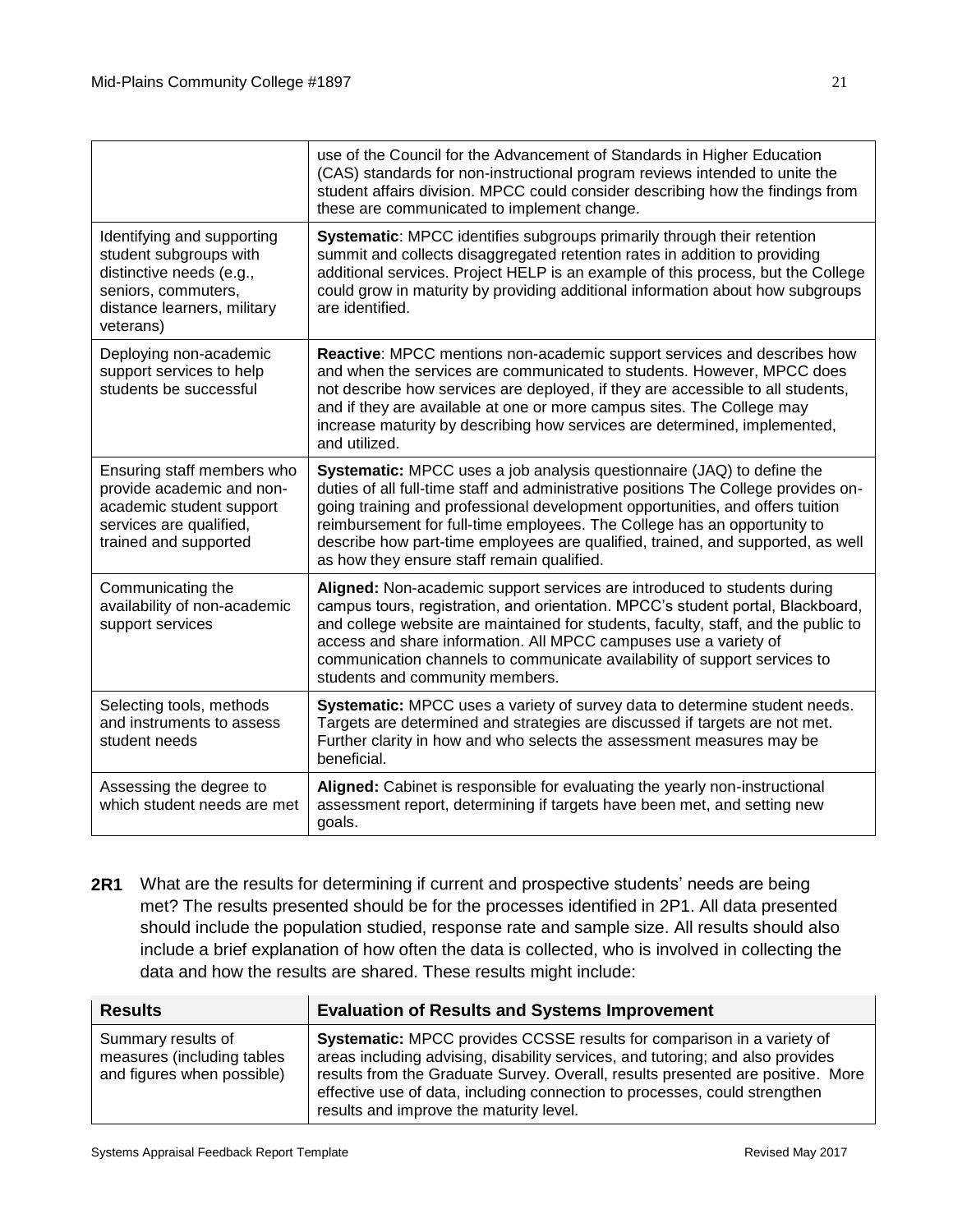| | |
|---|---|
| | use of the Council for the Advancement of Standards in Higher Education (CAS) standards for non-instructional program reviews intended to unite the student affairs division. MPCC could consider describing how the findings from these are communicated to implement change. |
| Identifying and supporting student subgroups with distinctive needs (e.g., seniors, commuters, distance learners, military veterans) | **Systematic**: MPCC identifies subgroups primarily through their retention summit and collects disaggregated retention rates in addition to providing additional services. Project HELP is an example of this process, but the College could grow in maturity by providing additional information about how subgroups are identified. |
| Deploying non-academic support services to help students be successful | **Reactive**: MPCC mentions non-academic support services and describes how and when the services are communicated to students. However, MPCC does not describe how services are deployed, if they are accessible to all students, and if they are available at one or more campus sites. The College may increase maturity by describing how services are determined, implemented, and utilized. |
| Ensuring staff members who provide academic and non-academic student support services are qualified, trained and supported | **Systematic:** MPCC uses a job analysis questionnaire (JAQ) to define the duties of all full-time staff and administrative positions The College provides on-going training and professional development opportunities, and offers tuition reimbursement for full-time employees. The College has an opportunity to describe how part-time employees are qualified, trained, and supported, as well as how they ensure staff remain qualified. |
| Communicating the availability of non-academic support services | **Aligned:** Non-academic support services are introduced to students during campus tours, registration, and orientation. MPCC's student portal, Blackboard, and college website are maintained for students, faculty, staff, and the public to access and share information. All MPCC campuses use a variety of communication channels to communicate availability of support services to students and community members. |
| Selecting tools, methods and instruments to assess student needs | **Systematic:** MPCC uses a variety of survey data to determine student needs. Targets are determined and strategies are discussed if targets are not met. Further clarity in how and who selects the assessment measures may be beneficial. |
| Assessing the degree to which student needs are met | **Aligned:** Cabinet is responsible for evaluating the yearly non-instructional assessment report, determining if targets have been met, and setting new goals. |

**2R1** What are the results for determining if current and prospective students' needs are being met? The results presented should be for the processes identified in 2P1. All data presented should include the population studied, response rate and sample size. All results should also include a brief explanation of how often the data is collected, who is involved in collecting the data and how the results are shared. These results might include:

| Results | Evaluation of Results and Systems Improvement |
|---|---|
| Summary results of measures (including tables and figures when possible) | **Systematic:** MPCC provides CCSSE results for comparison in a variety of areas including advising, disability services, and tutoring; and also provides results from the Graduate Survey. Overall, results presented are positive. More effective use of data, including connection to processes, could strengthen results and improve the maturity level. |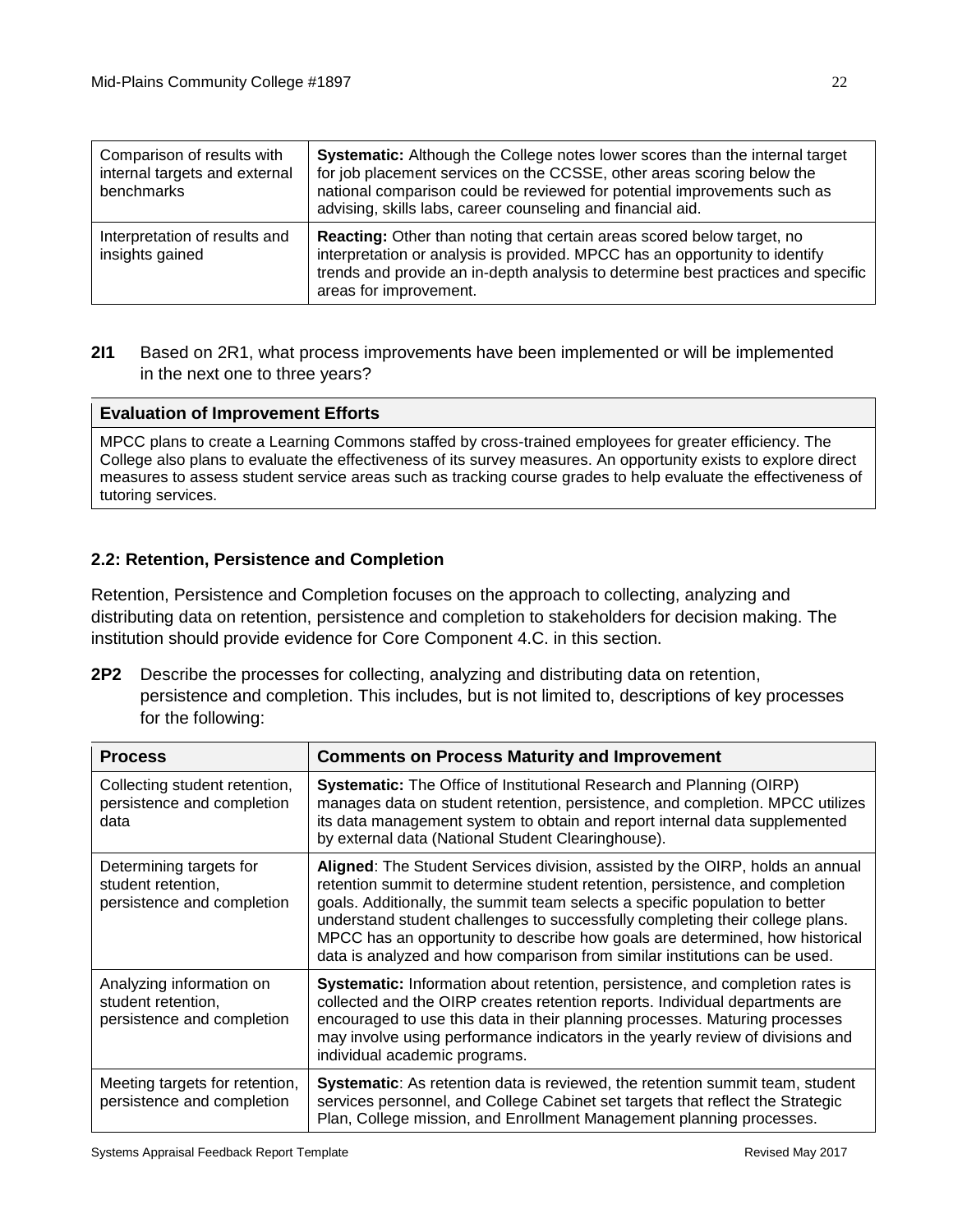| Comparison of results with internal targets and external benchmarks | **Systematic:** Although the College notes lower scores than the internal target for job placement services on the CCSSE, other areas scoring below the national comparison could be reviewed for potential improvements such as advising, skills labs, career counseling and financial aid. |
|---|---|
| Interpretation of results and insights gained | **Reacting:** Other than noting that certain areas scored below target, no interpretation or analysis is provided. MPCC has an opportunity to identify trends and provide an in-depth analysis to determine best practices and specific areas for improvement. |

**2I1** Based on 2R1, what process improvements have been implemented or will be implemented in the next one to three years?

| **Evaluation of Improvement Efforts** |
|---|
| MPCC plans to create a Learning Commons staffed by cross-trained employees for greater efficiency. The College also plans to evaluate the effectiveness of its survey measures. An opportunity exists to explore direct measures to assess student service areas such as tracking course grades to help evaluate the effectiveness of tutoring services. |

### 2.2: Retention, Persistence and Completion

Retention, Persistence and Completion focuses on the approach to collecting, analyzing and distributing data on retention, persistence and completion to stakeholders for decision making. The institution should provide evidence for Core Component 4.C. in this section.

**2P2** Describe the processes for collecting, analyzing and distributing data on retention, persistence and completion. This includes, but is not limited to, descriptions of key processes for the following:

| Process | Comments on Process Maturity and Improvement |
|---|---|
| Collecting student retention, persistence and completion data | **Systematic:** The Office of Institutional Research and Planning (OIRP) manages data on student retention, persistence, and completion. MPCC utilizes its data management system to obtain and report internal data supplemented by external data (National Student Clearinghouse). |
| Determining targets for student retention, persistence and completion | **Aligned**: The Student Services division, assisted by the OIRP, holds an annual retention summit to determine student retention, persistence, and completion goals. Additionally, the summit team selects a specific population to better understand student challenges to successfully completing their college plans. MPCC has an opportunity to describe how goals are determined, how historical data is analyzed and how comparison from similar institutions can be used. |
| Analyzing information on student retention, persistence and completion | **Systematic:** Information about retention, persistence, and completion rates is collected and the OIRP creates retention reports. Individual departments are encouraged to use this data in their planning processes. Maturing processes may involve using performance indicators in the yearly review of divisions and individual academic programs. |
| Meeting targets for retention, persistence and completion | **Systematic**: As retention data is reviewed, the retention summit team, student services personnel, and College Cabinet set targets that reflect the Strategic Plan, College mission, and Enrollment Management planning processes. |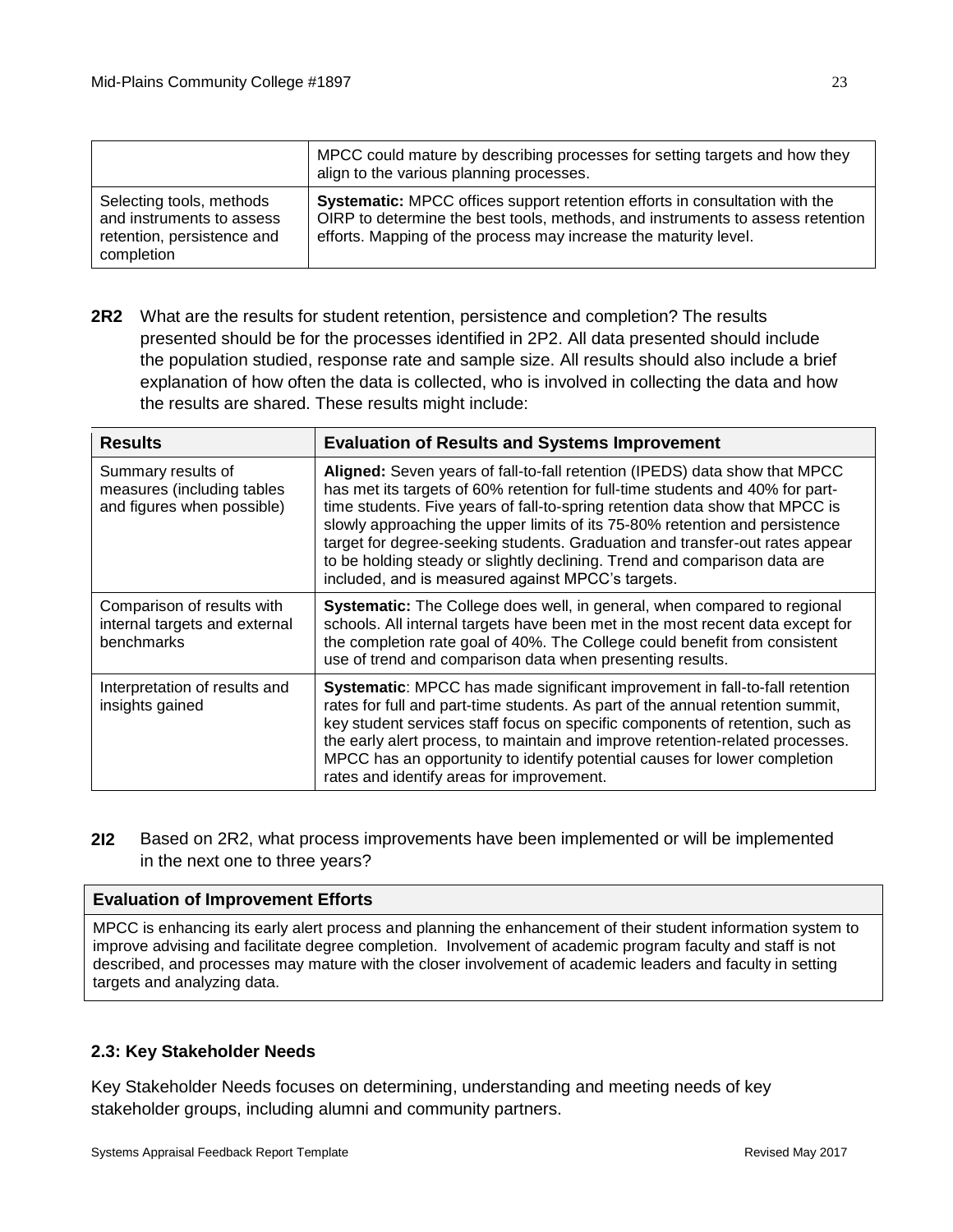| | |
|---|---|
| | MPCC could mature by describing processes for setting targets and how they align to the various planning processes. |
| Selecting tools, methods and instruments to assess retention, persistence and completion | **Systematic:** MPCC offices support retention efforts in consultation with the OIRP to determine the best tools, methods, and instruments to assess retention efforts. Mapping of the process may increase the maturity level. |

**2R2** What are the results for student retention, persistence and completion? The results presented should be for the processes identified in 2P2. All data presented should include the population studied, response rate and sample size. All results should also include a brief explanation of how often the data is collected, who is involved in collecting the data and how the results are shared. These results might include:

| Results | Evaluation of Results and Systems Improvement |
|---|---|
| Summary results of measures (including tables and figures when possible) | **Aligned:** Seven years of fall-to-fall retention (IPEDS) data show that MPCC has met its targets of 60% retention for full-time students and 40% for part-time students. Five years of fall-to-spring retention data show that MPCC is slowly approaching the upper limits of its 75-80% retention and persistence target for degree-seeking students. Graduation and transfer-out rates appear to be holding steady or slightly declining. Trend and comparison data are included, and is measured against MPCC's targets. |
| Comparison of results with internal targets and external benchmarks | **Systematic:** The College does well, in general, when compared to regional schools. All internal targets have been met in the most recent data except for the completion rate goal of 40%. The College could benefit from consistent use of trend and comparison data when presenting results. |
| Interpretation of results and insights gained | **Systematic**: MPCC has made significant improvement in fall-to-fall retention rates for full and part-time students. As part of the annual retention summit, key student services staff focus on specific components of retention, such as the early alert process, to maintain and improve retention-related processes. MPCC has an opportunity to identify potential causes for lower completion rates and identify areas for improvement. |

**2I2** Based on 2R2, what process improvements have been implemented or will be implemented in the next one to three years?

| Evaluation of Improvement Efforts |
|---|
| MPCC is enhancing its early alert process and planning the enhancement of their student information system to improve advising and facilitate degree completion. Involvement of academic program faculty and staff is not described, and processes may mature with the closer involvement of academic leaders and faculty in setting targets and analyzing data. |

### 2.3: Key Stakeholder Needs

Key Stakeholder Needs focuses on determining, understanding and meeting needs of key stakeholder groups, including alumni and community partners.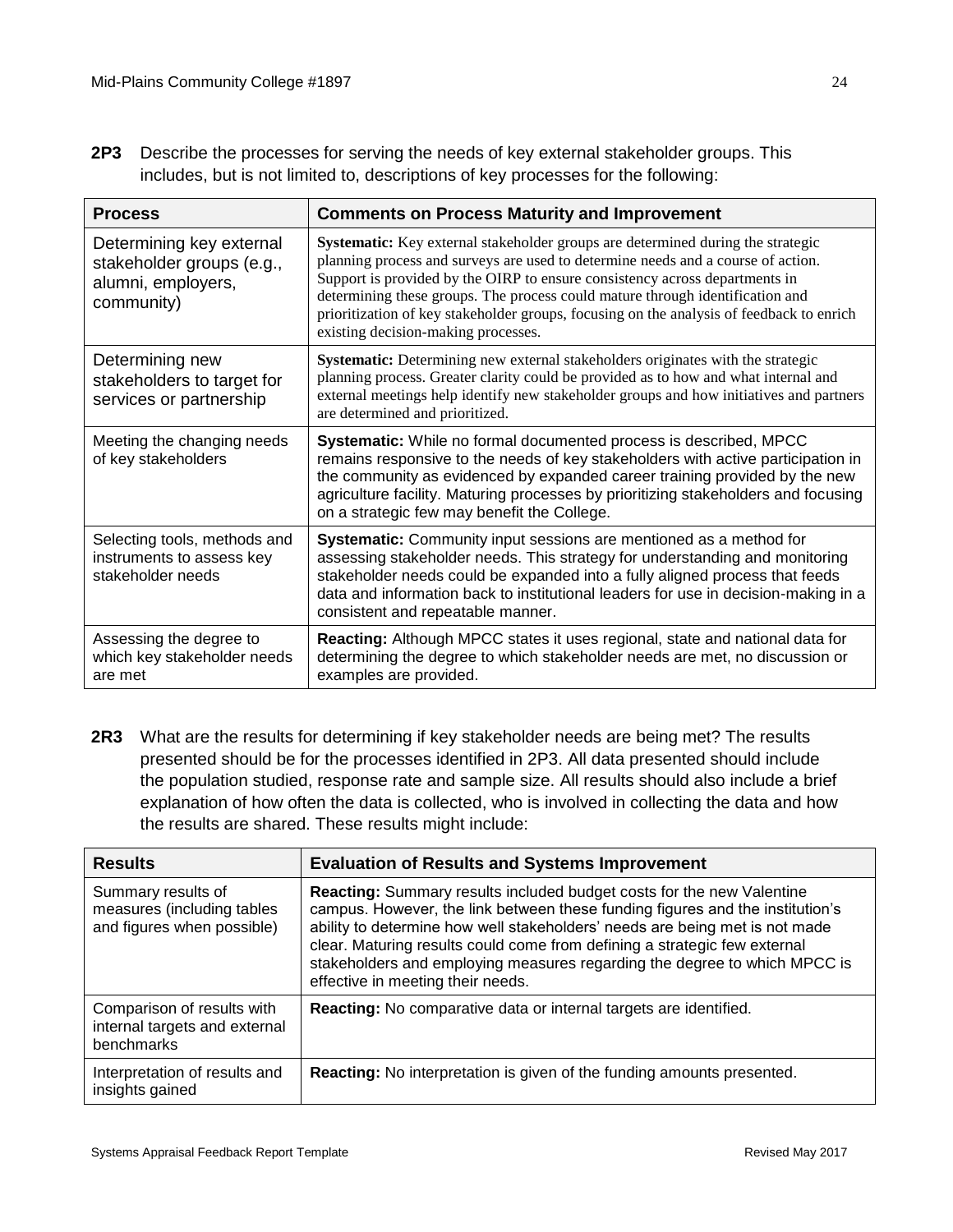**2P3** Describe the processes for serving the needs of key external stakeholder groups. This includes, but is not limited to, descriptions of key processes for the following:

| Process | Comments on Process Maturity and Improvement |
|---|---|
| Determining key external stakeholder groups (e.g., alumni, employers, community) | **Systematic:** Key external stakeholder groups are determined during the strategic planning process and surveys are used to determine needs and a course of action. Support is provided by the OIRP to ensure consistency across departments in determining these groups. The process could mature through identification and prioritization of key stakeholder groups, focusing on the analysis of feedback to enrich existing decision-making processes. |
| Determining new stakeholders to target for services or partnership | **Systematic:** Determining new external stakeholders originates with the strategic planning process. Greater clarity could be provided as to how and what internal and external meetings help identify new stakeholder groups and how initiatives and partners are determined and prioritized. |
| Meeting the changing needs of key stakeholders | **Systematic:** While no formal documented process is described, MPCC remains responsive to the needs of key stakeholders with active participation in the community as evidenced by expanded career training provided by the new agriculture facility. Maturing processes by prioritizing stakeholders and focusing on a strategic few may benefit the College. |
| Selecting tools, methods and instruments to assess key stakeholder needs | **Systematic:** Community input sessions are mentioned as a method for assessing stakeholder needs. This strategy for understanding and monitoring stakeholder needs could be expanded into a fully aligned process that feeds data and information back to institutional leaders for use in decision-making in a consistent and repeatable manner. |
| Assessing the degree to which key stakeholder needs are met | **Reacting:** Although MPCC states it uses regional, state and national data for determining the degree to which stakeholder needs are met, no discussion or examples are provided. |

**2R3** What are the results for determining if key stakeholder needs are being met? The results presented should be for the processes identified in 2P3. All data presented should include the population studied, response rate and sample size. All results should also include a brief explanation of how often the data is collected, who is involved in collecting the data and how the results are shared. These results might include:

| Results | Evaluation of Results and Systems Improvement |
|---|---|
| Summary results of measures (including tables and figures when possible) | **Reacting:** Summary results included budget costs for the new Valentine campus. However, the link between these funding figures and the institution's ability to determine how well stakeholders' needs are being met is not made clear. Maturing results could come from defining a strategic few external stakeholders and employing measures regarding the degree to which MPCC is effective in meeting their needs. |
| Comparison of results with internal targets and external benchmarks | **Reacting:** No comparative data or internal targets are identified. |
| Interpretation of results and insights gained | **Reacting:** No interpretation is given of the funding amounts presented. |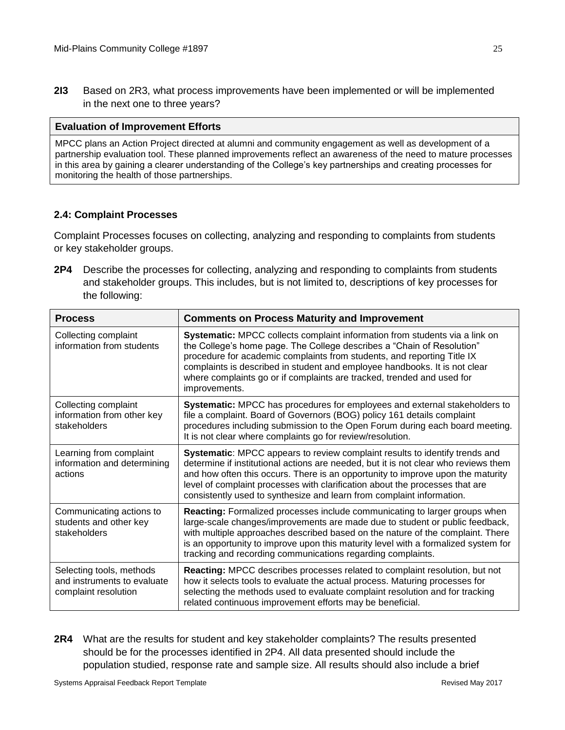**2I3** Based on 2R3, what process improvements have been implemented or will be implemented in the next one to three years?

| Evaluation of Improvement Efforts |
|---|
| MPCC plans an Action Project directed at alumni and community engagement as well as development of a partnership evaluation tool. These planned improvements reflect an awareness of the need to mature processes in this area by gaining a clearer understanding of the College's key partnerships and creating processes for monitoring the health of those partnerships. |

### 2.4: Complaint Processes

Complaint Processes focuses on collecting, analyzing and responding to complaints from students or key stakeholder groups.

**2P4** Describe the processes for collecting, analyzing and responding to complaints from students and stakeholder groups. This includes, but is not limited to, descriptions of key processes for the following:

| Process | Comments on Process Maturity and Improvement |
|---|---|
| Collecting complaint information from students | **Systematic:** MPCC collects complaint information from students via a link on the College's home page. The College describes a "Chain of Resolution" procedure for academic complaints from students, and reporting Title IX complaints is described in student and employee handbooks. It is not clear where complaints go or if complaints are tracked, trended and used for improvements. |
| Collecting complaint information from other key stakeholders | **Systematic:** MPCC has procedures for employees and external stakeholders to file a complaint. Board of Governors (BOG) policy 161 details complaint procedures including submission to the Open Forum during each board meeting. It is not clear where complaints go for review/resolution. |
| Learning from complaint information and determining actions | **Systematic**: MPCC appears to review complaint results to identify trends and determine if institutional actions are needed, but it is not clear who reviews them and how often this occurs. There is an opportunity to improve upon the maturity level of complaint processes with clarification about the processes that are consistently used to synthesize and learn from complaint information. |
| Communicating actions to students and other key stakeholders | **Reacting:** Formalized processes include communicating to larger groups when large-scale changes/improvements are made due to student or public feedback, with multiple approaches described based on the nature of the complaint. There is an opportunity to improve upon this maturity level with a formalized system for tracking and recording communications regarding complaints. |
| Selecting tools, methods and instruments to evaluate complaint resolution | **Reacting:** MPCC describes processes related to complaint resolution, but not how it selects tools to evaluate the actual process. Maturing processes for selecting the methods used to evaluate complaint resolution and for tracking related continuous improvement efforts may be beneficial. |

**2R4** What are the results for student and key stakeholder complaints? The results presented should be for the processes identified in 2P4. All data presented should include the population studied, response rate and sample size. All results should also include a brief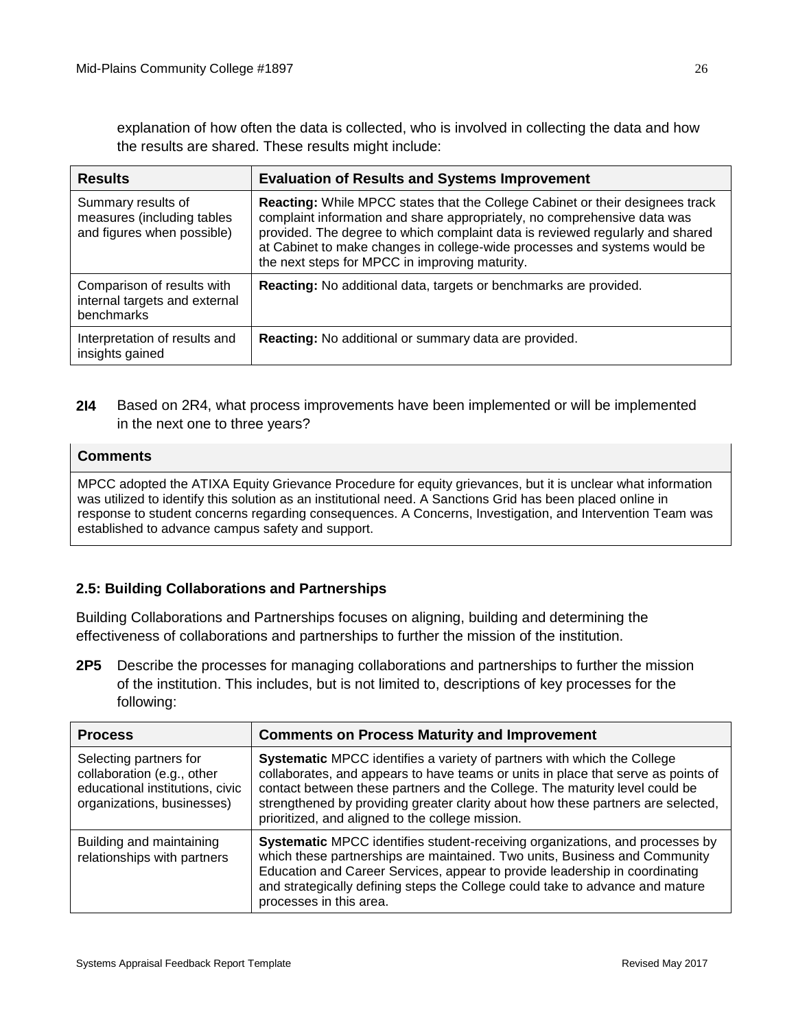explanation of how often the data is collected, who is involved in collecting the data and how the results are shared. These results might include:

| Results | Evaluation of Results and Systems Improvement |
|---|---|
| Summary results of measures (including tables and figures when possible) | **Reacting:** While MPCC states that the College Cabinet or their designees track complaint information and share appropriately, no comprehensive data was provided. The degree to which complaint data is reviewed regularly and shared at Cabinet to make changes in college-wide processes and systems would be the next steps for MPCC in improving maturity. |
| Comparison of results with internal targets and external benchmarks | **Reacting:** No additional data, targets or benchmarks are provided. |
| Interpretation of results and insights gained | **Reacting:** No additional or summary data are provided. |

**2I4** Based on 2R4, what process improvements have been implemented or will be implemented in the next one to three years?

| Comments |
|---|
| MPCC adopted the ATIXA Equity Grievance Procedure for equity grievances, but it is unclear what information was utilized to identify this solution as an institutional need. A Sanctions Grid has been placed online in response to student concerns regarding consequences. A Concerns, Investigation, and Intervention Team was established to advance campus safety and support. |

### 2.5: Building Collaborations and Partnerships

Building Collaborations and Partnerships focuses on aligning, building and determining the effectiveness of collaborations and partnerships to further the mission of the institution.

**2P5** Describe the processes for managing collaborations and partnerships to further the mission of the institution. This includes, but is not limited to, descriptions of key processes for the following:

| Process | Comments on Process Maturity and Improvement |
|---|---|
| Selecting partners for collaboration (e.g., other educational institutions, civic organizations, businesses) | **Systematic** MPCC identifies a variety of partners with which the College collaborates, and appears to have teams or units in place that serve as points of contact between these partners and the College. The maturity level could be strengthened by providing greater clarity about how these partners are selected, prioritized, and aligned to the college mission. |
| Building and maintaining relationships with partners | **Systematic** MPCC identifies student-receiving organizations, and processes by which these partnerships are maintained. Two units, Business and Community Education and Career Services, appear to provide leadership in coordinating and strategically defining steps the College could take to advance and mature processes in this area. |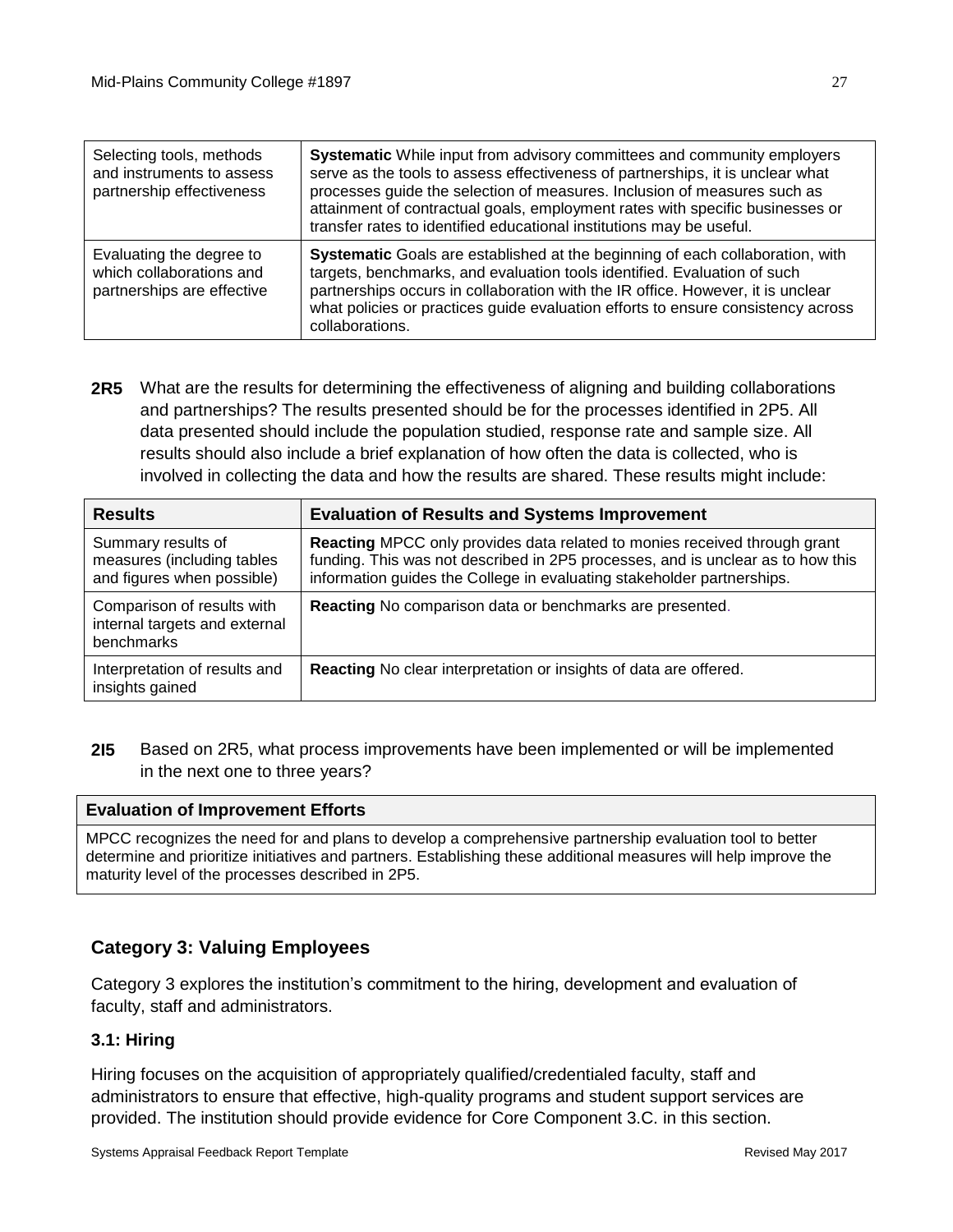| Selecting tools, methods and instruments to assess partnership effectiveness | **Systematic** While input from advisory committees and community employers serve as the tools to assess effectiveness of partnerships, it is unclear what processes guide the selection of measures. Inclusion of measures such as attainment of contractual goals, employment rates with specific businesses or transfer rates to identified educational institutions may be useful. |
|---|---|
| Evaluating the degree to which collaborations and partnerships are effective | **Systematic** Goals are established at the beginning of each collaboration, with targets, benchmarks, and evaluation tools identified. Evaluation of such partnerships occurs in collaboration with the IR office. However, it is unclear what policies or practices guide evaluation efforts to ensure consistency across collaborations. |

**2R5** What are the results for determining the effectiveness of aligning and building collaborations and partnerships? The results presented should be for the processes identified in 2P5. All data presented should include the population studied, response rate and sample size. All results should also include a brief explanation of how often the data is collected, who is involved in collecting the data and how the results are shared. These results might include:

| Results | Evaluation of Results and Systems Improvement |
|---|---|
| Summary results of measures (including tables and figures when possible) | **Reacting** MPCC only provides data related to monies received through grant funding. This was not described in 2P5 processes, and is unclear as to how this information guides the College in evaluating stakeholder partnerships. |
| Comparison of results with internal targets and external benchmarks | **Reacting** No comparison data or benchmarks are presented. |
| Interpretation of results and insights gained | **Reacting** No clear interpretation or insights of data are offered. |

**2I5** Based on 2R5, what process improvements have been implemented or will be implemented in the next one to three years?

| Evaluation of Improvement Efforts |
|---|
| MPCC recognizes the need for and plans to develop a comprehensive partnership evaluation tool to better determine and prioritize initiatives and partners. Establishing these additional measures will help improve the maturity level of the processes described in 2P5. |

## Category 3: Valuing Employees

Category 3 explores the institution's commitment to the hiring, development and evaluation of faculty, staff and administrators.

### 3.1: Hiring

Hiring focuses on the acquisition of appropriately qualified/credentialed faculty, staff and administrators to ensure that effective, high-quality programs and student support services are provided. The institution should provide evidence for Core Component 3.C. in this section.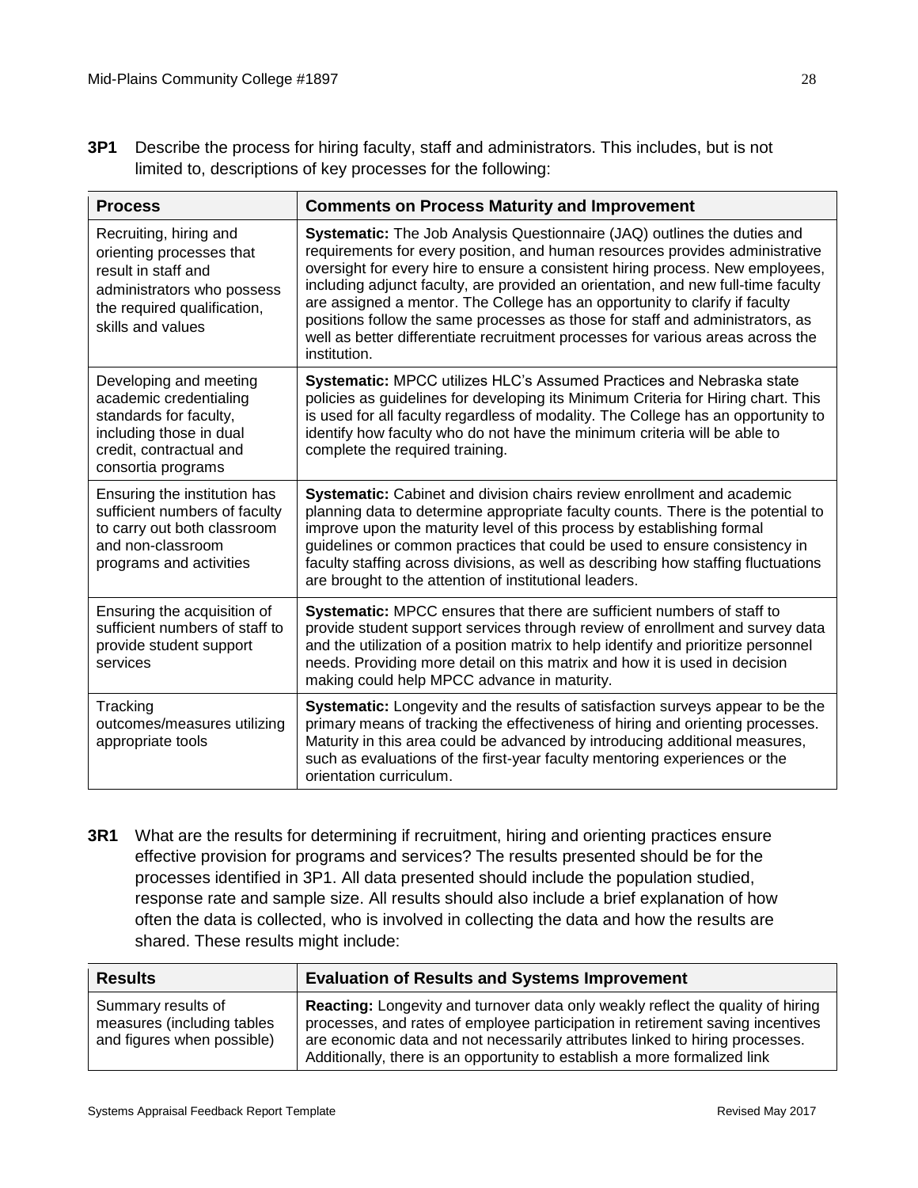**3P1** Describe the process for hiring faculty, staff and administrators. This includes, but is not limited to, descriptions of key processes for the following:

| Process | Comments on Process Maturity and Improvement |
|---|---|
| Recruiting, hiring and orienting processes that result in staff and administrators who possess the required qualification, skills and values | **Systematic:** The Job Analysis Questionnaire (JAQ) outlines the duties and requirements for every position, and human resources provides administrative oversight for every hire to ensure a consistent hiring process. New employees, including adjunct faculty, are provided an orientation, and new full-time faculty are assigned a mentor. The College has an opportunity to clarify if faculty positions follow the same processes as those for staff and administrators, as well as better differentiate recruitment processes for various areas across the institution. |
| Developing and meeting academic credentialing standards for faculty, including those in dual credit, contractual and consortia programs | **Systematic:** MPCC utilizes HLC's Assumed Practices and Nebraska state policies as guidelines for developing its Minimum Criteria for Hiring chart. This is used for all faculty regardless of modality. The College has an opportunity to identify how faculty who do not have the minimum criteria will be able to complete the required training. |
| Ensuring the institution has sufficient numbers of faculty to carry out both classroom and non-classroom programs and activities | **Systematic:** Cabinet and division chairs review enrollment and academic planning data to determine appropriate faculty counts. There is the potential to improve upon the maturity level of this process by establishing formal guidelines or common practices that could be used to ensure consistency in faculty staffing across divisions, as well as describing how staffing fluctuations are brought to the attention of institutional leaders. |
| Ensuring the acquisition of sufficient numbers of staff to provide student support services | **Systematic:** MPCC ensures that there are sufficient numbers of staff to provide student support services through review of enrollment and survey data and the utilization of a position matrix to help identify and prioritize personnel needs. Providing more detail on this matrix and how it is used in decision making could help MPCC advance in maturity. |
| Tracking outcomes/measures utilizing appropriate tools | **Systematic:** Longevity and the results of satisfaction surveys appear to be the primary means of tracking the effectiveness of hiring and orienting processes. Maturity in this area could be advanced by introducing additional measures, such as evaluations of the first-year faculty mentoring experiences or the orientation curriculum. |

**3R1** What are the results for determining if recruitment, hiring and orienting practices ensure effective provision for programs and services? The results presented should be for the processes identified in 3P1. All data presented should include the population studied, response rate and sample size. All results should also include a brief explanation of how often the data is collected, who is involved in collecting the data and how the results are shared. These results might include:

| Results | Evaluation of Results and Systems Improvement |
|---|---|
| Summary results of measures (including tables and figures when possible) | **Reacting:** Longevity and turnover data only weakly reflect the quality of hiring processes, and rates of employee participation in retirement saving incentives are economic data and not necessarily attributes linked to hiring processes. Additionally, there is an opportunity to establish a more formalized link |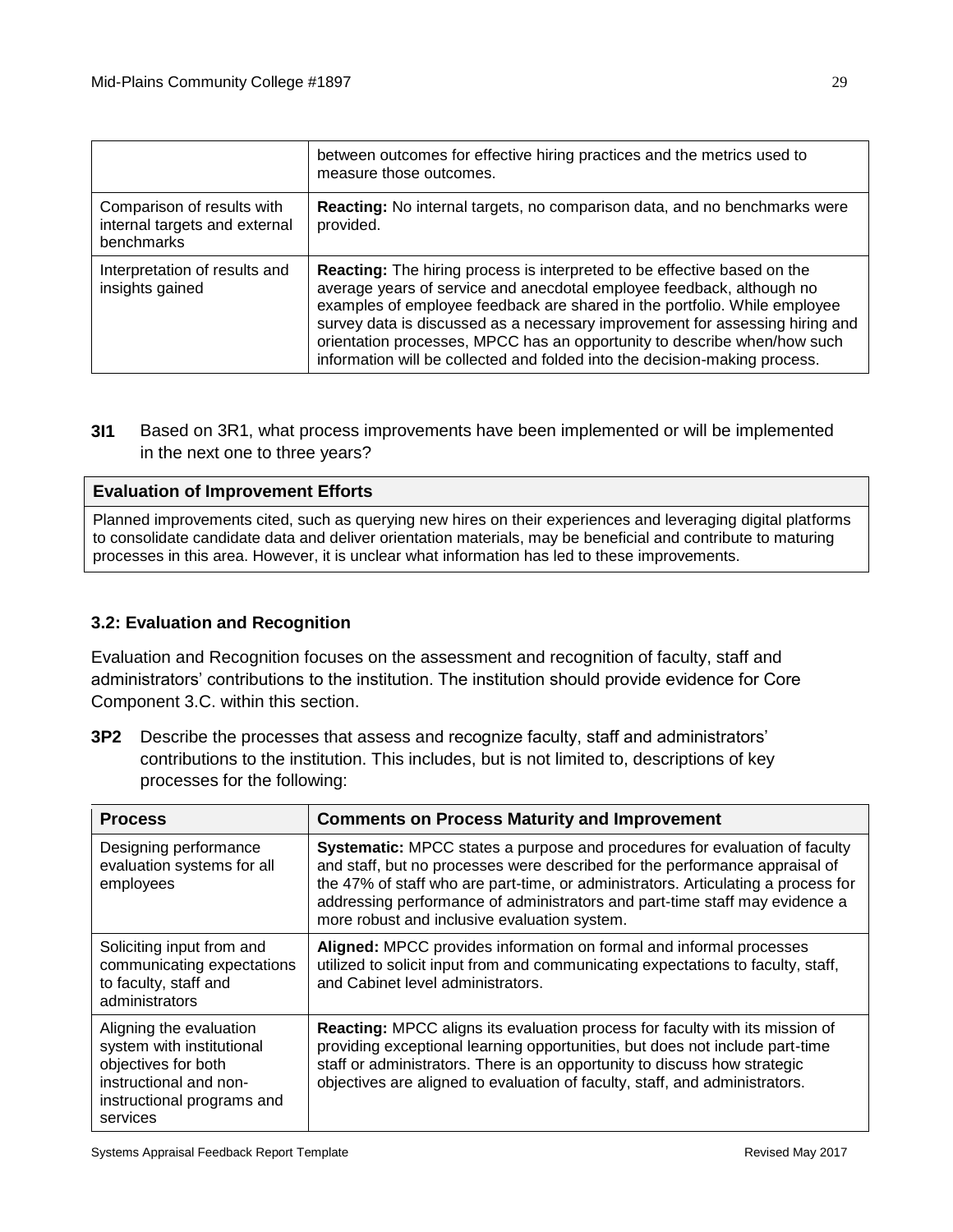| | |
|---|---|
| | between outcomes for effective hiring practices and the metrics used to measure those outcomes. |
| Comparison of results with internal targets and external benchmarks | **Reacting:** No internal targets, no comparison data, and no benchmarks were provided. |
| Interpretation of results and insights gained | **Reacting:** The hiring process is interpreted to be effective based on the average years of service and anecdotal employee feedback, although no examples of employee feedback are shared in the portfolio. While employee survey data is discussed as a necessary improvement for assessing hiring and orientation processes, MPCC has an opportunity to describe when/how such information will be collected and folded into the decision-making process. |

**3I1** Based on 3R1, what process improvements have been implemented or will be implemented in the next one to three years?

| Evaluation of Improvement Efforts |
|---|
| Planned improvements cited, such as querying new hires on their experiences and leveraging digital platforms to consolidate candidate data and deliver orientation materials, may be beneficial and contribute to maturing processes in this area. However, it is unclear what information has led to these improvements. |

### 3.2: Evaluation and Recognition

Evaluation and Recognition focuses on the assessment and recognition of faculty, staff and administrators' contributions to the institution. The institution should provide evidence for Core Component 3.C. within this section.

**3P2** Describe the processes that assess and recognize faculty, staff and administrators' contributions to the institution. This includes, but is not limited to, descriptions of key processes for the following:

| Process | Comments on Process Maturity and Improvement |
|---|---|
| Designing performance evaluation systems for all employees | **Systematic:** MPCC states a purpose and procedures for evaluation of faculty and staff, but no processes were described for the performance appraisal of the 47% of staff who are part-time, or administrators. Articulating a process for addressing performance of administrators and part-time staff may evidence a more robust and inclusive evaluation system. |
| Soliciting input from and communicating expectations to faculty, staff and administrators | **Aligned:** MPCC provides information on formal and informal processes utilized to solicit input from and communicating expectations to faculty, staff, and Cabinet level administrators. |
| Aligning the evaluation system with institutional objectives for both instructional and non-instructional programs and services | **Reacting:** MPCC aligns its evaluation process for faculty with its mission of providing exceptional learning opportunities, but does not include part-time staff or administrators. There is an opportunity to discuss how strategic objectives are aligned to evaluation of faculty, staff, and administrators. |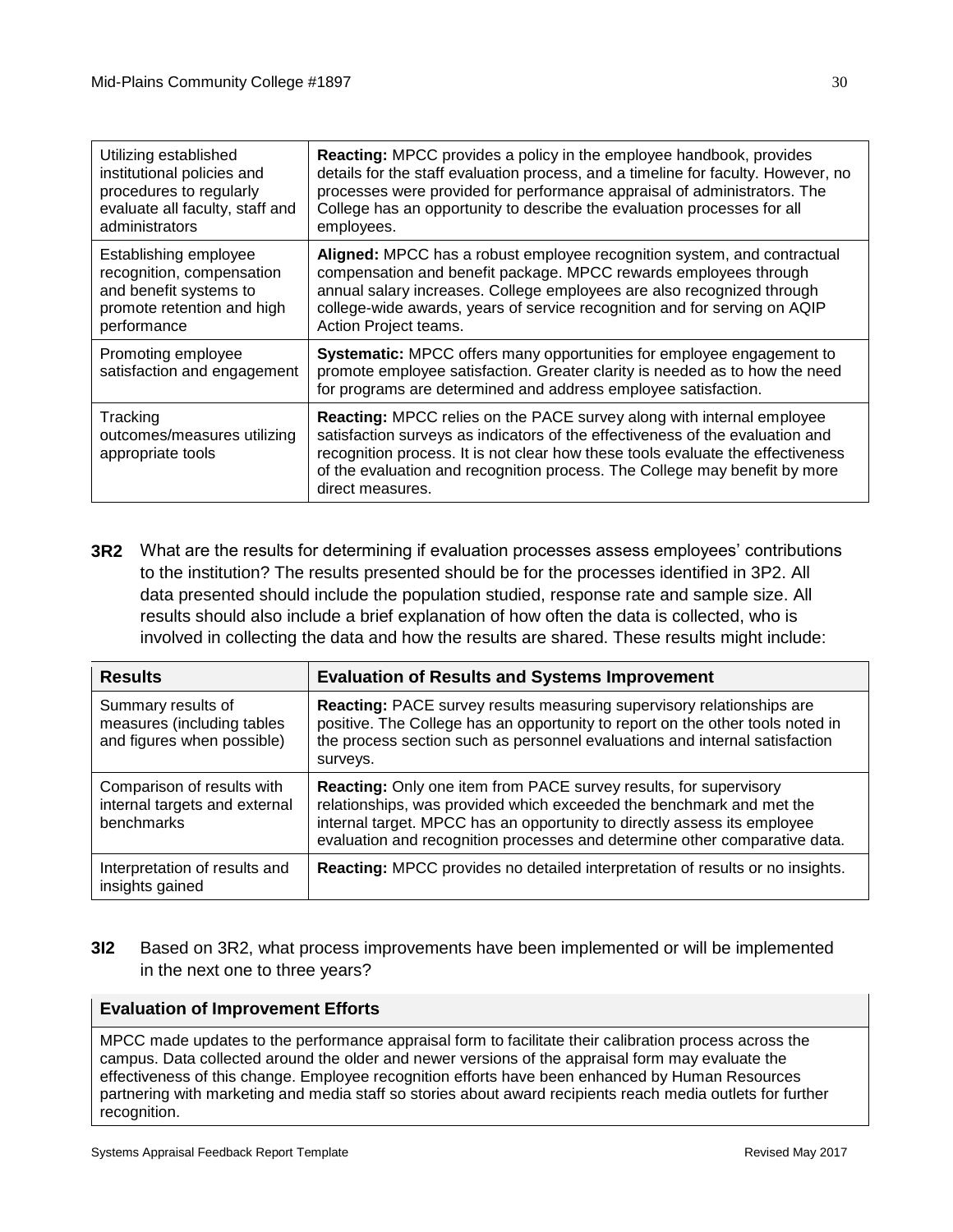| Utilizing established institutional policies and procedures to regularly evaluate all faculty, staff and administrators | **Reacting:** MPCC provides a policy in the employee handbook, provides details for the staff evaluation process, and a timeline for faculty. However, no processes were provided for performance appraisal of administrators. The College has an opportunity to describe the evaluation processes for all employees. |
|---|---|
| Establishing employee recognition, compensation and benefit systems to promote retention and high performance | **Aligned:** MPCC has a robust employee recognition system, and contractual compensation and benefit package. MPCC rewards employees through annual salary increases. College employees are also recognized through college-wide awards, years of service recognition and for serving on AQIP Action Project teams. |
| Promoting employee satisfaction and engagement | **Systematic:** MPCC offers many opportunities for employee engagement to promote employee satisfaction. Greater clarity is needed as to how the need for programs are determined and address employee satisfaction. |
| Tracking outcomes/measures utilizing appropriate tools | **Reacting:** MPCC relies on the PACE survey along with internal employee satisfaction surveys as indicators of the effectiveness of the evaluation and recognition process. It is not clear how these tools evaluate the effectiveness of the evaluation and recognition process. The College may benefit by more direct measures. |

**3R2** What are the results for determining if evaluation processes assess employees' contributions to the institution? The results presented should be for the processes identified in 3P2. All data presented should include the population studied, response rate and sample size. All results should also include a brief explanation of how often the data is collected, who is involved in collecting the data and how the results are shared. These results might include:

| Results | Evaluation of Results and Systems Improvement |
|---|---|
| Summary results of measures (including tables and figures when possible) | **Reacting:** PACE survey results measuring supervisory relationships are positive. The College has an opportunity to report on the other tools noted in the process section such as personnel evaluations and internal satisfaction surveys. |
| Comparison of results with internal targets and external benchmarks | **Reacting:** Only one item from PACE survey results, for supervisory relationships, was provided which exceeded the benchmark and met the internal target. MPCC has an opportunity to directly assess its employee evaluation and recognition processes and determine other comparative data. |
| Interpretation of results and insights gained | **Reacting:** MPCC provides no detailed interpretation of results or no insights. |

**3I2** Based on 3R2, what process improvements have been implemented or will be implemented in the next one to three years?

| Evaluation of Improvement Efforts |
|---|
| MPCC made updates to the performance appraisal form to facilitate their calibration process across the campus. Data collected around the older and newer versions of the appraisal form may evaluate the effectiveness of this change. Employee recognition efforts have been enhanced by Human Resources partnering with marketing and media staff so stories about award recipients reach media outlets for further recognition. |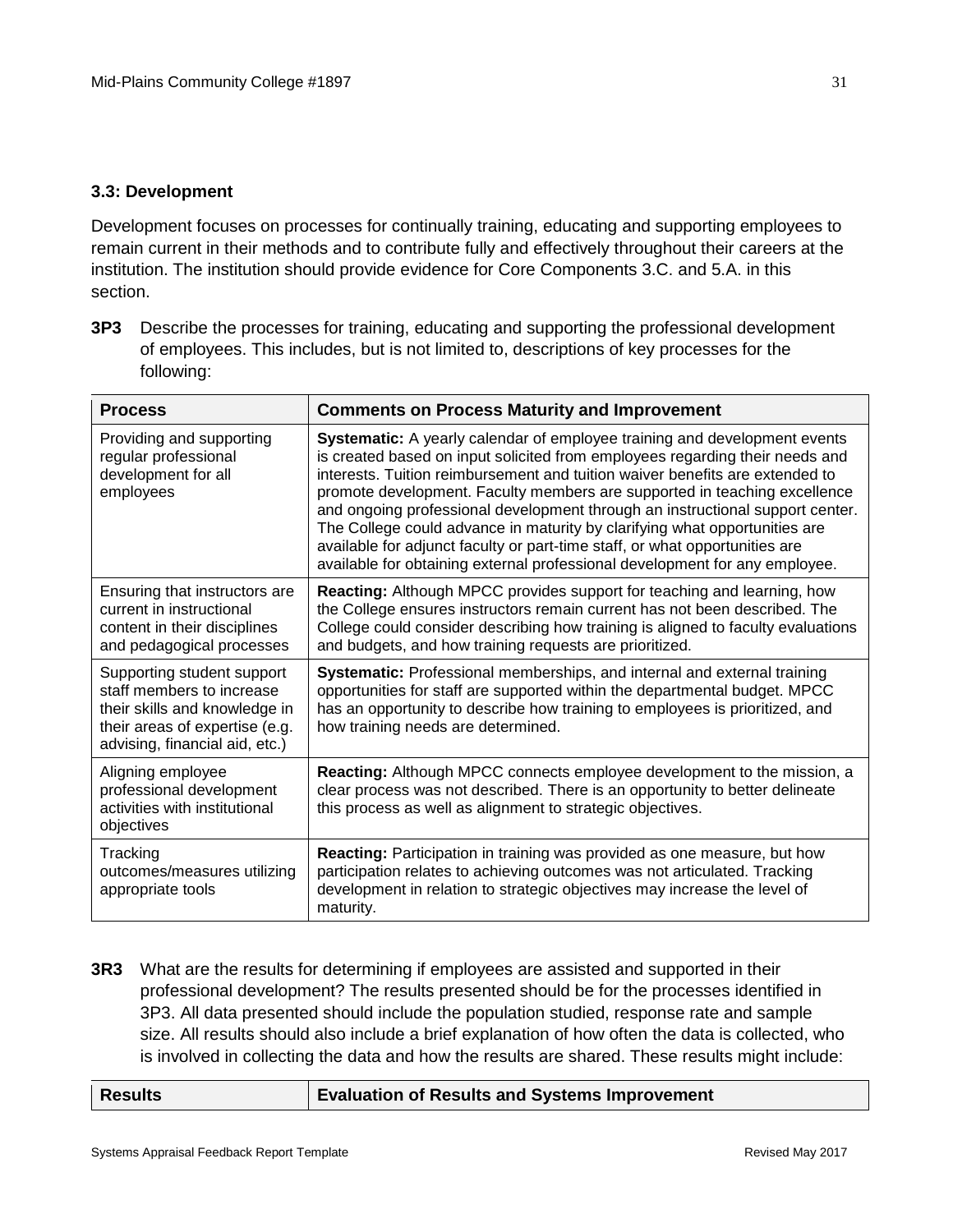### 3.3: Development

Development focuses on processes for continually training, educating and supporting employees to remain current in their methods and to contribute fully and effectively throughout their careers at the institution. The institution should provide evidence for Core Components 3.C. and 5.A. in this section.

**3P3** Describe the processes for training, educating and supporting the professional development of employees. This includes, but is not limited to, descriptions of key processes for the following:

| Process | Comments on Process Maturity and Improvement |
|---|---|
| Providing and supporting regular professional development for all employees | **Systematic:** A yearly calendar of employee training and development events is created based on input solicited from employees regarding their needs and interests. Tuition reimbursement and tuition waiver benefits are extended to promote development. Faculty members are supported in teaching excellence and ongoing professional development through an instructional support center. The College could advance in maturity by clarifying what opportunities are available for adjunct faculty or part-time staff, or what opportunities are available for obtaining external professional development for any employee. |
| Ensuring that instructors are current in instructional content in their disciplines and pedagogical processes | **Reacting:** Although MPCC provides support for teaching and learning, how the College ensures instructors remain current has not been described. The College could consider describing how training is aligned to faculty evaluations and budgets, and how training requests are prioritized. |
| Supporting student support staff members to increase their skills and knowledge in their areas of expertise (e.g. advising, financial aid, etc.) | **Systematic:** Professional memberships, and internal and external training opportunities for staff are supported within the departmental budget. MPCC has an opportunity to describe how training to employees is prioritized, and how training needs are determined. |
| Aligning employee professional development activities with institutional objectives | **Reacting:** Although MPCC connects employee development to the mission, a clear process was not described. There is an opportunity to better delineate this process as well as alignment to strategic objectives. |
| Tracking outcomes/measures utilizing appropriate tools | **Reacting:** Participation in training was provided as one measure, but how participation relates to achieving outcomes was not articulated. Tracking development in relation to strategic objectives may increase the level of maturity. |

**3R3** What are the results for determining if employees are assisted and supported in their professional development? The results presented should be for the processes identified in 3P3. All data presented should include the population studied, response rate and sample size. All results should also include a brief explanation of how often the data is collected, who is involved in collecting the data and how the results are shared. These results might include:

| Results | Evaluation of Results and Systems Improvement |
|---|---|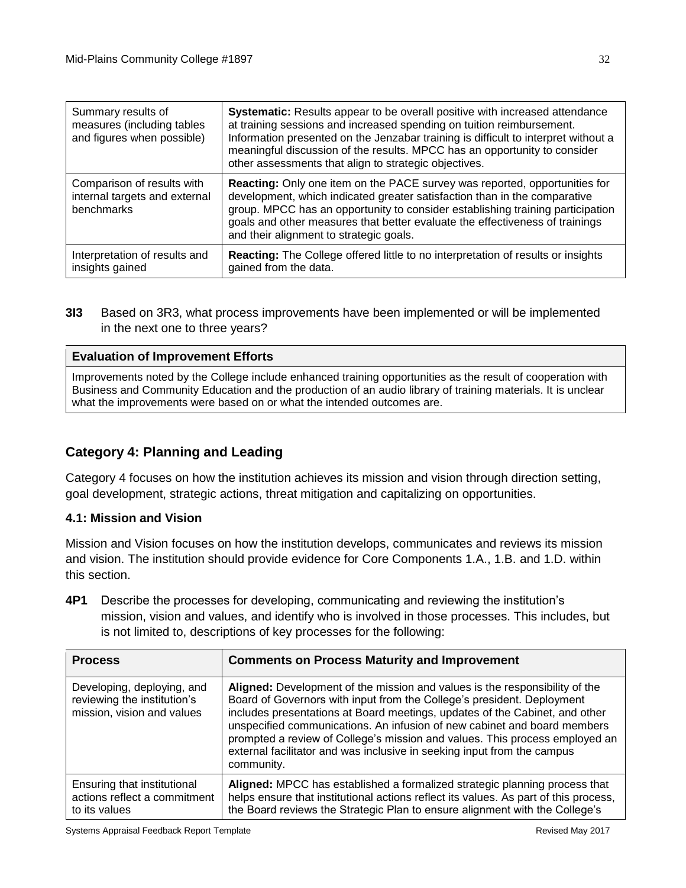| Summary results of measures (including tables and figures when possible) | **Systematic:** Results appear to be overall positive with increased attendance at training sessions and increased spending on tuition reimbursement. Information presented on the Jenzabar training is difficult to interpret without a meaningful discussion of the results. MPCC has an opportunity to consider other assessments that align to strategic objectives. |
|---|---|
| Comparison of results with internal targets and external benchmarks | **Reacting:** Only one item on the PACE survey was reported, opportunities for development, which indicated greater satisfaction than in the comparative group. MPCC has an opportunity to consider establishing training participation goals and other measures that better evaluate the effectiveness of trainings and their alignment to strategic goals. |
| Interpretation of results and insights gained | **Reacting:** The College offered little to no interpretation of results or insights gained from the data. |

**3I3** Based on 3R3, what process improvements have been implemented or will be implemented in the next one to three years?

| **Evaluation of Improvement Efforts** |
|---|
| Improvements noted by the College include enhanced training opportunities as the result of cooperation with Business and Community Education and the production of an audio library of training materials. It is unclear what the improvements were based on or what the intended outcomes are. |

## Category 4: Planning and Leading

Category 4 focuses on how the institution achieves its mission and vision through direction setting, goal development, strategic actions, threat mitigation and capitalizing on opportunities.

### 4.1: Mission and Vision

Mission and Vision focuses on how the institution develops, communicates and reviews its mission and vision. The institution should provide evidence for Core Components 1.A., 1.B. and 1.D. within this section.

**4P1** Describe the processes for developing, communicating and reviewing the institution's mission, vision and values, and identify who is involved in those processes. This includes, but is not limited to, descriptions of key processes for the following:

| Process | Comments on Process Maturity and Improvement |
|---|---|
| Developing, deploying, and reviewing the institution's mission, vision and values | **Aligned:** Development of the mission and values is the responsibility of the Board of Governors with input from the College's president. Deployment includes presentations at Board meetings, updates of the Cabinet, and other unspecified communications. An infusion of new cabinet and board members prompted a review of College's mission and values. This process employed an external facilitator and was inclusive in seeking input from the campus community. |
| Ensuring that institutional actions reflect a commitment to its values | **Aligned:** MPCC has established a formalized strategic planning process that helps ensure that institutional actions reflect its values. As part of this process, the Board reviews the Strategic Plan to ensure alignment with the College's |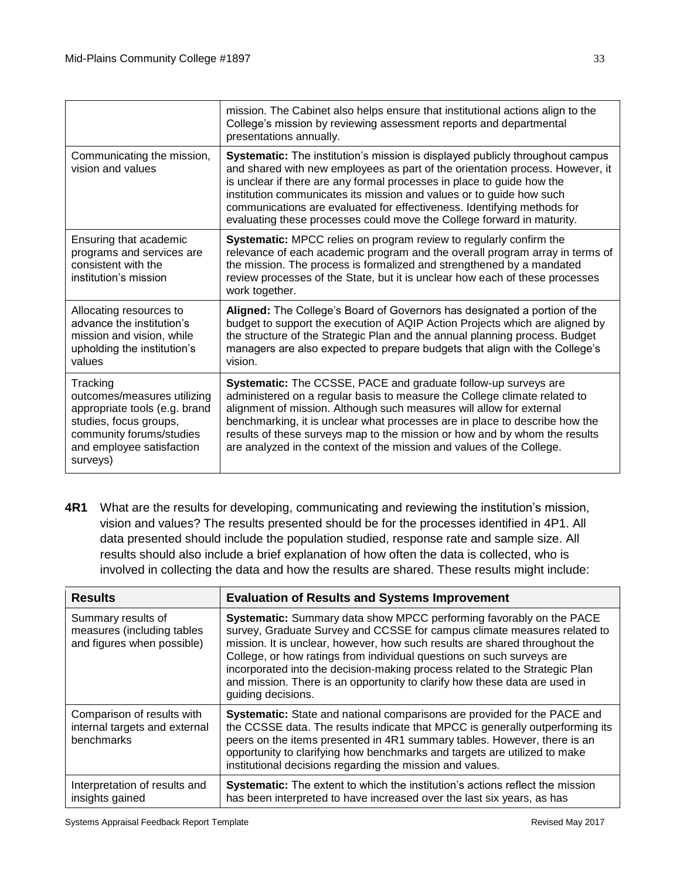| | |
|---|---|
| | mission. The Cabinet also helps ensure that institutional actions align to the College's mission by reviewing assessment reports and departmental presentations annually. |
| Communicating the mission, vision and values | **Systematic:** The institution's mission is displayed publicly throughout campus and shared with new employees as part of the orientation process. However, it is unclear if there are any formal processes in place to guide how the institution communicates its mission and values or to guide how such communications are evaluated for effectiveness. Identifying methods for evaluating these processes could move the College forward in maturity. |
| Ensuring that academic programs and services are consistent with the institution's mission | **Systematic:** MPCC relies on program review to regularly confirm the relevance of each academic program and the overall program array in terms of the mission. The process is formalized and strengthened by a mandated review processes of the State, but it is unclear how each of these processes work together. |
| Allocating resources to advance the institution's mission and vision, while upholding the institution's values | **Aligned:** The College's Board of Governors has designated a portion of the budget to support the execution of AQIP Action Projects which are aligned by the structure of the Strategic Plan and the annual planning process. Budget managers are also expected to prepare budgets that align with the College's vision. |
| Tracking outcomes/measures utilizing appropriate tools (e.g. brand studies, focus groups, community forums/studies and employee satisfaction surveys) | **Systematic:** The CCSSE, PACE and graduate follow-up surveys are administered on a regular basis to measure the College climate related to alignment of mission. Although such measures will allow for external benchmarking, it is unclear what processes are in place to describe how the results of these surveys map to the mission or how and by whom the results are analyzed in the context of the mission and values of the College. |

**4R1** What are the results for developing, communicating and reviewing the institution's mission, vision and values? The results presented should be for the processes identified in 4P1. All data presented should include the population studied, response rate and sample size. All results should also include a brief explanation of how often the data is collected, who is involved in collecting the data and how the results are shared. These results might include:

| Results | Evaluation of Results and Systems Improvement |
|---|---|
| Summary results of measures (including tables and figures when possible) | **Systematic:** Summary data show MPCC performing favorably on the PACE survey, Graduate Survey and CCSSE for campus climate measures related to mission. It is unclear, however, how such results are shared throughout the College, or how ratings from individual questions on such surveys are incorporated into the decision-making process related to the Strategic Plan and mission. There is an opportunity to clarify how these data are used in guiding decisions. |
| Comparison of results with internal targets and external benchmarks | **Systematic:** State and national comparisons are provided for the PACE and the CCSSE data. The results indicate that MPCC is generally outperforming its peers on the items presented in 4R1 summary tables. However, there is an opportunity to clarifying how benchmarks and targets are utilized to make institutional decisions regarding the mission and values. |
| Interpretation of results and insights gained | **Systematic:** The extent to which the institution's actions reflect the mission has been interpreted to have increased over the last six years, as has |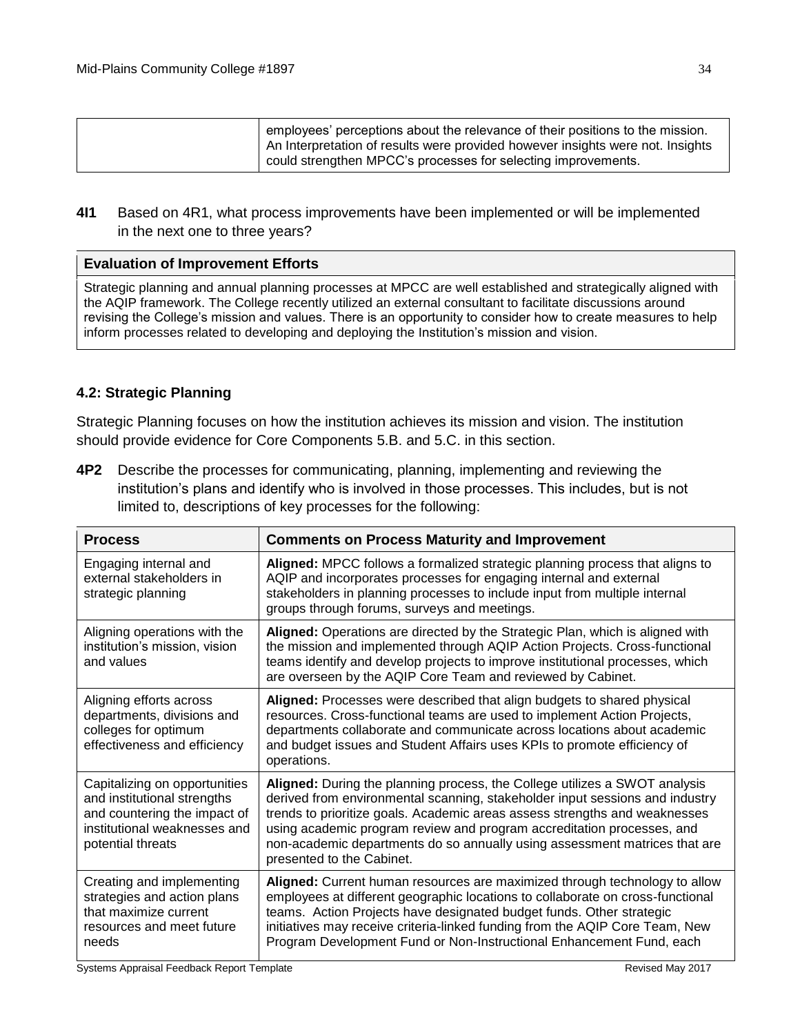| | employees' perceptions about the relevance of their positions to the mission. An Interpretation of results were provided however insights were not. Insights could strengthen MPCC's processes for selecting improvements. |
|---|---|

**4I1** Based on 4R1, what process improvements have been implemented or will be implemented in the next one to three years?

| **Evaluation of Improvement Efforts** |
|---|
| Strategic planning and annual planning processes at MPCC are well established and strategically aligned with the AQIP framework. The College recently utilized an external consultant to facilitate discussions around revising the College's mission and values. There is an opportunity to consider how to create measures to help inform processes related to developing and deploying the Institution's mission and vision. |

### 4.2: Strategic Planning

Strategic Planning focuses on how the institution achieves its mission and vision. The institution should provide evidence for Core Components 5.B. and 5.C. in this section.

**4P2** Describe the processes for communicating, planning, implementing and reviewing the institution's plans and identify who is involved in those processes. This includes, but is not limited to, descriptions of key processes for the following:

| **Process** | **Comments on Process Maturity and Improvement** |
|---|---|
| Engaging internal and external stakeholders in strategic planning | **Aligned:** MPCC follows a formalized strategic planning process that aligns to AQIP and incorporates processes for engaging internal and external stakeholders in planning processes to include input from multiple internal groups through forums, surveys and meetings. |
| Aligning operations with the institution's mission, vision and values | **Aligned:** Operations are directed by the Strategic Plan, which is aligned with the mission and implemented through AQIP Action Projects. Cross-functional teams identify and develop projects to improve institutional processes, which are overseen by the AQIP Core Team and reviewed by Cabinet. |
| Aligning efforts across departments, divisions and colleges for optimum effectiveness and efficiency | **Aligned:** Processes were described that align budgets to shared physical resources. Cross-functional teams are used to implement Action Projects, departments collaborate and communicate across locations about academic and budget issues and Student Affairs uses KPIs to promote efficiency of operations. |
| Capitalizing on opportunities and institutional strengths and countering the impact of institutional weaknesses and potential threats | **Aligned:** During the planning process, the College utilizes a SWOT analysis derived from environmental scanning, stakeholder input sessions and industry trends to prioritize goals. Academic areas assess strengths and weaknesses using academic program review and program accreditation processes, and non-academic departments do so annually using assessment matrices that are presented to the Cabinet. |
| Creating and implementing strategies and action plans that maximize current resources and meet future needs | **Aligned:** Current human resources are maximized through technology to allow employees at different geographic locations to collaborate on cross-functional teams. Action Projects have designated budget funds. Other strategic initiatives may receive criteria-linked funding from the AQIP Core Team, New Program Development Fund or Non-Instructional Enhancement Fund, each |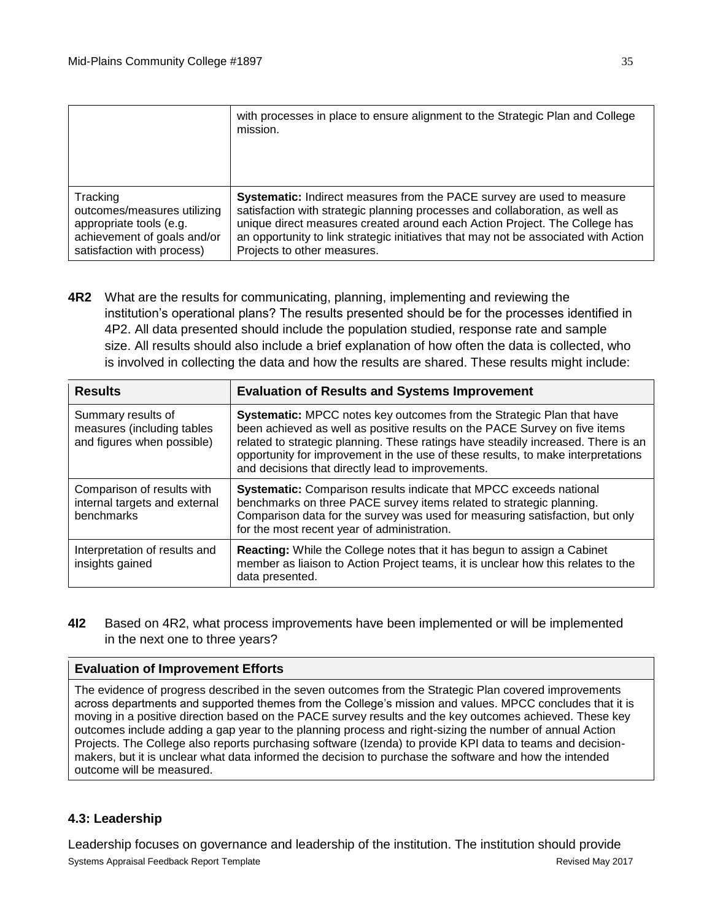|  |  |
|---|---|
|  | with processes in place to ensure alignment to the Strategic Plan and College mission. |
| Tracking outcomes/measures utilizing appropriate tools (e.g. achievement of goals and/or satisfaction with process) | **Systematic:** Indirect measures from the PACE survey are used to measure satisfaction with strategic planning processes and collaboration, as well as unique direct measures created around each Action Project. The College has an opportunity to link strategic initiatives that may not be associated with Action Projects to other measures. |

**4R2** What are the results for communicating, planning, implementing and reviewing the institution's operational plans? The results presented should be for the processes identified in 4P2. All data presented should include the population studied, response rate and sample size. All results should also include a brief explanation of how often the data is collected, who is involved in collecting the data and how the results are shared. These results might include:

| Results | Evaluation of Results and Systems Improvement |
|---|---|
| Summary results of measures (including tables and figures when possible) | **Systematic:** MPCC notes key outcomes from the Strategic Plan that have been achieved as well as positive results on the PACE Survey on five items related to strategic planning. These ratings have steadily increased. There is an opportunity for improvement in the use of these results, to make interpretations and decisions that directly lead to improvements. |
| Comparison of results with internal targets and external benchmarks | **Systematic:** Comparison results indicate that MPCC exceeds national benchmarks on three PACE survey items related to strategic planning. Comparison data for the survey was used for measuring satisfaction, but only for the most recent year of administration. |
| Interpretation of results and insights gained | **Reacting:** While the College notes that it has begun to assign a Cabinet member as liaison to Action Project teams, it is unclear how this relates to the data presented. |

**4I2** Based on 4R2, what process improvements have been implemented or will be implemented in the next one to three years?

| Evaluation of Improvement Efforts |
|---|
| The evidence of progress described in the seven outcomes from the Strategic Plan covered improvements across departments and supported themes from the College's mission and values. MPCC concludes that it is moving in a positive direction based on the PACE survey results and the key outcomes achieved. These key outcomes include adding a gap year to the planning process and right-sizing the number of annual Action Projects. The College also reports purchasing software (Izenda) to provide KPI data to teams and decision-makers, but it is unclear what data informed the decision to purchase the software and how the intended outcome will be measured. |

### 4.3: Leadership

Leadership focuses on governance and leadership of the institution. The institution should provide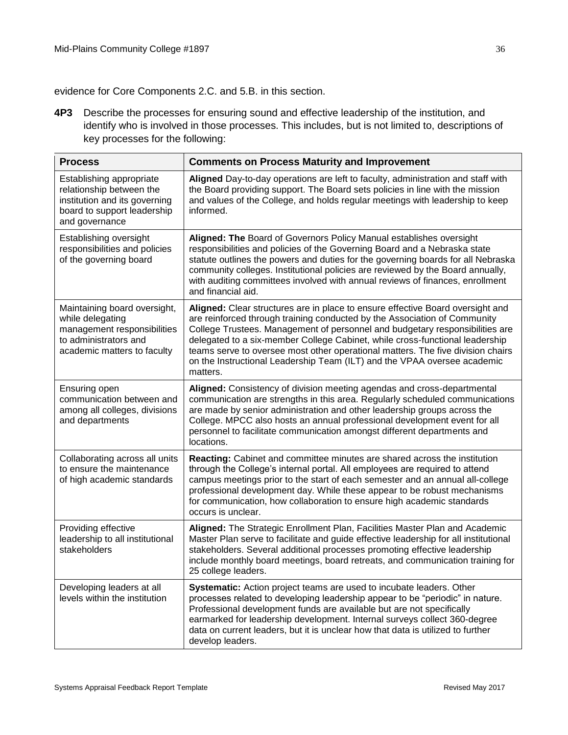evidence for Core Components 2.C. and 5.B. in this section.

**4P3** Describe the processes for ensuring sound and effective leadership of the institution, and identify who is involved in those processes. This includes, but is not limited to, descriptions of key processes for the following:

| Process | Comments on Process Maturity and Improvement |
|---|---|
| Establishing appropriate relationship between the institution and its governing board to support leadership and governance | **Aligned** Day-to-day operations are left to faculty, administration and staff with the Board providing support. The Board sets policies in line with the mission and values of the College, and holds regular meetings with leadership to keep informed. |
| Establishing oversight responsibilities and policies of the governing board | **Aligned: The** Board of Governors Policy Manual establishes oversight responsibilities and policies of the Governing Board and a Nebraska state statute outlines the powers and duties for the governing boards for all Nebraska community colleges. Institutional policies are reviewed by the Board annually, with auditing committees involved with annual reviews of finances, enrollment and financial aid. |
| Maintaining board oversight, while delegating management responsibilities to administrators and academic matters to faculty | **Aligned:** Clear structures are in place to ensure effective Board oversight and are reinforced through training conducted by the Association of Community College Trustees. Management of personnel and budgetary responsibilities are delegated to a six-member College Cabinet, while cross-functional leadership teams serve to oversee most other operational matters. The five division chairs on the Instructional Leadership Team (ILT) and the VPAA oversee academic matters. |
| Ensuring open communication between and among all colleges, divisions and departments | **Aligned:** Consistency of division meeting agendas and cross-departmental communication are strengths in this area. Regularly scheduled communications are made by senior administration and other leadership groups across the College. MPCC also hosts an annual professional development event for all personnel to facilitate communication amongst different departments and locations. |
| Collaborating across all units to ensure the maintenance of high academic standards | **Reacting:** Cabinet and committee minutes are shared across the institution through the College's internal portal. All employees are required to attend campus meetings prior to the start of each semester and an annual all-college professional development day. While these appear to be robust mechanisms for communication, how collaboration to ensure high academic standards occurs is unclear. |
| Providing effective leadership to all institutional stakeholders | **Aligned:** The Strategic Enrollment Plan, Facilities Master Plan and Academic Master Plan serve to facilitate and guide effective leadership for all institutional stakeholders. Several additional processes promoting effective leadership include monthly board meetings, board retreats, and communication training for 25 college leaders. |
| Developing leaders at all levels within the institution | **Systematic:** Action project teams are used to incubate leaders. Other processes related to developing leadership appear to be "periodic" in nature. Professional development funds are available but are not specifically earmarked for leadership development. Internal surveys collect 360-degree data on current leaders, but it is unclear how that data is utilized to further develop leaders. |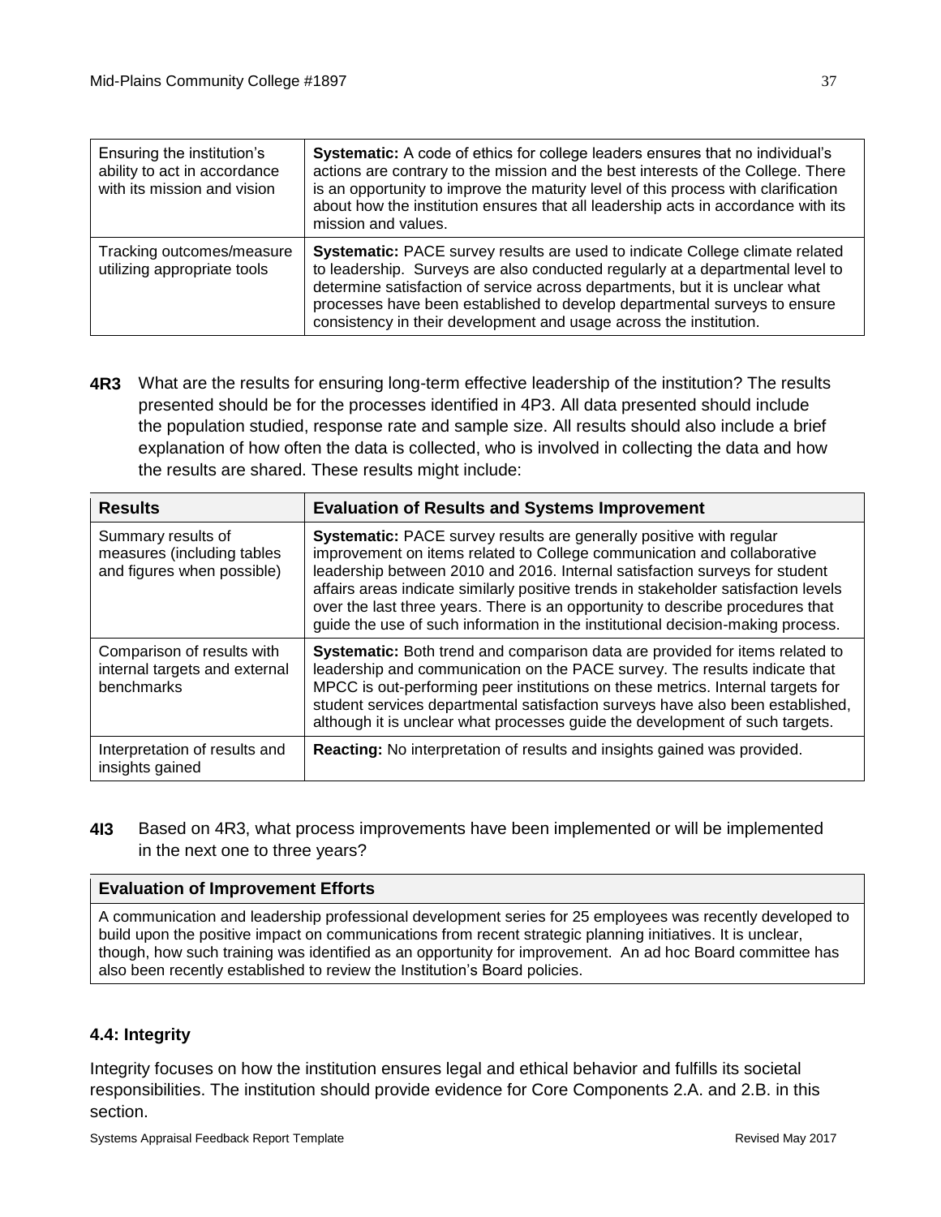| Ensuring the institution's ability to act in accordance with its mission and vision | **Systematic:** A code of ethics for college leaders ensures that no individual's actions are contrary to the mission and the best interests of the College. There is an opportunity to improve the maturity level of this process with clarification about how the institution ensures that all leadership acts in accordance with its mission and values. |
|---|---|
| Tracking outcomes/measure utilizing appropriate tools | **Systematic:** PACE survey results are used to indicate College climate related to leadership. Surveys are also conducted regularly at a departmental level to determine satisfaction of service across departments, but it is unclear what processes have been established to develop departmental surveys to ensure consistency in their development and usage across the institution. |

**4R3** What are the results for ensuring long-term effective leadership of the institution? The results presented should be for the processes identified in 4P3. All data presented should include the population studied, response rate and sample size. All results should also include a brief explanation of how often the data is collected, who is involved in collecting the data and how the results are shared. These results might include:

| Results | Evaluation of Results and Systems Improvement |
|---|---|
| Summary results of measures (including tables and figures when possible) | **Systematic:** PACE survey results are generally positive with regular improvement on items related to College communication and collaborative leadership between 2010 and 2016. Internal satisfaction surveys for student affairs areas indicate similarly positive trends in stakeholder satisfaction levels over the last three years. There is an opportunity to describe procedures that guide the use of such information in the institutional decision-making process. |
| Comparison of results with internal targets and external benchmarks | **Systematic:** Both trend and comparison data are provided for items related to leadership and communication on the PACE survey. The results indicate that MPCC is out-performing peer institutions on these metrics. Internal targets for student services departmental satisfaction surveys have also been established, although it is unclear what processes guide the development of such targets. |
| Interpretation of results and insights gained | **Reacting:** No interpretation of results and insights gained was provided. |

**4I3** Based on 4R3, what process improvements have been implemented or will be implemented in the next one to three years?

| Evaluation of Improvement Efforts |
|---|
| A communication and leadership professional development series for 25 employees was recently developed to build upon the positive impact on communications from recent strategic planning initiatives. It is unclear, though, how such training was identified as an opportunity for improvement. An ad hoc Board committee has also been recently established to review the Institution's Board policies. |

### 4.4: Integrity

Integrity focuses on how the institution ensures legal and ethical behavior and fulfills its societal responsibilities. The institution should provide evidence for Core Components 2.A. and 2.B. in this section.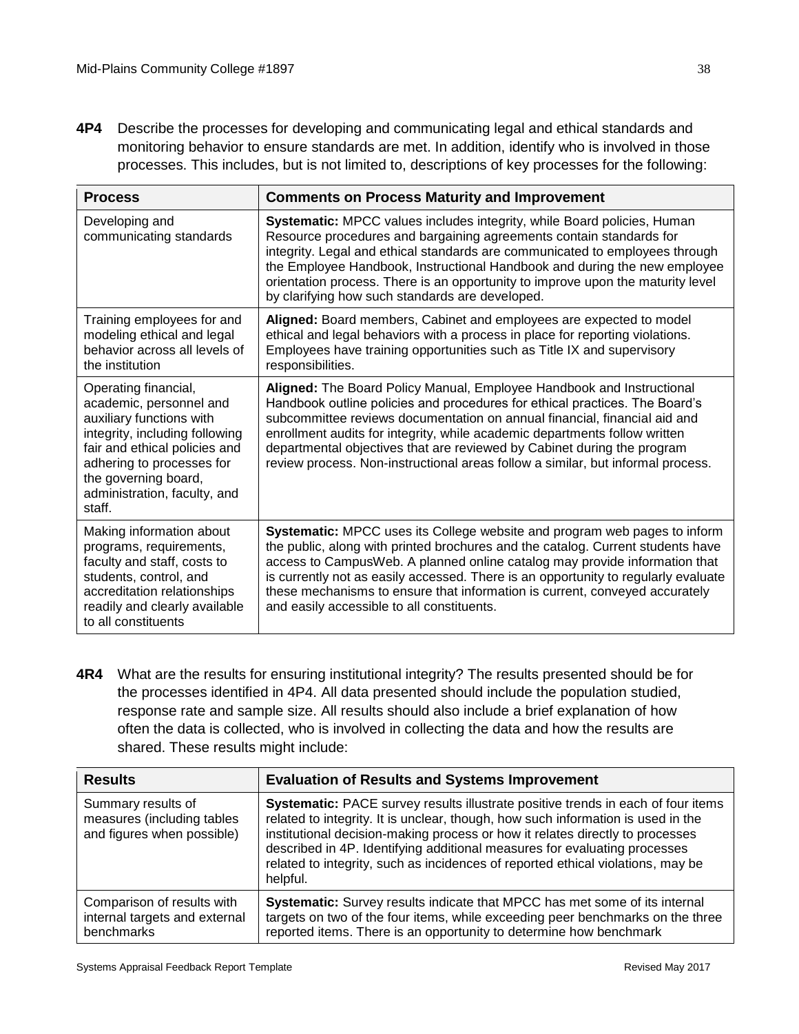**4P4** Describe the processes for developing and communicating legal and ethical standards and monitoring behavior to ensure standards are met. In addition, identify who is involved in those processes. This includes, but is not limited to, descriptions of key processes for the following:

| Process | Comments on Process Maturity and Improvement |
|---|---|
| Developing and communicating standards | **Systematic:** MPCC values includes integrity, while Board policies, Human Resource procedures and bargaining agreements contain standards for integrity. Legal and ethical standards are communicated to employees through the Employee Handbook, Instructional Handbook and during the new employee orientation process. There is an opportunity to improve upon the maturity level by clarifying how such standards are developed. |
| Training employees for and modeling ethical and legal behavior across all levels of the institution | **Aligned:** Board members, Cabinet and employees are expected to model ethical and legal behaviors with a process in place for reporting violations. Employees have training opportunities such as Title IX and supervisory responsibilities. |
| Operating financial, academic, personnel and auxiliary functions with integrity, including following fair and ethical policies and adhering to processes for the governing board, administration, faculty, and staff. | **Aligned:** The Board Policy Manual, Employee Handbook and Instructional Handbook outline policies and procedures for ethical practices. The Board's subcommittee reviews documentation on annual financial, financial aid and enrollment audits for integrity, while academic departments follow written departmental objectives that are reviewed by Cabinet during the program review process. Non-instructional areas follow a similar, but informal process. |
| Making information about programs, requirements, faculty and staff, costs to students, control, and accreditation relationships readily and clearly available to all constituents | **Systematic:** MPCC uses its College website and program web pages to inform the public, along with printed brochures and the catalog. Current students have access to CampusWeb. A planned online catalog may provide information that is currently not as easily accessed. There is an opportunity to regularly evaluate these mechanisms to ensure that information is current, conveyed accurately and easily accessible to all constituents. |

**4R4** What are the results for ensuring institutional integrity? The results presented should be for the processes identified in 4P4. All data presented should include the population studied, response rate and sample size. All results should also include a brief explanation of how often the data is collected, who is involved in collecting the data and how the results are shared. These results might include:

| Results | Evaluation of Results and Systems Improvement |
|---|---|
| Summary results of measures (including tables and figures when possible) | **Systematic:** PACE survey results illustrate positive trends in each of four items related to integrity. It is unclear, though, how such information is used in the institutional decision-making process or how it relates directly to processes described in 4P. Identifying additional measures for evaluating processes related to integrity, such as incidences of reported ethical violations, may be helpful. |
| Comparison of results with internal targets and external benchmarks | **Systematic:** Survey results indicate that MPCC has met some of its internal targets on two of the four items, while exceeding peer benchmarks on the three reported items. There is an opportunity to determine how benchmark |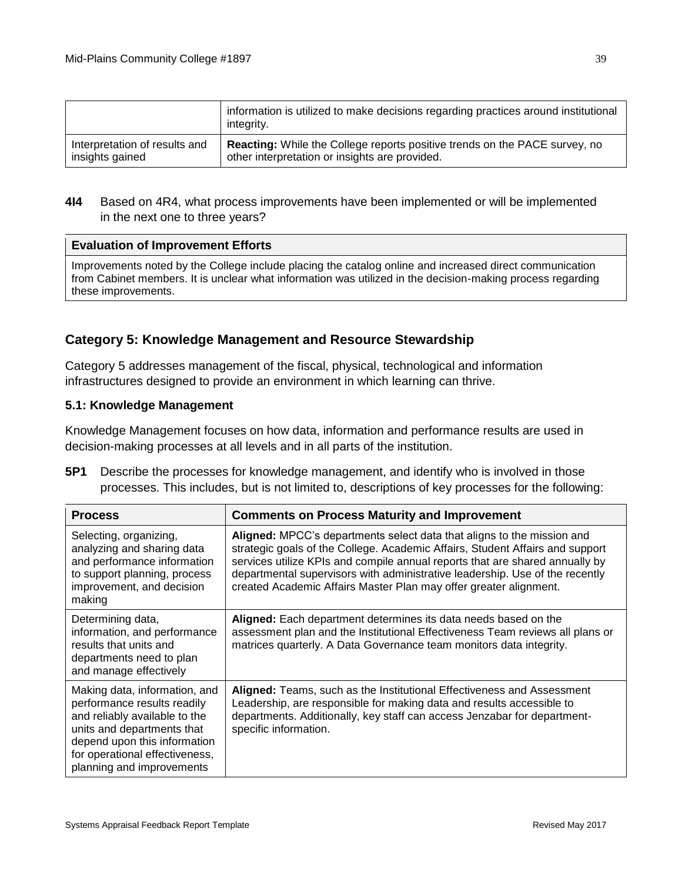| | |
|---|---|
| | information is utilized to make decisions regarding practices around institutional integrity. |
| Interpretation of results and insights gained | **Reacting:** While the College reports positive trends on the PACE survey, no other interpretation or insights are provided. |

**4I4** Based on 4R4, what process improvements have been implemented or will be implemented in the next one to three years?

| **Evaluation of Improvement Efforts** |
|---|
| Improvements noted by the College include placing the catalog online and increased direct communication from Cabinet members. It is unclear what information was utilized in the decision-making process regarding these improvements. |

## Category 5: Knowledge Management and Resource Stewardship

Category 5 addresses management of the fiscal, physical, technological and information infrastructures designed to provide an environment in which learning can thrive.

### 5.1: Knowledge Management

Knowledge Management focuses on how data, information and performance results are used in decision-making processes at all levels and in all parts of the institution.

**5P1** Describe the processes for knowledge management, and identify who is involved in those processes. This includes, but is not limited to, descriptions of key processes for the following:

| Process | Comments on Process Maturity and Improvement |
|---|---|
| Selecting, organizing, analyzing and sharing data and performance information to support planning, process improvement, and decision making | **Aligned:** MPCC's departments select data that aligns to the mission and strategic goals of the College. Academic Affairs, Student Affairs and support services utilize KPIs and compile annual reports that are shared annually by departmental supervisors with administrative leadership. Use of the recently created Academic Affairs Master Plan may offer greater alignment. |
| Determining data, information, and performance results that units and departments need to plan and manage effectively | **Aligned:** Each department determines its data needs based on the assessment plan and the Institutional Effectiveness Team reviews all plans or matrices quarterly. A Data Governance team monitors data integrity. |
| Making data, information, and performance results readily and reliably available to the units and departments that depend upon this information for operational effectiveness, planning and improvements | **Aligned:** Teams, such as the Institutional Effectiveness and Assessment Leadership, are responsible for making data and results accessible to departments. Additionally, key staff can access Jenzabar for department-specific information. |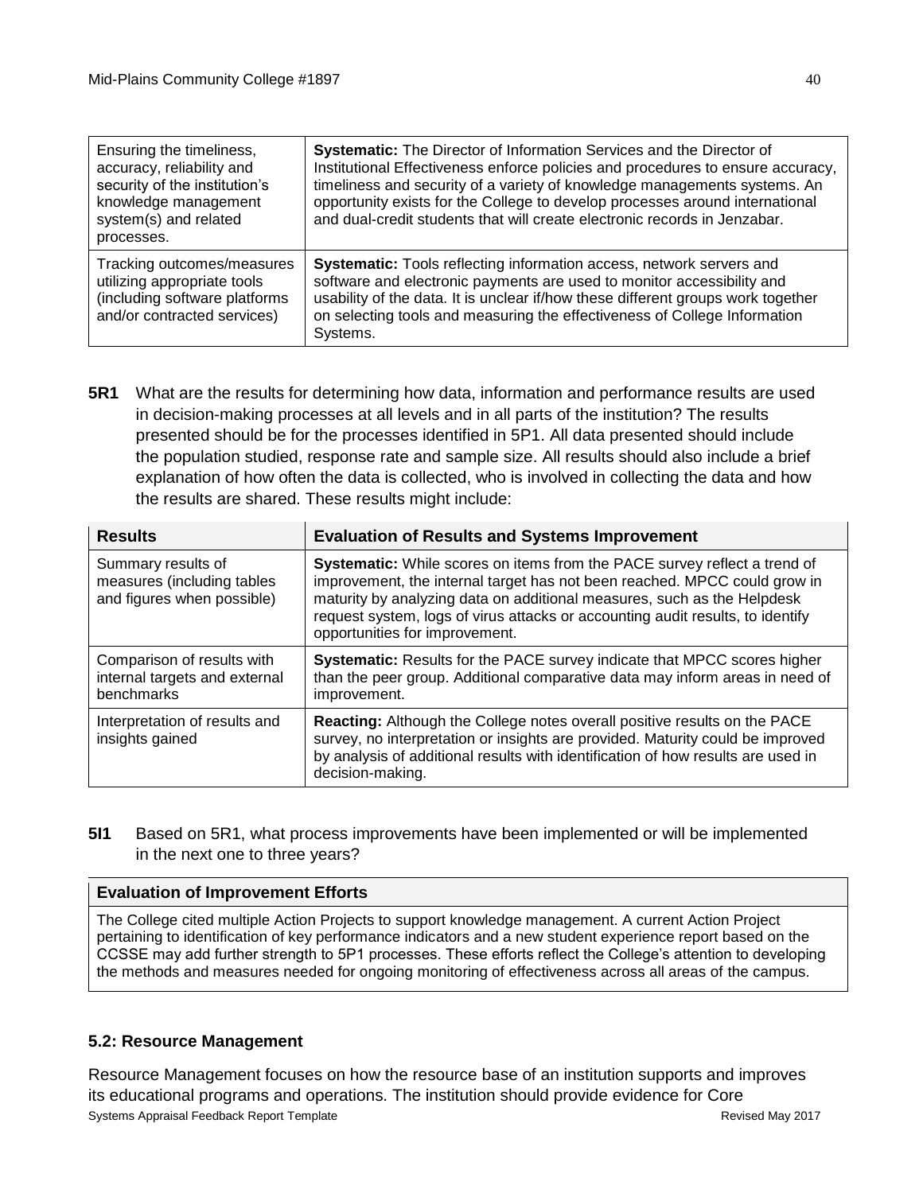| Ensuring the timeliness, accuracy, reliability and security of the institution's knowledge management system(s) and related processes. | **Systematic:** The Director of Information Services and the Director of Institutional Effectiveness enforce policies and procedures to ensure accuracy, timeliness and security of a variety of knowledge managements systems. An opportunity exists for the College to develop processes around international and dual-credit students that will create electronic records in Jenzabar. |
|---|---|
| Tracking outcomes/measures utilizing appropriate tools (including software platforms and/or contracted services) | **Systematic:** Tools reflecting information access, network servers and software and electronic payments are used to monitor accessibility and usability of the data. It is unclear if/how these different groups work together on selecting tools and measuring the effectiveness of College Information Systems. |

**5R1** What are the results for determining how data, information and performance results are used in decision-making processes at all levels and in all parts of the institution? The results presented should be for the processes identified in 5P1. All data presented should include the population studied, response rate and sample size. All results should also include a brief explanation of how often the data is collected, who is involved in collecting the data and how the results are shared. These results might include:

| Results | Evaluation of Results and Systems Improvement |
|---|---|
| Summary results of measures (including tables and figures when possible) | **Systematic:** While scores on items from the PACE survey reflect a trend of improvement, the internal target has not been reached. MPCC could grow in maturity by analyzing data on additional measures, such as the Helpdesk request system, logs of virus attacks or accounting audit results, to identify opportunities for improvement. |
| Comparison of results with internal targets and external benchmarks | **Systematic:** Results for the PACE survey indicate that MPCC scores higher than the peer group. Additional comparative data may inform areas in need of improvement. |
| Interpretation of results and insights gained | **Reacting:** Although the College notes overall positive results on the PACE survey, no interpretation or insights are provided. Maturity could be improved by analysis of additional results with identification of how results are used in decision-making. |

**5I1** Based on 5R1, what process improvements have been implemented or will be implemented in the next one to three years?

| Evaluation of Improvement Efforts |
|---|
| The College cited multiple Action Projects to support knowledge management. A current Action Project pertaining to identification of key performance indicators and a new student experience report based on the CCSSE may add further strength to 5P1 processes. These efforts reflect the College's attention to developing the methods and measures needed for ongoing monitoring of effectiveness across all areas of the campus. |

### 5.2: Resource Management

Resource Management focuses on how the resource base of an institution supports and improves its educational programs and operations. The institution should provide evidence for Core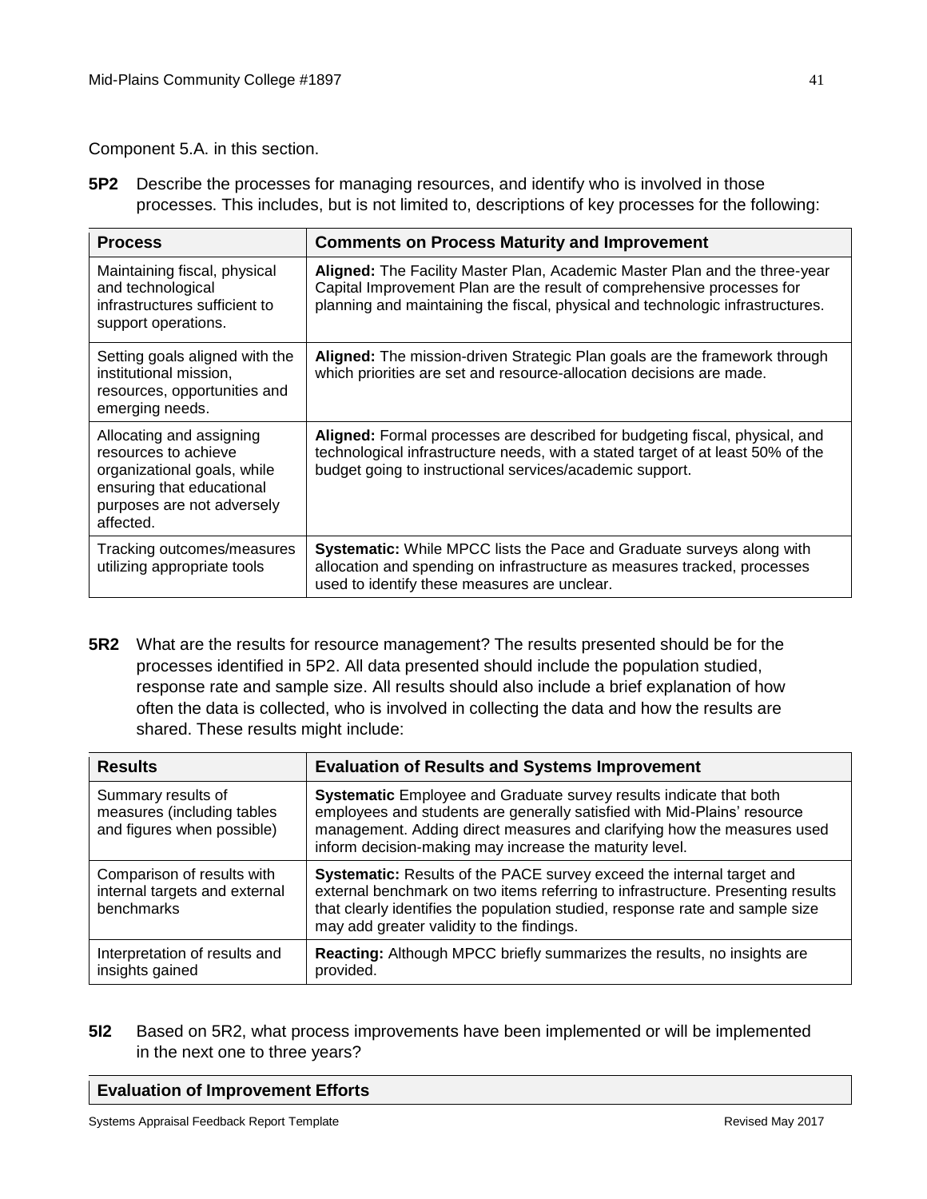Component 5.A. in this section.

**5P2** Describe the processes for managing resources, and identify who is involved in those processes. This includes, but is not limited to, descriptions of key processes for the following:

| Process | Comments on Process Maturity and Improvement |
|---|---|
| Maintaining fiscal, physical and technological infrastructures sufficient to support operations. | **Aligned:** The Facility Master Plan, Academic Master Plan and the three-year Capital Improvement Plan are the result of comprehensive processes for planning and maintaining the fiscal, physical and technologic infrastructures. |
| Setting goals aligned with the institutional mission, resources, opportunities and emerging needs. | **Aligned:** The mission-driven Strategic Plan goals are the framework through which priorities are set and resource-allocation decisions are made. |
| Allocating and assigning resources to achieve organizational goals, while ensuring that educational purposes are not adversely affected. | **Aligned:** Formal processes are described for budgeting fiscal, physical, and technological infrastructure needs, with a stated target of at least 50% of the budget going to instructional services/academic support. |
| Tracking outcomes/measures utilizing appropriate tools | **Systematic:** While MPCC lists the Pace and Graduate surveys along with allocation and spending on infrastructure as measures tracked, processes used to identify these measures are unclear. |

**5R2** What are the results for resource management? The results presented should be for the processes identified in 5P2. All data presented should include the population studied, response rate and sample size. All results should also include a brief explanation of how often the data is collected, who is involved in collecting the data and how the results are shared. These results might include:

| Results | Evaluation of Results and Systems Improvement |
|---|---|
| Summary results of measures (including tables and figures when possible) | **Systematic** Employee and Graduate survey results indicate that both employees and students are generally satisfied with Mid-Plains' resource management. Adding direct measures and clarifying how the measures used inform decision-making may increase the maturity level. |
| Comparison of results with internal targets and external benchmarks | **Systematic:** Results of the PACE survey exceed the internal target and external benchmark on two items referring to infrastructure. Presenting results that clearly identifies the population studied, response rate and sample size may add greater validity to the findings. |
| Interpretation of results and insights gained | **Reacting:** Although MPCC briefly summarizes the results, no insights are provided. |

**5I2** Based on 5R2, what process improvements have been implemented or will be implemented in the next one to three years?

| Evaluation of Improvement Efforts |
|---|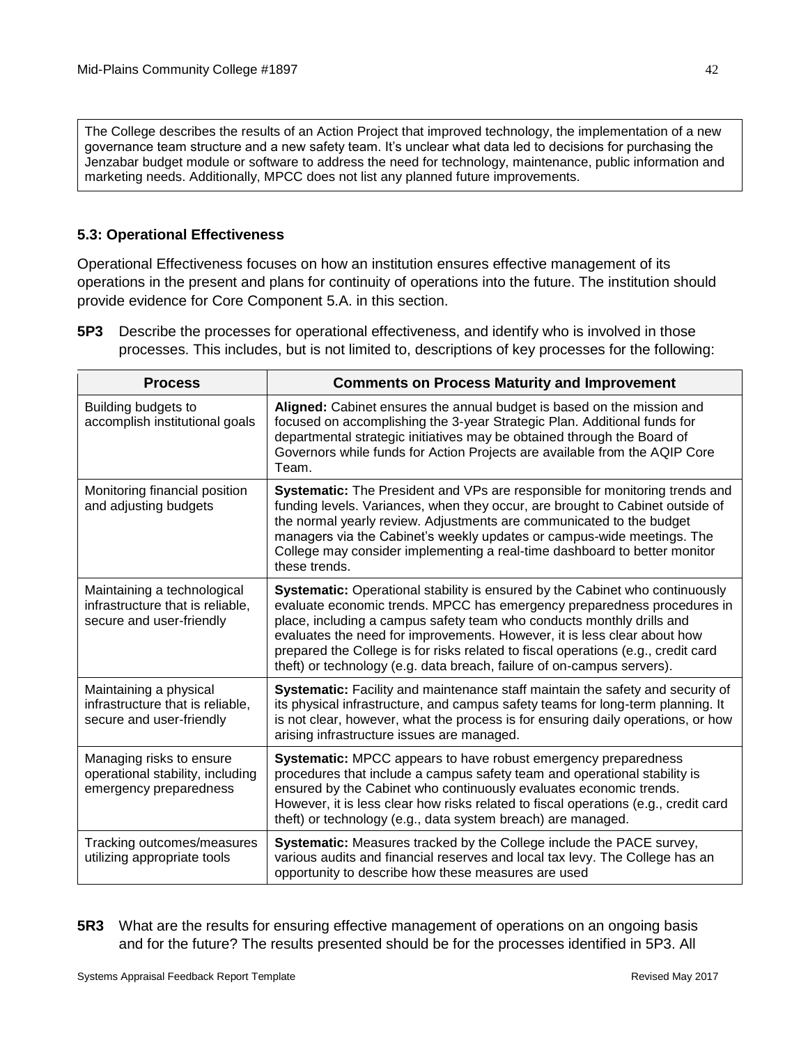The College describes the results of an Action Project that improved technology, the implementation of a new governance team structure and a new safety team. It's unclear what data led to decisions for purchasing the Jenzabar budget module or software to address the need for technology, maintenance, public information and marketing needs. Additionally, MPCC does not list any planned future improvements.

### 5.3: Operational Effectiveness

Operational Effectiveness focuses on how an institution ensures effective management of its operations in the present and plans for continuity of operations into the future. The institution should provide evidence for Core Component 5.A. in this section.

**5P3** Describe the processes for operational effectiveness, and identify who is involved in those processes. This includes, but is not limited to, descriptions of key processes for the following:

| Process | Comments on Process Maturity and Improvement |
|---|---|
| Building budgets to accomplish institutional goals | **Aligned:** Cabinet ensures the annual budget is based on the mission and focused on accomplishing the 3-year Strategic Plan. Additional funds for departmental strategic initiatives may be obtained through the Board of Governors while funds for Action Projects are available from the AQIP Core Team. |
| Monitoring financial position and adjusting budgets | **Systematic:** The President and VPs are responsible for monitoring trends and funding levels. Variances, when they occur, are brought to Cabinet outside of the normal yearly review. Adjustments are communicated to the budget managers via the Cabinet's weekly updates or campus-wide meetings. The College may consider implementing a real-time dashboard to better monitor these trends. |
| Maintaining a technological infrastructure that is reliable, secure and user-friendly | **Systematic:** Operational stability is ensured by the Cabinet who continuously evaluate economic trends. MPCC has emergency preparedness procedures in place, including a campus safety team who conducts monthly drills and evaluates the need for improvements. However, it is less clear about how prepared the College is for risks related to fiscal operations (e.g., credit card theft) or technology (e.g. data breach, failure of on-campus servers). |
| Maintaining a physical infrastructure that is reliable, secure and user-friendly | **Systematic:** Facility and maintenance staff maintain the safety and security of its physical infrastructure, and campus safety teams for long-term planning. It is not clear, however, what the process is for ensuring daily operations, or how arising infrastructure issues are managed. |
| Managing risks to ensure operational stability, including emergency preparedness | **Systematic:** MPCC appears to have robust emergency preparedness procedures that include a campus safety team and operational stability is ensured by the Cabinet who continuously evaluates economic trends. However, it is less clear how risks related to fiscal operations (e.g., credit card theft) or technology (e.g., data system breach) are managed. |
| Tracking outcomes/measures utilizing appropriate tools | **Systematic:** Measures tracked by the College include the PACE survey, various audits and financial reserves and local tax levy. The College has an opportunity to describe how these measures are used |

**5R3** What are the results for ensuring effective management of operations on an ongoing basis and for the future? The results presented should be for the processes identified in 5P3. All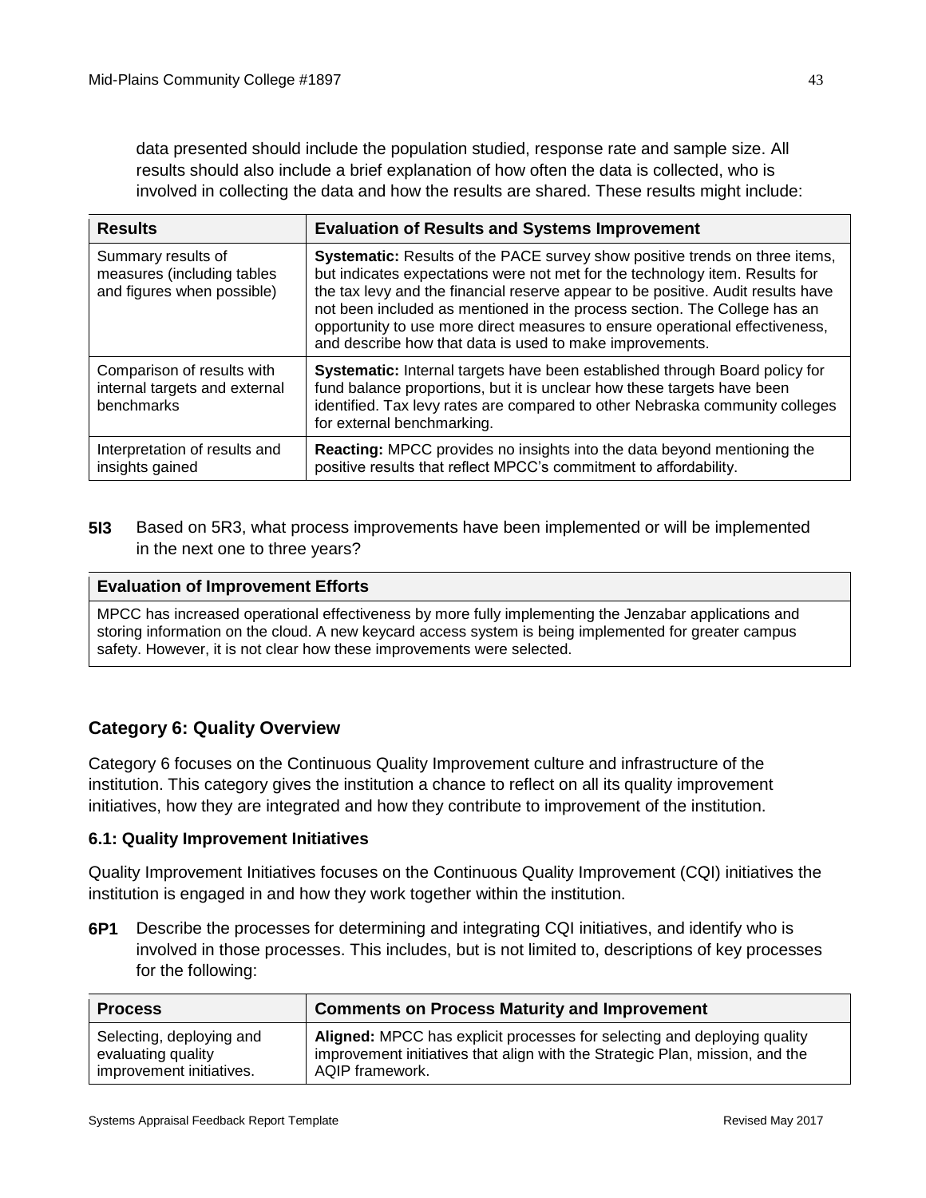data presented should include the population studied, response rate and sample size. All results should also include a brief explanation of how often the data is collected, who is involved in collecting the data and how the results are shared. These results might include:

| Results | Evaluation of Results and Systems Improvement |
|---|---|
| Summary results of measures (including tables and figures when possible) | **Systematic:** Results of the PACE survey show positive trends on three items, but indicates expectations were not met for the technology item. Results for the tax levy and the financial reserve appear to be positive. Audit results have not been included as mentioned in the process section. The College has an opportunity to use more direct measures to ensure operational effectiveness, and describe how that data is used to make improvements. |
| Comparison of results with internal targets and external benchmarks | **Systematic:** Internal targets have been established through Board policy for fund balance proportions, but it is unclear how these targets have been identified. Tax levy rates are compared to other Nebraska community colleges for external benchmarking. |
| Interpretation of results and insights gained | **Reacting:** MPCC provides no insights into the data beyond mentioning the positive results that reflect MPCC's commitment to affordability. |

**5I3** Based on 5R3, what process improvements have been implemented or will be implemented in the next one to three years?

| Evaluation of Improvement Efforts |
|---|
| MPCC has increased operational effectiveness by more fully implementing the Jenzabar applications and storing information on the cloud. A new keycard access system is being implemented for greater campus safety. However, it is not clear how these improvements were selected. |

## Category 6: Quality Overview

Category 6 focuses on the Continuous Quality Improvement culture and infrastructure of the institution. This category gives the institution a chance to reflect on all its quality improvement initiatives, how they are integrated and how they contribute to improvement of the institution.

### 6.1: Quality Improvement Initiatives

Quality Improvement Initiatives focuses on the Continuous Quality Improvement (CQI) initiatives the institution is engaged in and how they work together within the institution.

**6P1** Describe the processes for determining and integrating CQI initiatives, and identify who is involved in those processes. This includes, but is not limited to, descriptions of key processes for the following:

| Process | Comments on Process Maturity and Improvement |
|---|---|
| Selecting, deploying and evaluating quality improvement initiatives. | **Aligned:** MPCC has explicit processes for selecting and deploying quality improvement initiatives that align with the Strategic Plan, mission, and the AQIP framework. |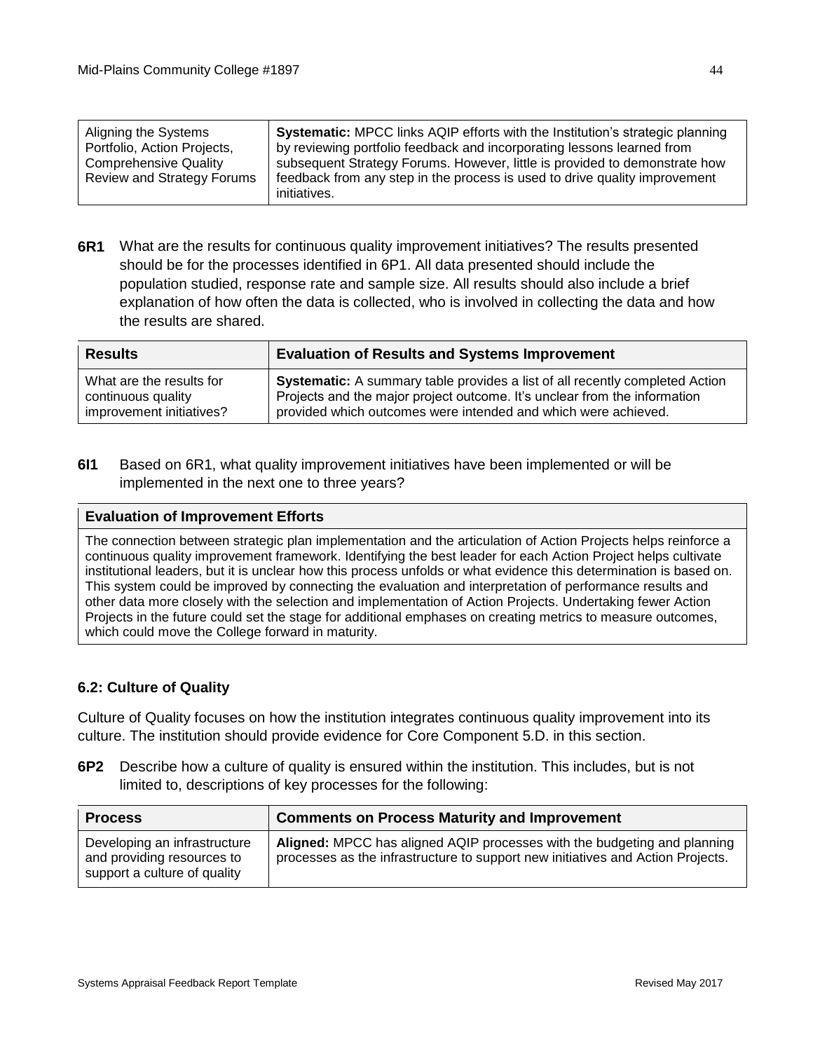| Aligning the Systems Portfolio, Action Projects, Comprehensive Quality Review and Strategy Forums | **Systematic:** MPCC links AQIP efforts with the Institution's strategic planning by reviewing portfolio feedback and incorporating lessons learned from subsequent Strategy Forums. However, little is provided to demonstrate how feedback from any step in the process is used to drive quality improvement initiatives. |
|---|---|

**6R1** What are the results for continuous quality improvement initiatives? The results presented should be for the processes identified in 6P1. All data presented should include the population studied, response rate and sample size. All results should also include a brief explanation of how often the data is collected, who is involved in collecting the data and how the results are shared.

| Results | Evaluation of Results and Systems Improvement |
|---|---|
| What are the results for continuous quality improvement initiatives? | **Systematic:** A summary table provides a list of all recently completed Action Projects and the major project outcome. It's unclear from the information provided which outcomes were intended and which were achieved. |

**6I1** Based on 6R1, what quality improvement initiatives have been implemented or will be implemented in the next one to three years?

| Evaluation of Improvement Efforts |
|---|
| The connection between strategic plan implementation and the articulation of Action Projects helps reinforce a continuous quality improvement framework. Identifying the best leader for each Action Project helps cultivate institutional leaders, but it is unclear how this process unfolds or what evidence this determination is based on. This system could be improved by connecting the evaluation and interpretation of performance results and other data more closely with the selection and implementation of Action Projects. Undertaking fewer Action Projects in the future could set the stage for additional emphases on creating metrics to measure outcomes, which could move the College forward in maturity. |

### 6.2: Culture of Quality

Culture of Quality focuses on how the institution integrates continuous quality improvement into its culture. The institution should provide evidence for Core Component 5.D. in this section.

**6P2** Describe how a culture of quality is ensured within the institution. This includes, but is not limited to, descriptions of key processes for the following:

| Process | Comments on Process Maturity and Improvement |
|---|---|
| Developing an infrastructure and providing resources to support a culture of quality | **Aligned:** MPCC has aligned AQIP processes with the budgeting and planning processes as the infrastructure to support new initiatives and Action Projects. |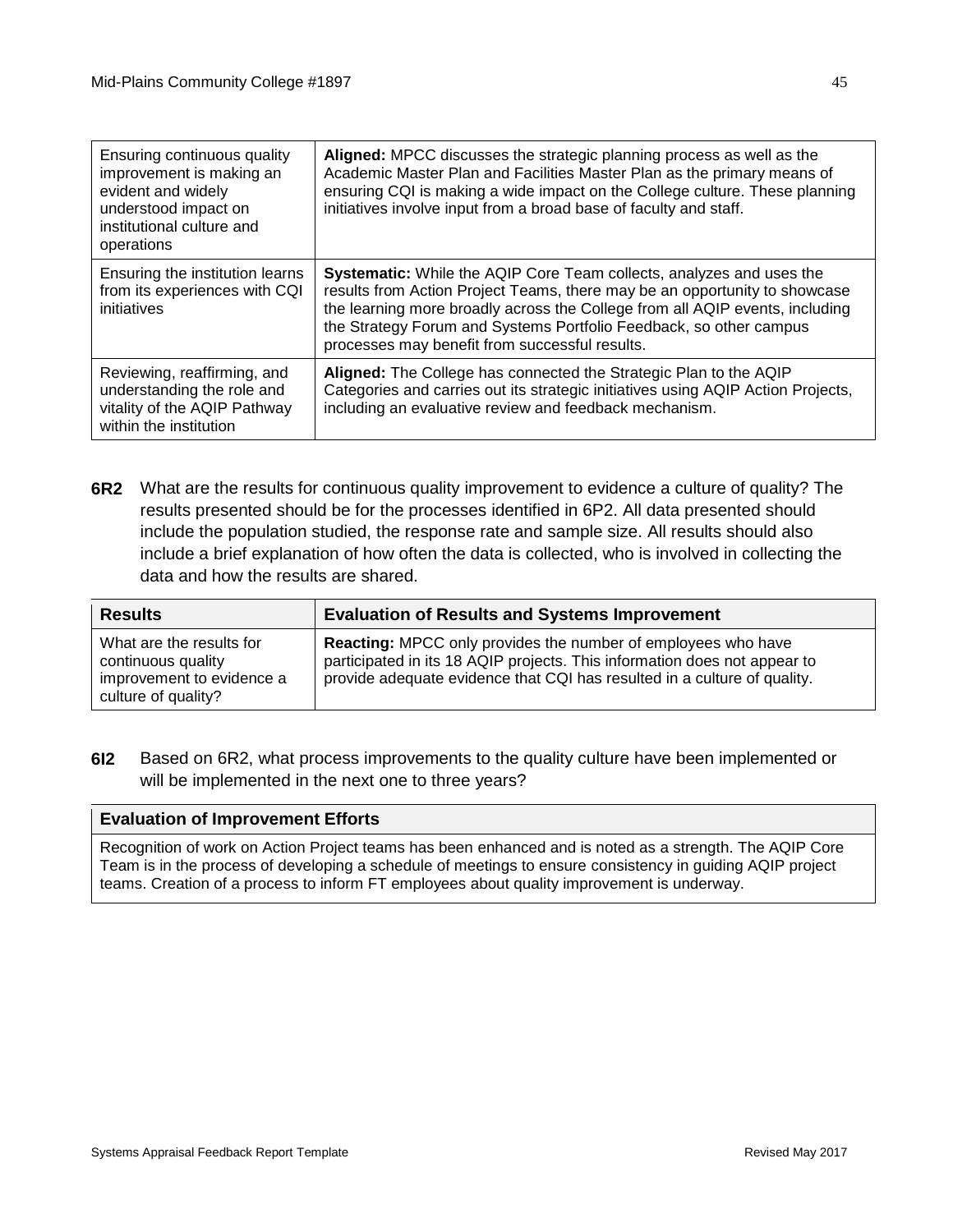| | |
|---|---|
| Ensuring continuous quality improvement is making an evident and widely understood impact on institutional culture and operations | **Aligned:** MPCC discusses the strategic planning process as well as the Academic Master Plan and Facilities Master Plan as the primary means of ensuring CQI is making a wide impact on the College culture. These planning initiatives involve input from a broad base of faculty and staff. |
| Ensuring the institution learns from its experiences with CQI initiatives | **Systematic:** While the AQIP Core Team collects, analyzes and uses the results from Action Project Teams, there may be an opportunity to showcase the learning more broadly across the College from all AQIP events, including the Strategy Forum and Systems Portfolio Feedback, so other campus processes may benefit from successful results. |
| Reviewing, reaffirming, and understanding the role and vitality of the AQIP Pathway within the institution | **Aligned:** The College has connected the Strategic Plan to the AQIP Categories and carries out its strategic initiatives using AQIP Action Projects, including an evaluative review and feedback mechanism. |

**6R2** What are the results for continuous quality improvement to evidence a culture of quality? The results presented should be for the processes identified in 6P2. All data presented should include the population studied, the response rate and sample size. All results should also include a brief explanation of how often the data is collected, who is involved in collecting the data and how the results are shared.

| Results | Evaluation of Results and Systems Improvement |
|---|---|
| What are the results for continuous quality improvement to evidence a culture of quality? | **Reacting:** MPCC only provides the number of employees who have participated in its 18 AQIP projects. This information does not appear to provide adequate evidence that CQI has resulted in a culture of quality. |

**6I2** Based on 6R2, what process improvements to the quality culture have been implemented or will be implemented in the next one to three years?

| Evaluation of Improvement Efforts |
|---|
| Recognition of work on Action Project teams has been enhanced and is noted as a strength. The AQIP Core Team is in the process of developing a schedule of meetings to ensure consistency in guiding AQIP project teams. Creation of a process to inform FT employees about quality improvement is underway. |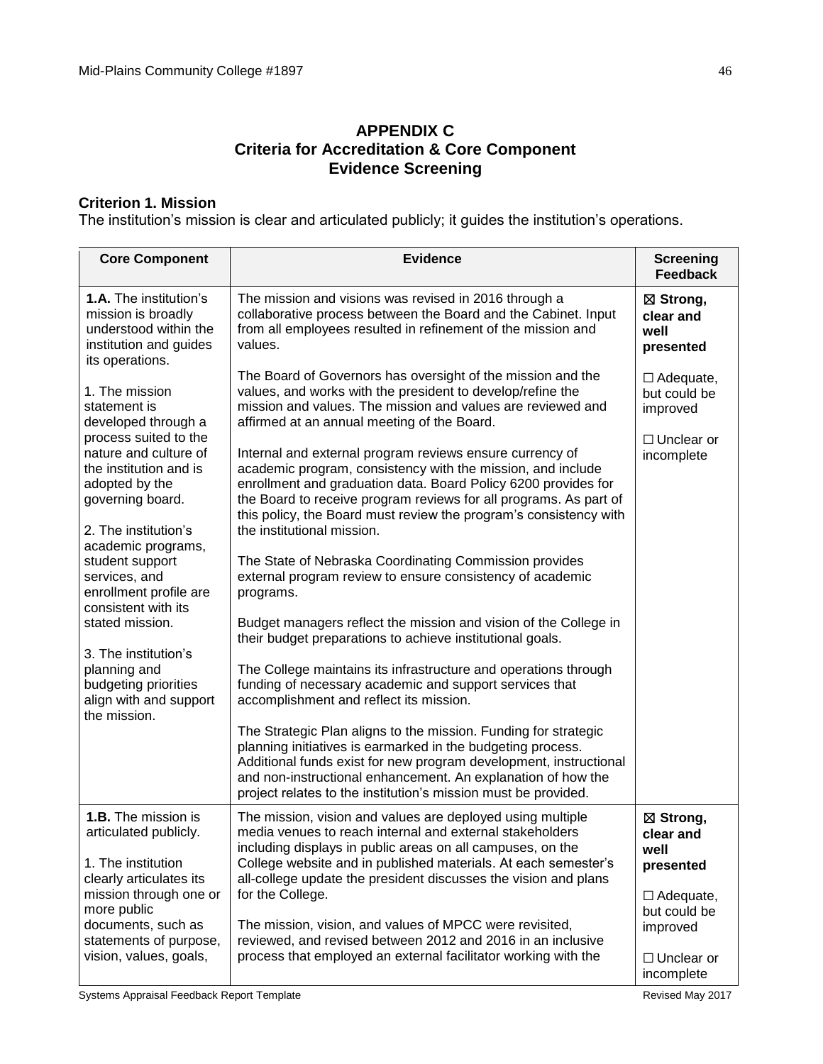## APPENDIX C
## Criteria for Accreditation & Core Component Evidence Screening

### Criterion 1. Mission

The institution's mission is clear and articulated publicly; it guides the institution's operations.

| Core Component | Evidence | Screening Feedback |
|---|---|---|
| **1.A.** The institution's mission is broadly understood within the institution and guides its operations.<br><br>1. The mission statement is developed through a process suited to the nature and culture of the institution and is adopted by the governing board.<br><br>2. The institution's academic programs, student support services, and enrollment profile are consistent with its stated mission.<br><br>3. The institution's planning and budgeting priorities align with and support the mission. | The mission and visions was revised in 2016 through a collaborative process between the Board and the Cabinet. Input from all employees resulted in refinement of the mission and values.<br><br>The Board of Governors has oversight of the mission and the values, and works with the president to develop/refine the mission and values. The mission and values are reviewed and affirmed at an annual meeting of the Board.<br><br>Internal and external program reviews ensure currency of academic program, consistency with the mission, and include enrollment and graduation data. Board Policy 6200 provides for the Board to receive program reviews for all programs. As part of this policy, the Board must review the program's consistency with the institutional mission.<br><br>The State of Nebraska Coordinating Commission provides external program review to ensure consistency of academic programs.<br><br>Budget managers reflect the mission and vision of the College in their budget preparations to achieve institutional goals.<br><br>The College maintains its infrastructure and operations through funding of necessary academic and support services that accomplishment and reflect its mission.<br><br>The Strategic Plan aligns to the mission. Funding for strategic planning initiatives is earmarked in the budgeting process. Additional funds exist for new program development, instructional and non-instructional enhancement. An explanation of how the project relates to the institution's mission must be provided. | ☒ **Strong, clear and well presented**<br><br>☐ Adequate, but could be improved<br><br>☐ Unclear or incomplete |
| **1.B.** The mission is articulated publicly.<br><br>1. The institution clearly articulates its mission through one or more public documents, such as statements of purpose, vision, values, goals, | The mission, vision and values are deployed using multiple media venues to reach internal and external stakeholders including displays in public areas on all campuses, on the College website and in published materials. At each semester's all-college update the president discusses the vision and plans for the College.<br><br>The mission, vision, and values of MPCC were revisited, reviewed, and revised between 2012 and 2016 in an inclusive process that employed an external facilitator working with the | ☒ **Strong, clear and well presented**<br><br>☐ Adequate, but could be improved<br><br>☐ Unclear or incomplete |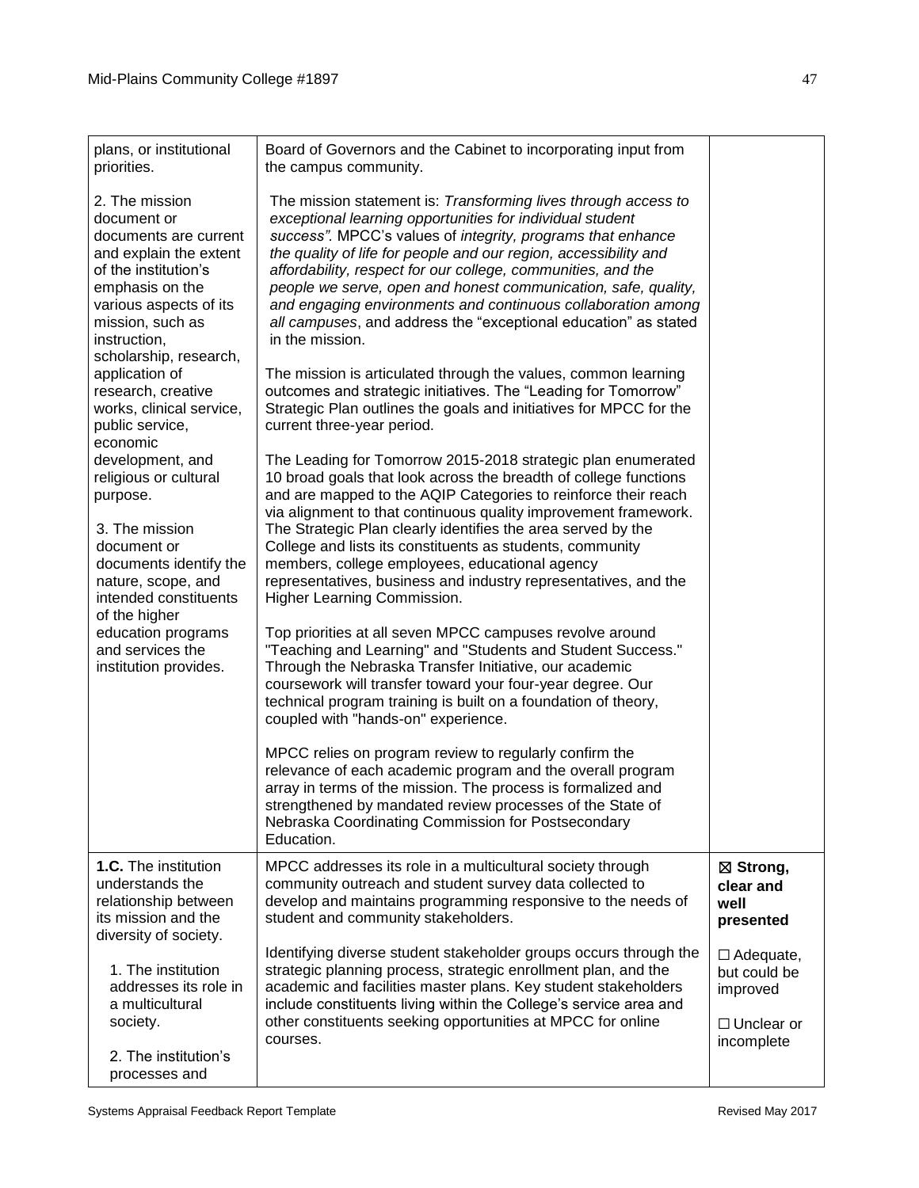| | | |
|---|---|---|
| plans, or institutional priorities.<br><br>2. The mission document or documents are current and explain the extent of the institution's emphasis on the various aspects of its mission, such as instruction, scholarship, research, application of research, creative works, clinical service, public service, economic development, and religious or cultural purpose.<br><br>3. The mission document or documents identify the nature, scope, and intended constituents of the higher education programs and services the institution provides. | Board of Governors and the Cabinet to incorporating input from the campus community.<br><br>The mission statement is: *Transforming lives through access to exceptional learning opportunities for individual student success".* MPCC's values of *integrity, programs that enhance the quality of life for people and our region, accessibility and affordability, respect for our college, communities, and the people we serve, open and honest communication, safe, quality, and engaging environments and continuous collaboration among all campuses*, and address the "exceptional education" as stated in the mission.<br><br>The mission is articulated through the values, common learning outcomes and strategic initiatives. The "Leading for Tomorrow" Strategic Plan outlines the goals and initiatives for MPCC for the current three-year period.<br><br>The Leading for Tomorrow 2015-2018 strategic plan enumerated 10 broad goals that look across the breadth of college functions and are mapped to the AQIP Categories to reinforce their reach via alignment to that continuous quality improvement framework. The Strategic Plan clearly identifies the area served by the College and lists its constituents as students, community members, college employees, educational agency representatives, business and industry representatives, and the Higher Learning Commission.<br><br>Top priorities at all seven MPCC campuses revolve around "Teaching and Learning" and "Students and Student Success." Through the Nebraska Transfer Initiative, our academic coursework will transfer toward your four-year degree. Our technical program training is built on a foundation of theory, coupled with "hands-on" experience.<br><br>MPCC relies on program review to regularly confirm the relevance of each academic program and the overall program array in terms of the mission. The process is formalized and strengthened by mandated review processes of the State of Nebraska Coordinating Commission for Postsecondary Education. | |
| **1.C.** The institution understands the relationship between its mission and the diversity of society.<br><br>1. The institution addresses its role in a multicultural society.<br><br>2. The institution's processes and | MPCC addresses its role in a multicultural society through community outreach and student survey data collected to develop and maintains programming responsive to the needs of student and community stakeholders.<br><br>Identifying diverse student stakeholder groups occurs through the strategic planning process, strategic enrollment plan, and the academic and facilities master plans. Key student stakeholders include constituents living within the College's service area and other constituents seeking opportunities at MPCC for online courses. | ☒ **Strong, clear and well presented**<br><br>☐ Adequate, but could be improved<br><br>☐ Unclear or incomplete |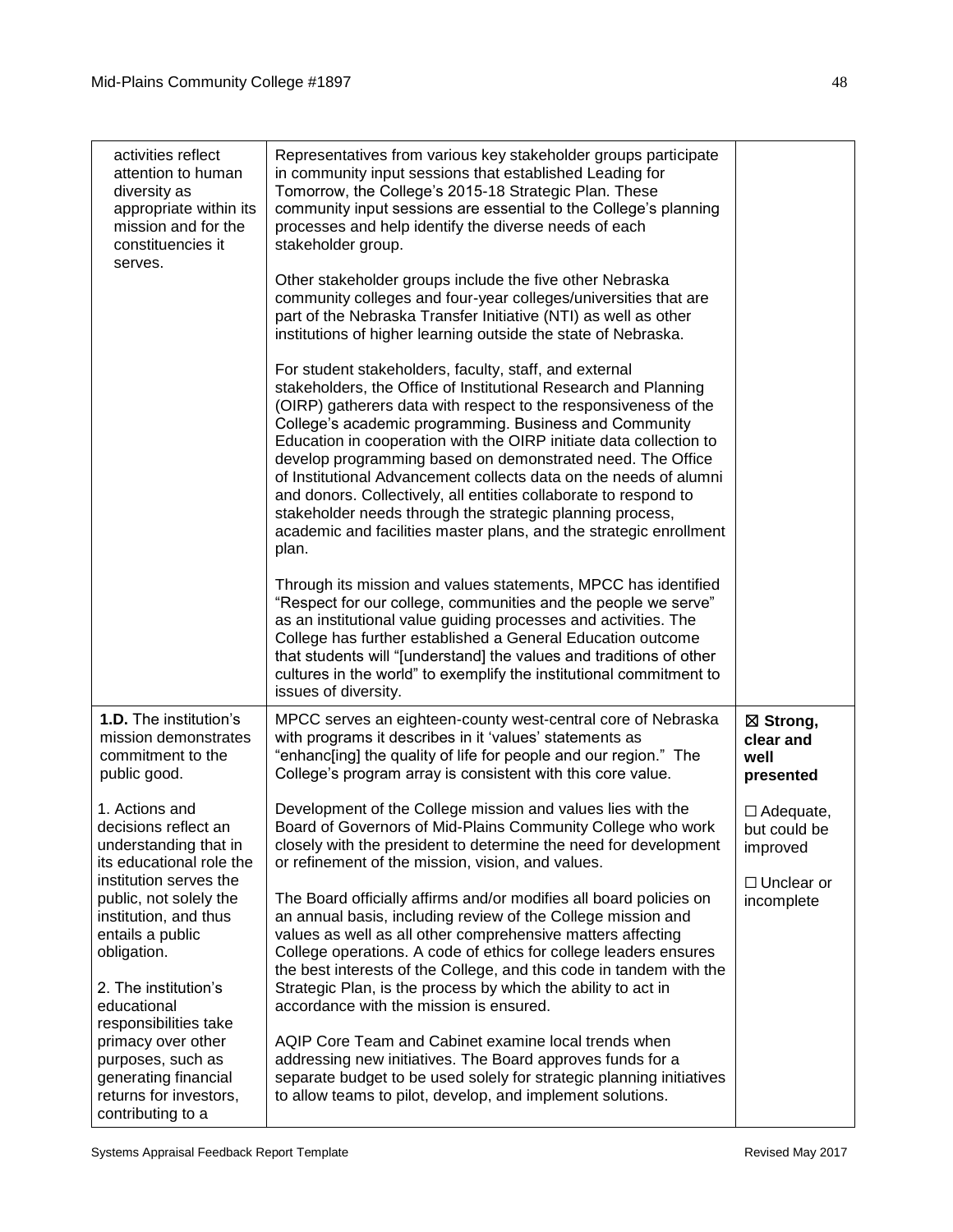| activities reflect attention to human diversity as appropriate within its mission and for the constituencies it serves. | Representatives from various key stakeholder groups participate in community input sessions that established Leading for Tomorrow, the College's 2015-18 Strategic Plan. These community input sessions are essential to the College's planning processes and help identify the diverse needs of each stakeholder group.<br><br>Other stakeholder groups include the five other Nebraska community colleges and four-year colleges/universities that are part of the Nebraska Transfer Initiative (NTI) as well as other institutions of higher learning outside the state of Nebraska.<br><br>For student stakeholders, faculty, staff, and external stakeholders, the Office of Institutional Research and Planning (OIRP) gatherers data with respect to the responsiveness of the College's academic programming. Business and Community Education in cooperation with the OIRP initiate data collection to develop programming based on demonstrated need. The Office of Institutional Advancement collects data on the needs of alumni and donors. Collectively, all entities collaborate to respond to stakeholder needs through the strategic planning process, academic and facilities master plans, and the strategic enrollment plan.<br><br>Through its mission and values statements, MPCC has identified "Respect for our college, communities and the people we serve" as an institutional value guiding processes and activities. The College has further established a General Education outcome that students will "[understand] the values and traditions of other cultures in the world" to exemplify the institutional commitment to issues of diversity. | |
|---|---|---|
| **1.D.** The institution's mission demonstrates commitment to the public good.<br><br>1. Actions and decisions reflect an understanding that in its educational role the institution serves the public, not solely the institution, and thus entails a public obligation.<br><br>2. The institution's educational responsibilities take primacy over other purposes, such as generating financial returns for investors, contributing to a | MPCC serves an eighteen-county west-central core of Nebraska with programs it describes in it 'values' statements as "enhanc[ing] the quality of life for people and our region." The College's program array is consistent with this core value.<br><br>Development of the College mission and values lies with the Board of Governors of Mid-Plains Community College who work closely with the president to determine the need for development or refinement of the mission, vision, and values.<br><br>The Board officially affirms and/or modifies all board policies on an annual basis, including review of the College mission and values as well as all other comprehensive matters affecting College operations. A code of ethics for college leaders ensures the best interests of the College, and this code in tandem with the Strategic Plan, is the process by which the ability to act in accordance with the mission is ensured.<br><br>AQIP Core Team and Cabinet examine local trends when addressing new initiatives. The Board approves funds for a separate budget to be used solely for strategic planning initiatives to allow teams to pilot, develop, and implement solutions. | ☒ **Strong, clear and well presented**<br><br>☐ Adequate, but could be improved<br><br>☐ Unclear or incomplete |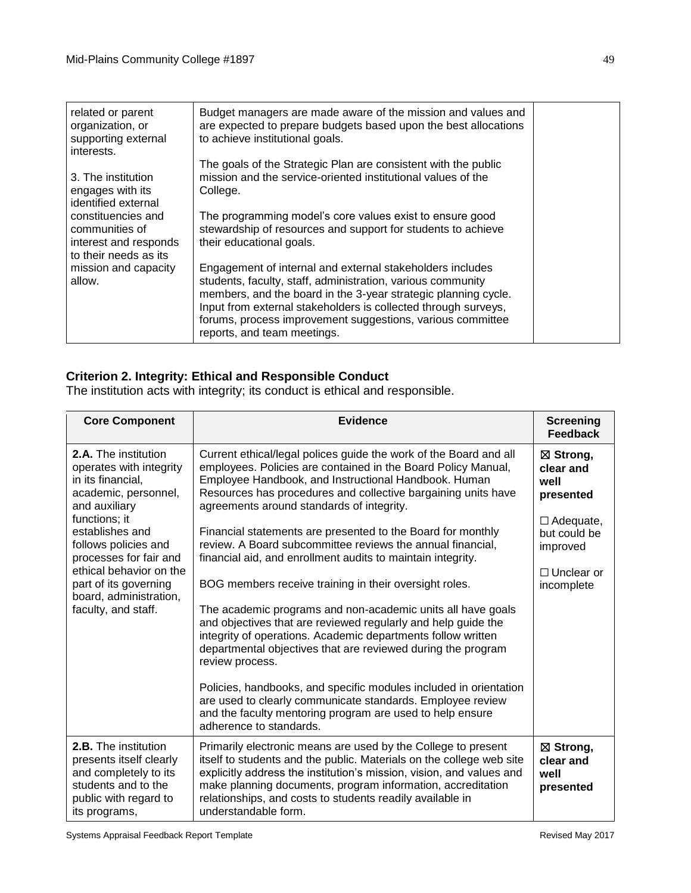| | | |
|---|---|---|
| related or parent organization, or supporting external interests.<br><br>3. The institution engages with its identified external constituencies and communities of interest and responds to their needs as its mission and capacity allow. | Budget managers are made aware of the mission and values and are expected to prepare budgets based upon the best allocations to achieve institutional goals.<br><br>The goals of the Strategic Plan are consistent with the public mission and the service-oriented institutional values of the College.<br><br>The programming model's core values exist to ensure good stewardship of resources and support for students to achieve their educational goals.<br><br>Engagement of internal and external stakeholders includes students, faculty, staff, administration, various community members, and the board in the 3-year strategic planning cycle. Input from external stakeholders is collected through surveys, forums, process improvement suggestions, various committee reports, and team meetings. | |

## Criterion 2. Integrity: Ethical and Responsible Conduct

The institution acts with integrity; its conduct is ethical and responsible.

| Core Component | Evidence | Screening Feedback |
|---|---|---|
| **2.A.** The institution operates with integrity in its financial, academic, personnel, and auxiliary functions; it establishes and follows policies and processes for fair and ethical behavior on the part of its governing board, administration, faculty, and staff. | Current ethical/legal polices guide the work of the Board and all employees. Policies are contained in the Board Policy Manual, Employee Handbook, and Instructional Handbook. Human Resources has procedures and collective bargaining units have agreements around standards of integrity.<br><br>Financial statements are presented to the Board for monthly review. A Board subcommittee reviews the annual financial, financial aid, and enrollment audits to maintain integrity.<br><br>BOG members receive training in their oversight roles.<br><br>The academic programs and non-academic units all have goals and objectives that are reviewed regularly and help guide the integrity of operations. Academic departments follow written departmental objectives that are reviewed during the program review process.<br><br>Policies, handbooks, and specific modules included in orientation are used to clearly communicate standards. Employee review and the faculty mentoring program are used to help ensure adherence to standards. | ☒ **Strong, clear and well presented**<br><br>☐ Adequate, but could be improved<br><br>☐ Unclear or incomplete |
| **2.B.** The institution presents itself clearly and completely to its students and to the public with regard to its programs, | Primarily electronic means are used by the College to present itself to students and the public. Materials on the college web site explicitly address the institution's mission, vision, and values and make planning documents, program information, accreditation relationships, and costs to students readily available in understandable form. | ☒ **Strong, clear and well presented** |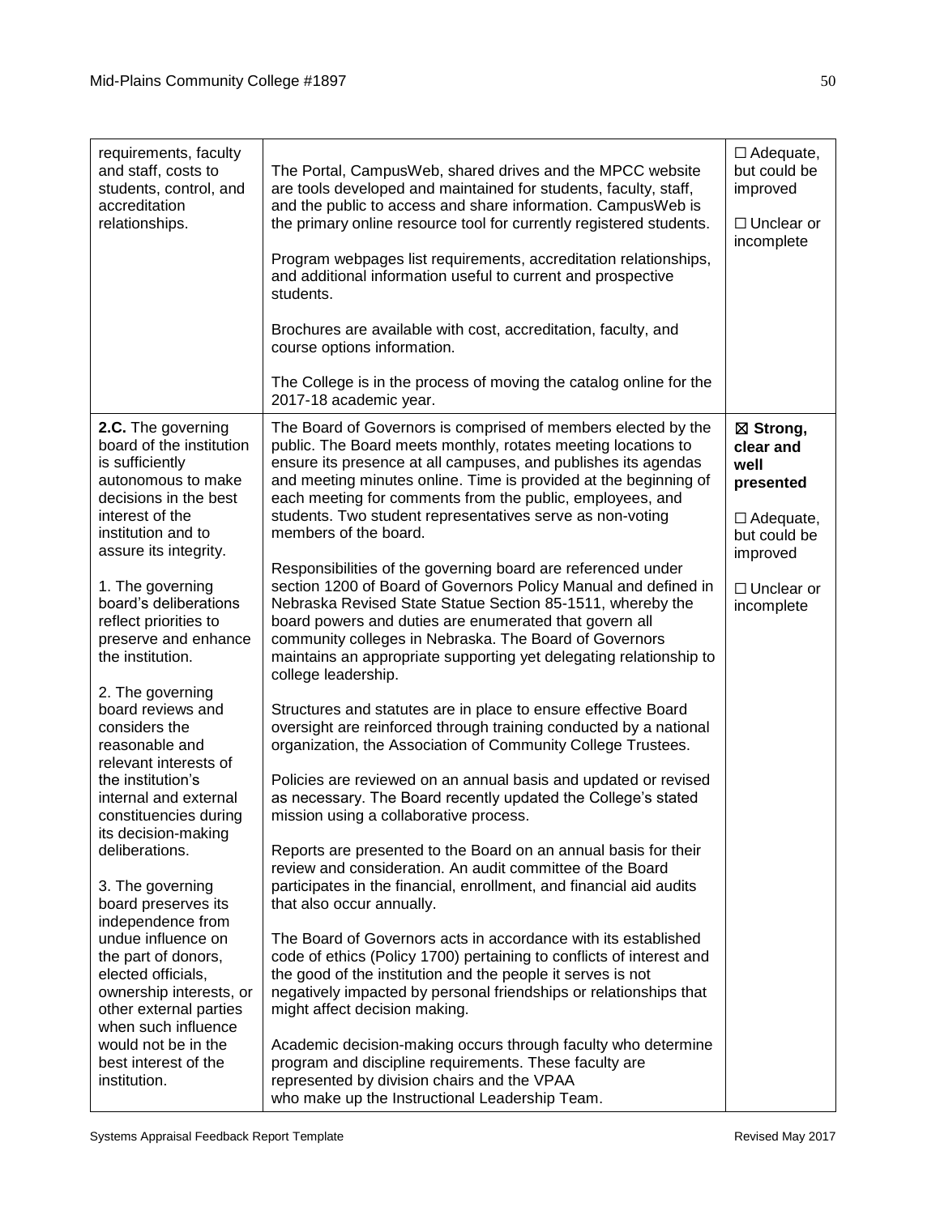| | | |
|---|---|---|
| requirements, faculty and staff, costs to students, control, and accreditation relationships. | The Portal, CampusWeb, shared drives and the MPCC website are tools developed and maintained for students, faculty, staff, and the public to access and share information. CampusWeb is the primary online resource tool for currently registered students.<br><br>Program webpages list requirements, accreditation relationships, and additional information useful to current and prospective students.<br><br>Brochures are available with cost, accreditation, faculty, and course options information.<br><br>The College is in the process of moving the catalog online for the 2017-18 academic year. | ☐ Adequate, but could be improved<br><br>☐ Unclear or incomplete |
| **2.C.** The governing board of the institution is sufficiently autonomous to make decisions in the best interest of the institution and to assure its integrity.<br><br>1. The governing board's deliberations reflect priorities to preserve and enhance the institution.<br><br>2. The governing board reviews and considers the reasonable and relevant interests of the institution's internal and external constituencies during its decision-making deliberations.<br><br>3. The governing board preserves its independence from undue influence on the part of donors, elected officials, ownership interests, or other external parties when such influence would not be in the best interest of the institution. | The Board of Governors is comprised of members elected by the public. The Board meets monthly, rotates meeting locations to ensure its presence at all campuses, and publishes its agendas and meeting minutes online. Time is provided at the beginning of each meeting for comments from the public, employees, and students. Two student representatives serve as non-voting members of the board.<br><br>Responsibilities of the governing board are referenced under section 1200 of Board of Governors Policy Manual and defined in Nebraska Revised State Statue Section 85-1511, whereby the board powers and duties are enumerated that govern all community colleges in Nebraska. The Board of Governors maintains an appropriate supporting yet delegating relationship to college leadership.<br><br>Structures and statutes are in place to ensure effective Board oversight are reinforced through training conducted by a national organization, the Association of Community College Trustees.<br><br>Policies are reviewed on an annual basis and updated or revised as necessary. The Board recently updated the College's stated mission using a collaborative process.<br><br>Reports are presented to the Board on an annual basis for their review and consideration. An audit committee of the Board participates in the financial, enrollment, and financial aid audits that also occur annually.<br><br>The Board of Governors acts in accordance with its established code of ethics (Policy 1700) pertaining to conflicts of interest and the good of the institution and the people it serves is not negatively impacted by personal friendships or relationships that might affect decision making.<br><br>Academic decision-making occurs through faculty who determine program and discipline requirements. These faculty are represented by division chairs and the VPAA who make up the Instructional Leadership Team. | ☒ **Strong, clear and well presented**<br><br>☐ Adequate, but could be improved<br><br>☐ Unclear or incomplete |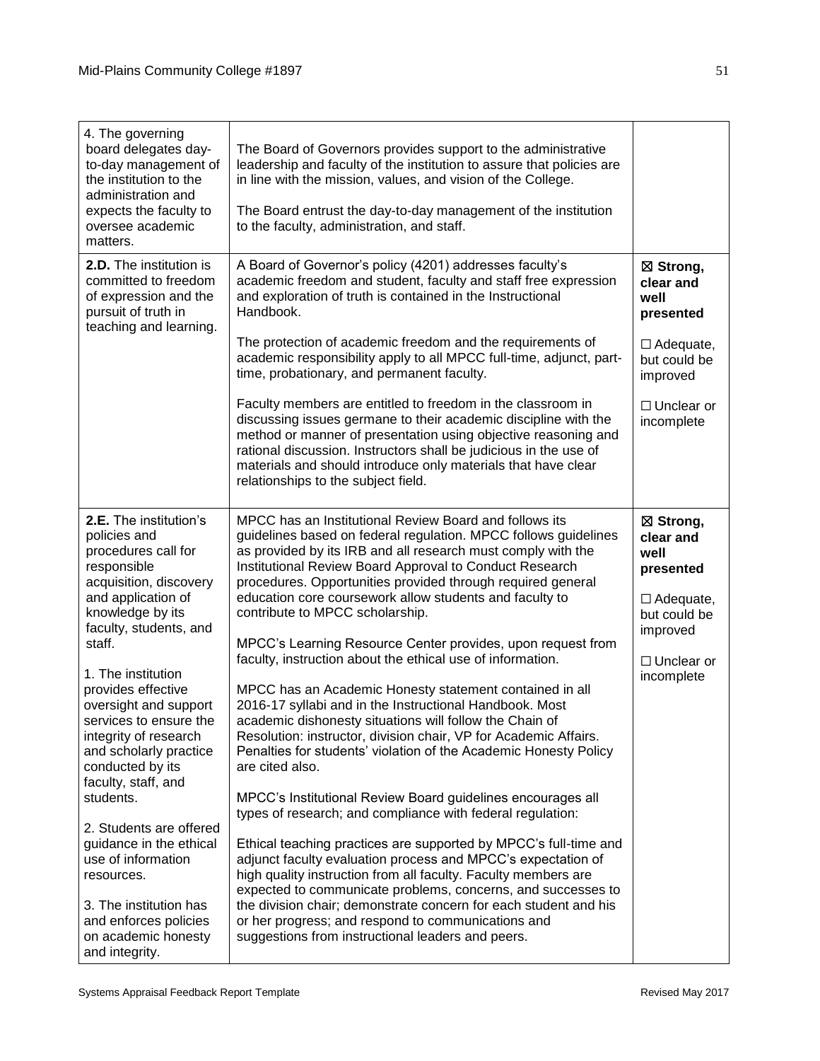| | | |
|---|---|---|
| 4. The governing board delegates day-to-day management of the institution to the administration and expects the faculty to oversee academic matters. | The Board of Governors provides support to the administrative leadership and faculty of the institution to assure that policies are in line with the mission, values, and vision of the College.<br><br>The Board entrust the day-to-day management of the institution to the faculty, administration, and staff. | |
| **2.D.** The institution is committed to freedom of expression and the pursuit of truth in teaching and learning. | A Board of Governor's policy (4201) addresses faculty's academic freedom and student, faculty and staff free expression and exploration of truth is contained in the Instructional Handbook.<br><br>The protection of academic freedom and the requirements of academic responsibility apply to all MPCC full-time, adjunct, part-time, probationary, and permanent faculty.<br><br>Faculty members are entitled to freedom in the classroom in discussing issues germane to their academic discipline with the method or manner of presentation using objective reasoning and rational discussion. Instructors shall be judicious in the use of materials and should introduce only materials that have clear relationships to the subject field. | ☒ **Strong, clear and well presented**<br><br>☐ Adequate, but could be improved<br><br>☐ Unclear or incomplete |
| **2.E.** The institution's policies and procedures call for responsible acquisition, discovery and application of knowledge by its faculty, students, and staff.<br><br>1. The institution provides effective oversight and support services to ensure the integrity of research and scholarly practice conducted by its faculty, staff, and students.<br><br>2. Students are offered guidance in the ethical use of information resources.<br><br>3. The institution has and enforces policies on academic honesty and integrity. | MPCC has an Institutional Review Board and follows its guidelines based on federal regulation. MPCC follows guidelines as provided by its IRB and all research must comply with the Institutional Review Board Approval to Conduct Research procedures. Opportunities provided through required general education core coursework allow students and faculty to contribute to MPCC scholarship.<br><br>MPCC's Learning Resource Center provides, upon request from faculty, instruction about the ethical use of information.<br><br>MPCC has an Academic Honesty statement contained in all 2016-17 syllabi and in the Instructional Handbook. Most academic dishonesty situations will follow the Chain of Resolution: instructor, division chair, VP for Academic Affairs. Penalties for students' violation of the Academic Honesty Policy are cited also.<br><br>MPCC's Institutional Review Board guidelines encourages all types of research; and compliance with federal regulation:<br><br>Ethical teaching practices are supported by MPCC's full-time and adjunct faculty evaluation process and MPCC's expectation of high quality instruction from all faculty. Faculty members are expected to communicate problems, concerns, and successes to the division chair; demonstrate concern for each student and his or her progress; and respond to communications and suggestions from instructional leaders and peers. | ☒ **Strong, clear and well presented**<br><br>☐ Adequate, but could be improved<br><br>☐ Unclear or incomplete |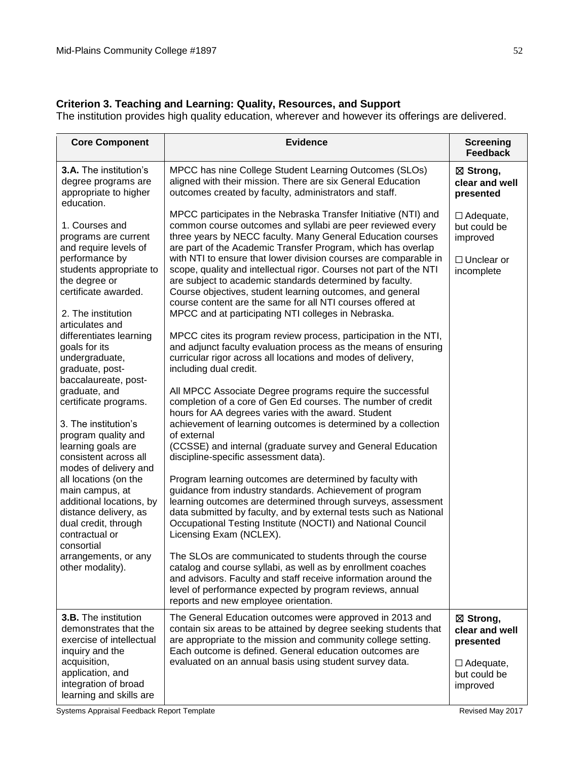**Criterion 3. Teaching and Learning: Quality, Resources, and Support**

The institution provides high quality education, wherever and however its offerings are delivered.

| Core Component | Evidence | Screening Feedback |
|---|---|---|
| **3.A.** The institution's degree programs are appropriate to higher education.<br><br>1. Courses and programs are current and require levels of performance by students appropriate to the degree or certificate awarded.<br><br>2. The institution articulates and differentiates learning goals for its undergraduate, graduate, post-baccalaureate, post-graduate, and certificate programs.<br><br>3. The institution's program quality and learning goals are consistent across all modes of delivery and all locations (on the main campus, at additional locations, by distance delivery, as dual credit, through contractual or consortial arrangements, or any other modality). | MPCC has nine College Student Learning Outcomes (SLOs) aligned with their mission. There are six General Education outcomes created by faculty, administrators and staff.<br><br>MPCC participates in the Nebraska Transfer Initiative (NTI) and common course outcomes and syllabi are peer reviewed every three years by NECC faculty. Many General Education courses are part of the Academic Transfer Program, which has overlap with NTI to ensure that lower division courses are comparable in scope, quality and intellectual rigor. Courses not part of the NTI are subject to academic standards determined by faculty. Course objectives, student learning outcomes, and general course content are the same for all NTI courses offered at MPCC and at participating NTI colleges in Nebraska.<br><br>MPCC cites its program review process, participation in the NTI, and adjunct faculty evaluation process as the means of ensuring curricular rigor across all locations and modes of delivery, including dual credit.<br><br>All MPCC Associate Degree programs require the successful completion of a core of Gen Ed courses. The number of credit hours for AA degrees varies with the award. Student achievement of learning outcomes is determined by a collection of external (CCSSE) and internal (graduate survey and General Education discipline-specific assessment data).<br><br>Program learning outcomes are determined by faculty with guidance from industry standards. Achievement of program learning outcomes are determined through surveys, assessment data submitted by faculty, and by external tests such as National Occupational Testing Institute (NOCTI) and National Council Licensing Exam (NCLEX).<br><br>The SLOs are communicated to students through the course catalog and course syllabi, as well as by enrollment coaches and advisors. Faculty and staff receive information around the level of performance expected by program reviews, annual reports and new employee orientation. | ☒ **Strong, clear and well presented**<br><br>☐ Adequate, but could be improved<br><br>☐ Unclear or incomplete |
| **3.B.** The institution demonstrates that the exercise of intellectual inquiry and the acquisition, application, and integration of broad learning and skills are | The General Education outcomes were approved in 2013 and contain six areas to be attained by degree seeking students that are appropriate to the mission and community college setting. Each outcome is defined. General education outcomes are evaluated on an annual basis using student survey data. | ☒ **Strong, clear and well presented**<br><br>☐ Adequate, but could be improved |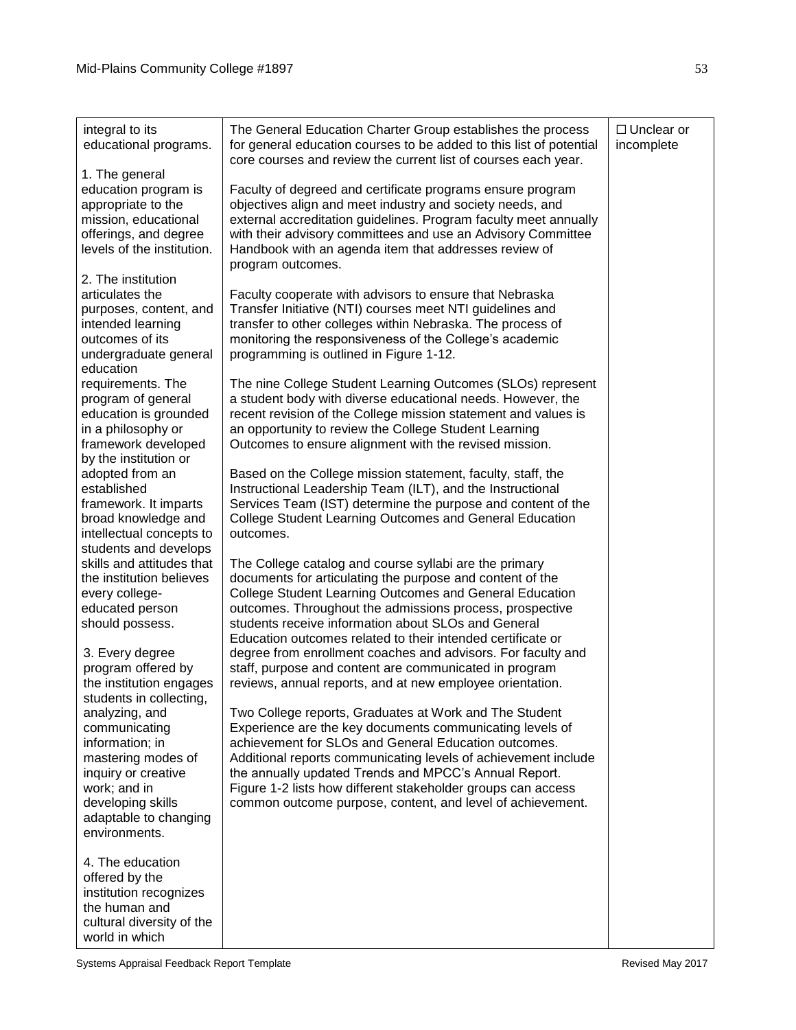| integral to its educational programs.<br><br>1. The general education program is appropriate to the mission, educational offerings, and degree levels of the institution.<br><br>2. The institution articulates the purposes, content, and intended learning outcomes of its undergraduate general education requirements. The program of general education is grounded in a philosophy or framework developed by the institution or adopted from an established framework. It imparts broad knowledge and intellectual concepts to students and develops skills and attitudes that the institution believes every college-educated person should possess.<br><br>3. Every degree program offered by the institution engages students in collecting, analyzing, and communicating information; in mastering modes of inquiry or creative work; and in developing skills adaptable to changing environments.<br><br>4. The education offered by the institution recognizes the human and cultural diversity of the world in which | The General Education Charter Group establishes the process for general education courses to be added to this list of potential core courses and review the current list of courses each year.<br><br>Faculty of degreed and certificate programs ensure program objectives align and meet industry and society needs, and external accreditation guidelines. Program faculty meet annually with their advisory committees and use an Advisory Committee Handbook with an agenda item that addresses review of program outcomes.<br><br>Faculty cooperate with advisors to ensure that Nebraska Transfer Initiative (NTI) courses meet NTI guidelines and transfer to other colleges within Nebraska. The process of monitoring the responsiveness of the College's academic programming is outlined in Figure 1-12.<br><br>The nine College Student Learning Outcomes (SLOs) represent a student body with diverse educational needs. However, the recent revision of the College mission statement and values is an opportunity to review the College Student Learning Outcomes to ensure alignment with the revised mission.<br><br>Based on the College mission statement, faculty, staff, the Instructional Leadership Team (ILT), and the Instructional Services Team (IST) determine the purpose and content of the College Student Learning Outcomes and General Education outcomes.<br><br>The College catalog and course syllabi are the primary documents for articulating the purpose and content of the College Student Learning Outcomes and General Education outcomes. Throughout the admissions process, prospective students receive information about SLOs and General Education outcomes related to their intended certificate or degree from enrollment coaches and advisors. For faculty and staff, purpose and content are communicated in program reviews, annual reports, and at new employee orientation.<br><br>Two College reports, Graduates at Work and The Student Experience are the key documents communicating levels of achievement for SLOs and General Education outcomes. Additional reports communicating levels of achievement include the annually updated Trends and MPCC's Annual Report. Figure 1-2 lists how different stakeholder groups can access common outcome purpose, content, and level of achievement. | ☐ Unclear or incomplete |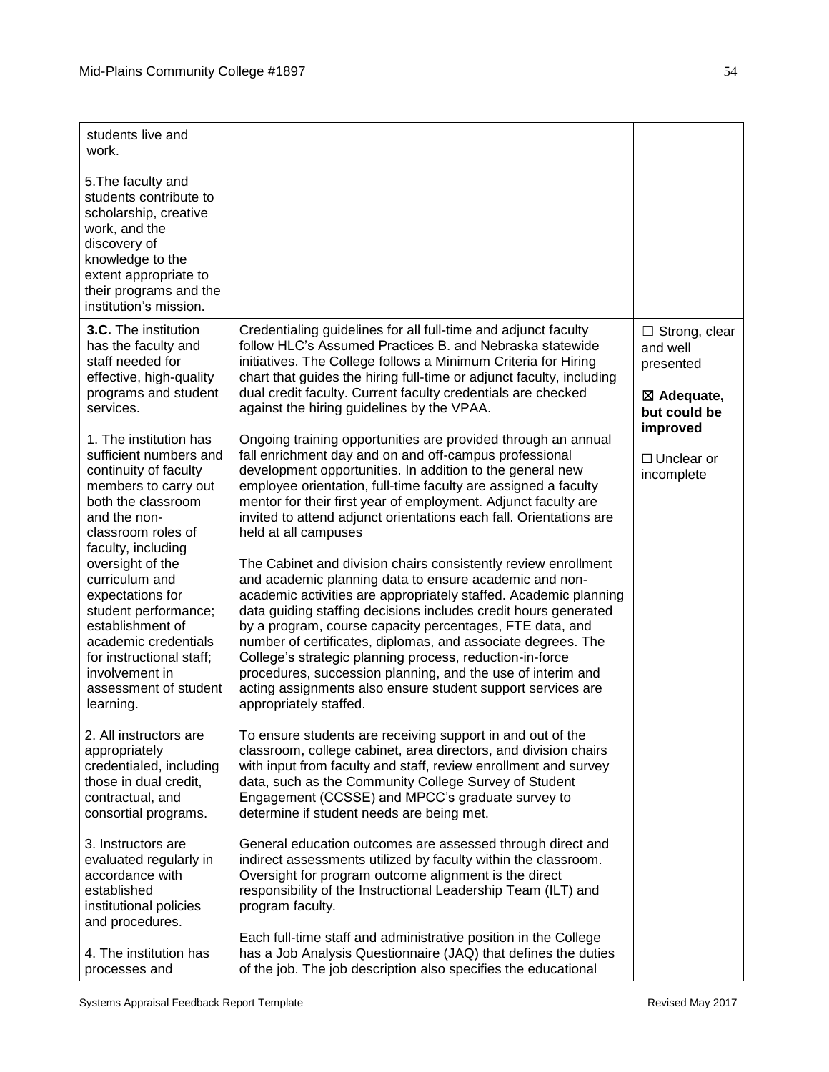| | | |
|---|---|---|
| students live and work.<br><br>5.The faculty and students contribute to scholarship, creative work, and the discovery of knowledge to the extent appropriate to their programs and the institution's mission. | | |
| **3.C.** The institution has the faculty and staff needed for effective, high-quality programs and student services.<br><br>1. The institution has sufficient numbers and continuity of faculty members to carry out both the classroom and the non-classroom roles of faculty, including oversight of the curriculum and expectations for student performance; establishment of academic credentials for instructional staff; involvement in assessment of student learning.<br><br>2. All instructors are appropriately credentialed, including those in dual credit, contractual, and consortial programs.<br><br>3. Instructors are evaluated regularly in accordance with established institutional policies and procedures.<br><br>4. The institution has processes and | Credentialing guidelines for all full-time and adjunct faculty follow HLC's Assumed Practices B. and Nebraska statewide initiatives. The College follows a Minimum Criteria for Hiring chart that guides the hiring full-time or adjunct faculty, including dual credit faculty. Current faculty credentials are checked against the hiring guidelines by the VPAA.<br><br>Ongoing training opportunities are provided through an annual fall enrichment day and on and off-campus professional development opportunities. In addition to the general new employee orientation, full-time faculty are assigned a faculty mentor for their first year of employment. Adjunct faculty are invited to attend adjunct orientations each fall. Orientations are held at all campuses<br><br>The Cabinet and division chairs consistently review enrollment and academic planning data to ensure academic and non-academic activities are appropriately staffed. Academic planning data guiding staffing decisions includes credit hours generated by a program, course capacity percentages, FTE data, and number of certificates, diplomas, and associate degrees. The College's strategic planning process, reduction-in-force procedures, succession planning, and the use of interim and acting assignments also ensure student support services are appropriately staffed.<br><br>To ensure students are receiving support in and out of the classroom, college cabinet, area directors, and division chairs with input from faculty and staff, review enrollment and survey data, such as the Community College Survey of Student Engagement (CCSSE) and MPCC's graduate survey to determine if student needs are being met.<br><br>General education outcomes are assessed through direct and indirect assessments utilized by faculty within the classroom. Oversight for program outcome alignment is the direct responsibility of the Instructional Leadership Team (ILT) and program faculty.<br><br>Each full-time staff and administrative position in the College has a Job Analysis Questionnaire (JAQ) that defines the duties of the job. The job description also specifies the educational | ☐ Strong, clear and well presented<br><br>☒ **Adequate, but could be improved**<br><br>☐ Unclear or incomplete |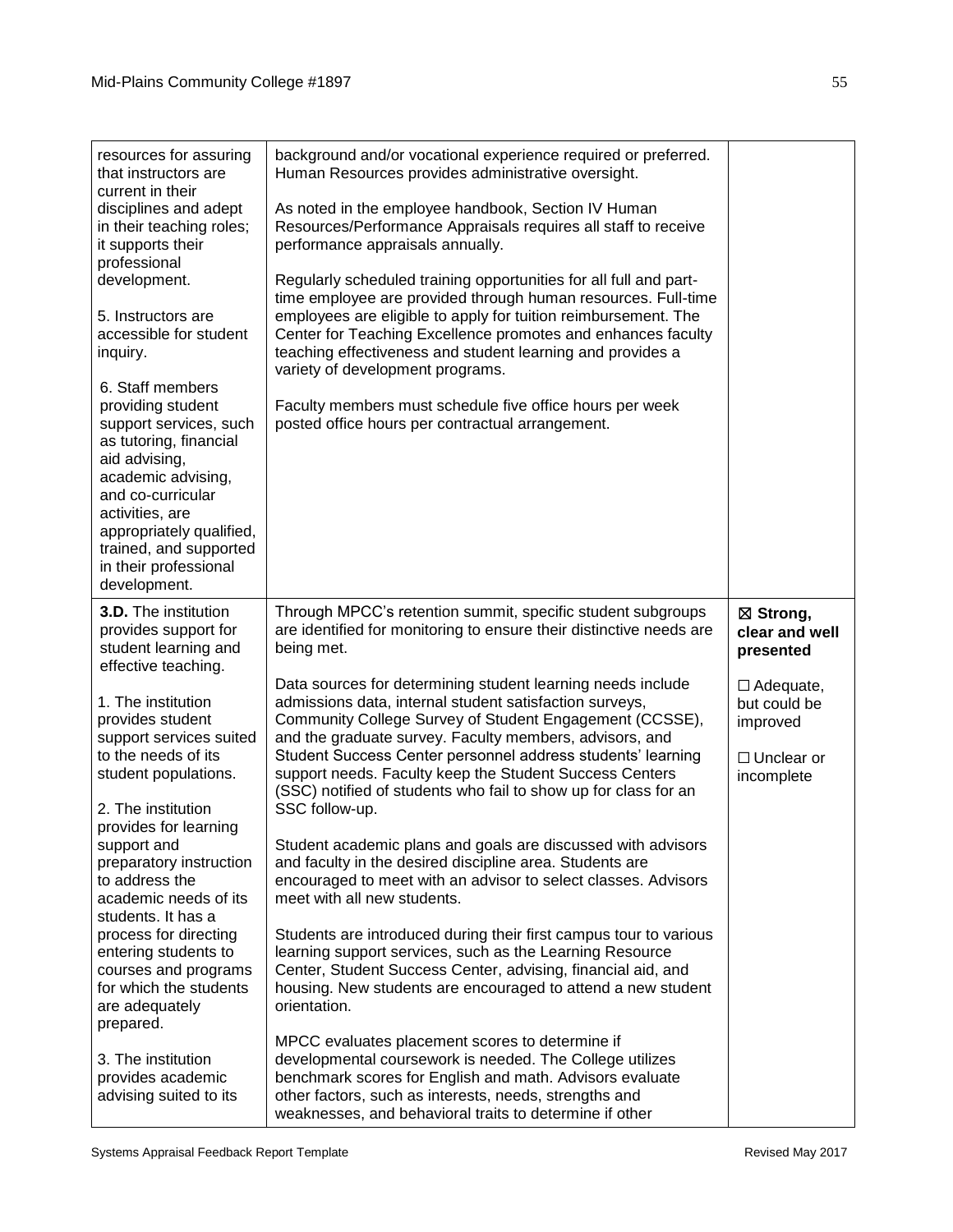| | | |
|---|---|---|
| resources for assuring that instructors are current in their disciplines and adept in their teaching roles; it supports their professional development.<br><br>5. Instructors are accessible for student inquiry.<br><br>6. Staff members providing student support services, such as tutoring, financial aid advising, academic advising, and co-curricular activities, are appropriately qualified, trained, and supported in their professional development. | background and/or vocational experience required or preferred. Human Resources provides administrative oversight.<br><br>As noted in the employee handbook, Section IV Human Resources/Performance Appraisals requires all staff to receive performance appraisals annually.<br><br>Regularly scheduled training opportunities for all full and part-time employee are provided through human resources. Full-time employees are eligible to apply for tuition reimbursement. The Center for Teaching Excellence promotes and enhances faculty teaching effectiveness and student learning and provides a variety of development programs.<br><br>Faculty members must schedule five office hours per week posted office hours per contractual arrangement. | |
| **3.D.** The institution provides support for student learning and effective teaching.<br><br>1. The institution provides student support services suited to the needs of its student populations.<br><br>2. The institution provides for learning support and preparatory instruction to address the academic needs of its students. It has a process for directing entering students to courses and programs for which the students are adequately prepared.<br><br>3. The institution provides academic advising suited to its | Through MPCC's retention summit, specific student subgroups are identified for monitoring to ensure their distinctive needs are being met.<br><br>Data sources for determining student learning needs include admissions data, internal student satisfaction surveys, Community College Survey of Student Engagement (CCSSE), and the graduate survey. Faculty members, advisors, and Student Success Center personnel address students' learning support needs. Faculty keep the Student Success Centers (SSC) notified of students who fail to show up for class for an SSC follow-up.<br><br>Student academic plans and goals are discussed with advisors and faculty in the desired discipline area. Students are encouraged to meet with an advisor to select classes. Advisors meet with all new students.<br><br>Students are introduced during their first campus tour to various learning support services, such as the Learning Resource Center, Student Success Center, advising, financial aid, and housing. New students are encouraged to attend a new student orientation.<br><br>MPCC evaluates placement scores to determine if developmental coursework is needed. The College utilizes benchmark scores for English and math. Advisors evaluate other factors, such as interests, needs, strengths and weaknesses, and behavioral traits to determine if other | ☒ **Strong, clear and well presented**<br><br>☐ Adequate, but could be improved<br><br>☐ Unclear or incomplete |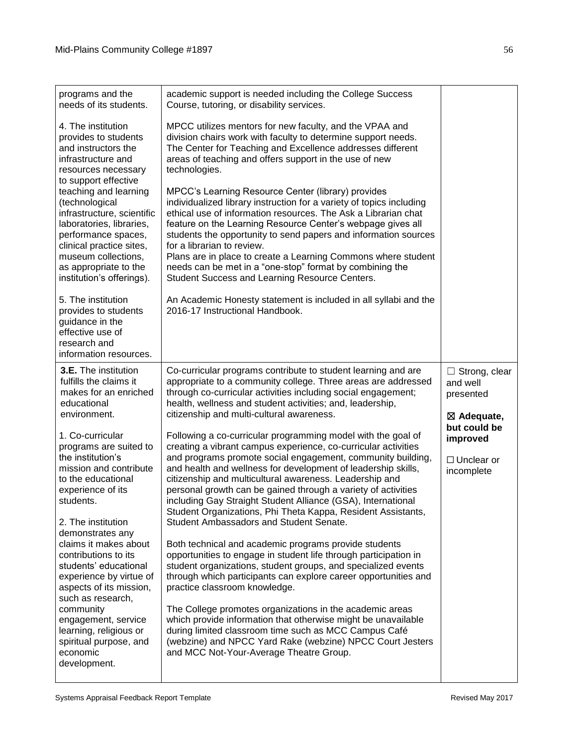| | | |
|---|---|---|
| programs and the needs of its students.<br><br>4. The institution provides to students and instructors the infrastructure and resources necessary to support effective teaching and learning (technological infrastructure, scientific laboratories, libraries, performance spaces, clinical practice sites, museum collections, as appropriate to the institution's offerings).<br><br>5. The institution provides to students guidance in the effective use of research and information resources. | academic support is needed including the College Success Course, tutoring, or disability services.<br><br>MPCC utilizes mentors for new faculty, and the VPAA and division chairs work with faculty to determine support needs. The Center for Teaching and Excellence addresses different areas of teaching and offers support in the use of new technologies.<br><br>MPCC's Learning Resource Center (library) provides individualized library instruction for a variety of topics including ethical use of information resources. The Ask a Librarian chat feature on the Learning Resource Center's webpage gives all students the opportunity to send papers and information sources for a librarian to review.<br>Plans are in place to create a Learning Commons where student needs can be met in a "one-stop" format by combining the Student Success and Learning Resource Centers.<br><br>An Academic Honesty statement is included in all syllabi and the 2016-17 Instructional Handbook. | |
| **3.E.** The institution fulfills the claims it makes for an enriched educational environment.<br><br>1. Co-curricular programs are suited to the institution's mission and contribute to the educational experience of its students.<br><br>2. The institution demonstrates any claims it makes about contributions to its students' educational experience by virtue of aspects of its mission, such as research, community engagement, service learning, religious or spiritual purpose, and economic development. | Co-curricular programs contribute to student learning and are appropriate to a community college. Three areas are addressed through co-curricular activities including social engagement; health, wellness and student activities; and, leadership, citizenship and multi-cultural awareness.<br><br>Following a co-curricular programming model with the goal of creating a vibrant campus experience, co-curricular activities and programs promote social engagement, community building, and health and wellness for development of leadership skills, citizenship and multicultural awareness. Leadership and personal growth can be gained through a variety of activities including Gay Straight Student Alliance (GSA), International Student Organizations, Phi Theta Kappa, Resident Assistants, Student Ambassadors and Student Senate.<br><br>Both technical and academic programs provide students opportunities to engage in student life through participation in student organizations, student groups, and specialized events through which participants can explore career opportunities and practice classroom knowledge.<br><br>The College promotes organizations in the academic areas which provide information that otherwise might be unavailable during limited classroom time such as MCC Campus Café (webzine) and NPCC Yard Rake (webzine) NPCC Court Jesters and MCC Not-Your-Average Theatre Group. | ☐ Strong, clear and well presented<br><br>☒ **Adequate, but could be improved**<br><br>☐ Unclear or incomplete |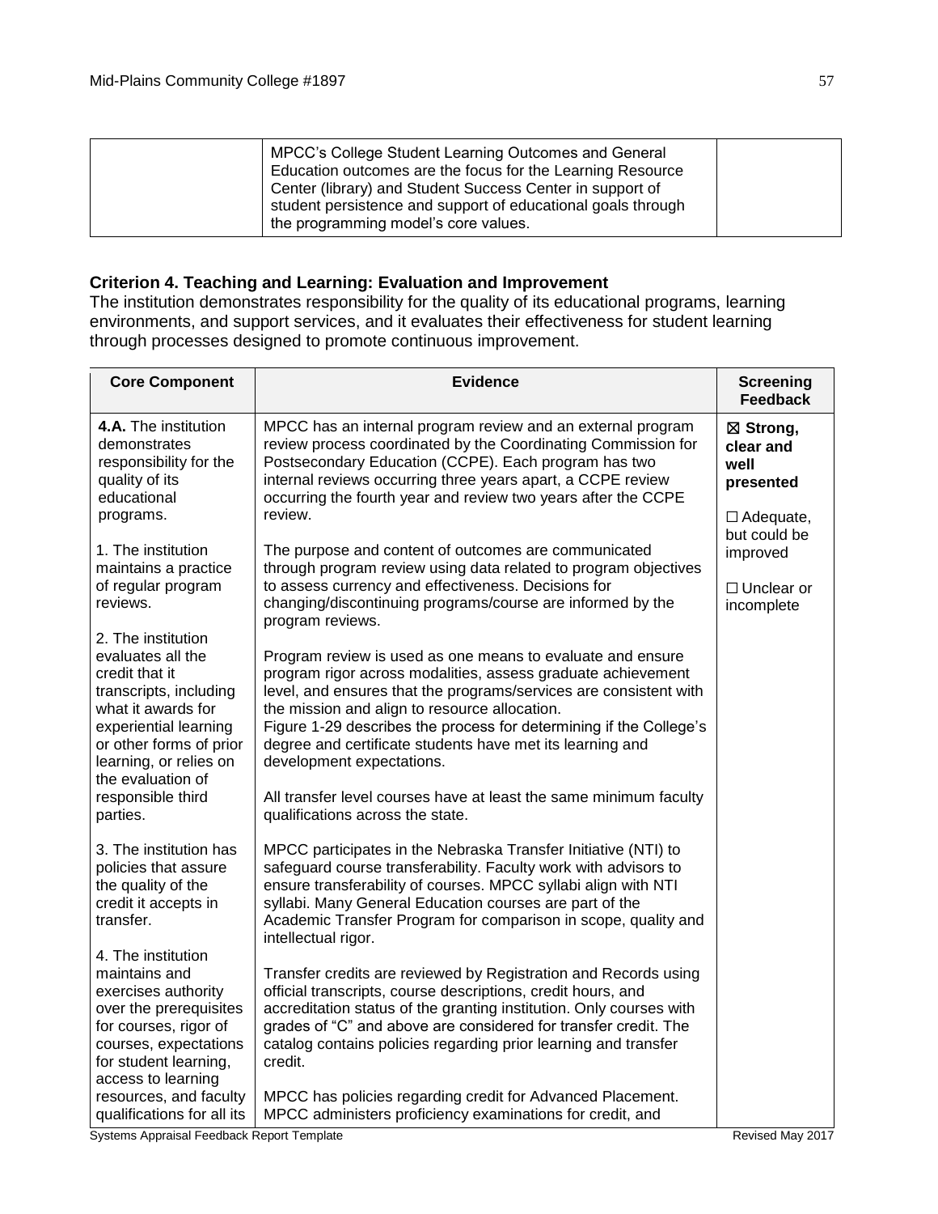| | | |
|---|---|---|
| | MPCC's College Student Learning Outcomes and General Education outcomes are the focus for the Learning Resource Center (library) and Student Success Center in support of student persistence and support of educational goals through the programming model's core values. | |

**Criterion 4. Teaching and Learning: Evaluation and Improvement**

The institution demonstrates responsibility for the quality of its educational programs, learning environments, and support services, and it evaluates their effectiveness for student learning through processes designed to promote continuous improvement.

| Core Component | Evidence | Screening Feedback |
|---|---|---|
| **4.A.** The institution demonstrates responsibility for the quality of its educational programs.<br><br>1. The institution maintains a practice of regular program reviews.<br><br>2. The institution evaluates all the credit that it transcripts, including what it awards for experiential learning or other forms of prior learning, or relies on the evaluation of responsible third parties.<br><br>3. The institution has policies that assure the quality of the credit it accepts in transfer.<br><br>4. The institution maintains and exercises authority over the prerequisites for courses, rigor of courses, expectations for student learning, access to learning resources, and faculty qualifications for all its | MPCC has an internal program review and an external program review process coordinated by the Coordinating Commission for Postsecondary Education (CCPE). Each program has two internal reviews occurring three years apart, a CCPE review occurring the fourth year and review two years after the CCPE review.<br><br>The purpose and content of outcomes are communicated through program review using data related to program objectives to assess currency and effectiveness. Decisions for changing/discontinuing programs/course are informed by the program reviews.<br><br>Program review is used as one means to evaluate and ensure program rigor across modalities, assess graduate achievement level, and ensures that the programs/services are consistent with the mission and align to resource allocation.<br>Figure 1-29 describes the process for determining if the College's degree and certificate students have met its learning and development expectations.<br><br>All transfer level courses have at least the same minimum faculty qualifications across the state.<br><br>MPCC participates in the Nebraska Transfer Initiative (NTI) to safeguard course transferability. Faculty work with advisors to ensure transferability of courses. MPCC syllabi align with NTI syllabi. Many General Education courses are part of the Academic Transfer Program for comparison in scope, quality and intellectual rigor.<br><br>Transfer credits are reviewed by Registration and Records using official transcripts, course descriptions, credit hours, and accreditation status of the granting institution. Only courses with grades of "C" and above are considered for transfer credit. The catalog contains policies regarding prior learning and transfer credit.<br><br>MPCC has policies regarding credit for Advanced Placement. MPCC administers proficiency examinations for credit, and | ☒ **Strong, clear and well presented**<br><br>☐ Adequate, but could be improved<br><br>☐ Unclear or incomplete |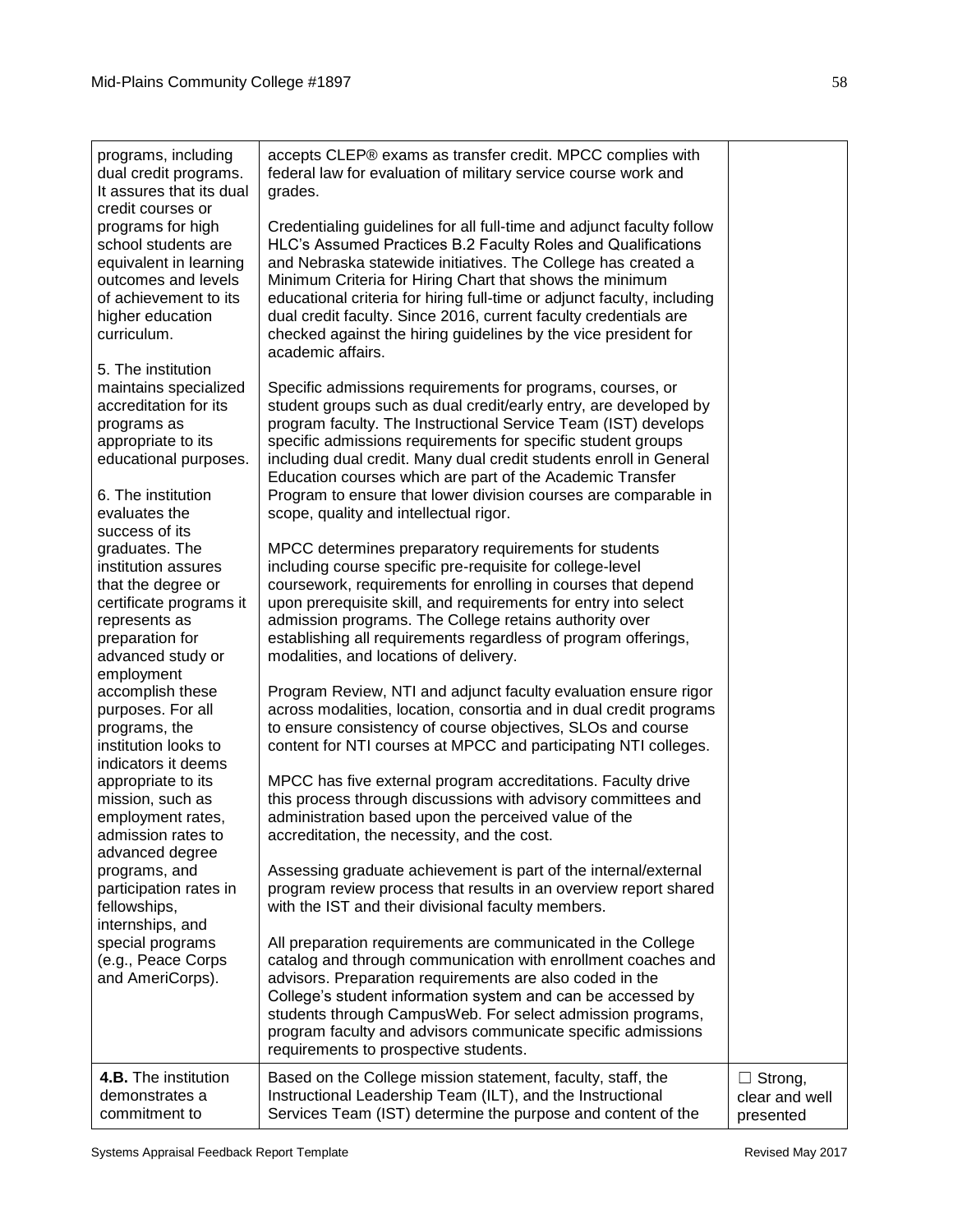| | | |
|---|---|---|
| programs, including dual credit programs. It assures that its dual credit courses or programs for high school students are equivalent in learning outcomes and levels of achievement to its higher education curriculum.<br><br>5. The institution maintains specialized accreditation for its programs as appropriate to its educational purposes.<br><br>6. The institution evaluates the success of its graduates. The institution assures that the degree or certificate programs it represents as preparation for advanced study or employment accomplish these purposes. For all programs, the institution looks to indicators it deems appropriate to its mission, such as employment rates, admission rates to advanced degree programs, and participation rates in fellowships, internships, and special programs (e.g., Peace Corps and AmeriCorps). | accepts CLEP® exams as transfer credit. MPCC complies with federal law for evaluation of military service course work and grades.<br><br>Credentialing guidelines for all full-time and adjunct faculty follow HLC's Assumed Practices B.2 Faculty Roles and Qualifications and Nebraska statewide initiatives. The College has created a Minimum Criteria for Hiring Chart that shows the minimum educational criteria for hiring full-time or adjunct faculty, including dual credit faculty. Since 2016, current faculty credentials are checked against the hiring guidelines by the vice president for academic affairs.<br><br>Specific admissions requirements for programs, courses, or student groups such as dual credit/early entry, are developed by program faculty. The Instructional Service Team (IST) develops specific admissions requirements for specific student groups including dual credit. Many dual credit students enroll in General Education courses which are part of the Academic Transfer Program to ensure that lower division courses are comparable in scope, quality and intellectual rigor.<br><br>MPCC determines preparatory requirements for students including course specific pre-requisite for college-level coursework, requirements for enrolling in courses that depend upon prerequisite skill, and requirements for entry into select admission programs. The College retains authority over establishing all requirements regardless of program offerings, modalities, and locations of delivery.<br><br>Program Review, NTI and adjunct faculty evaluation ensure rigor across modalities, location, consortia and in dual credit programs to ensure consistency of course objectives, SLOs and course content for NTI courses at MPCC and participating NTI colleges.<br><br>MPCC has five external program accreditations. Faculty drive this process through discussions with advisory committees and administration based upon the perceived value of the accreditation, the necessity, and the cost.<br><br>Assessing graduate achievement is part of the internal/external program review process that results in an overview report shared with the IST and their divisional faculty members.<br><br>All preparation requirements are communicated in the College catalog and through communication with enrollment coaches and advisors. Preparation requirements are also coded in the College's student information system and can be accessed by students through CampusWeb. For select admission programs, program faculty and advisors communicate specific admissions requirements to prospective students. | |
| **4.B.** The institution demonstrates a commitment to | Based on the College mission statement, faculty, staff, the Instructional Leadership Team (ILT), and the Instructional Services Team (IST) determine the purpose and content of the | ☐ Strong, clear and well presented |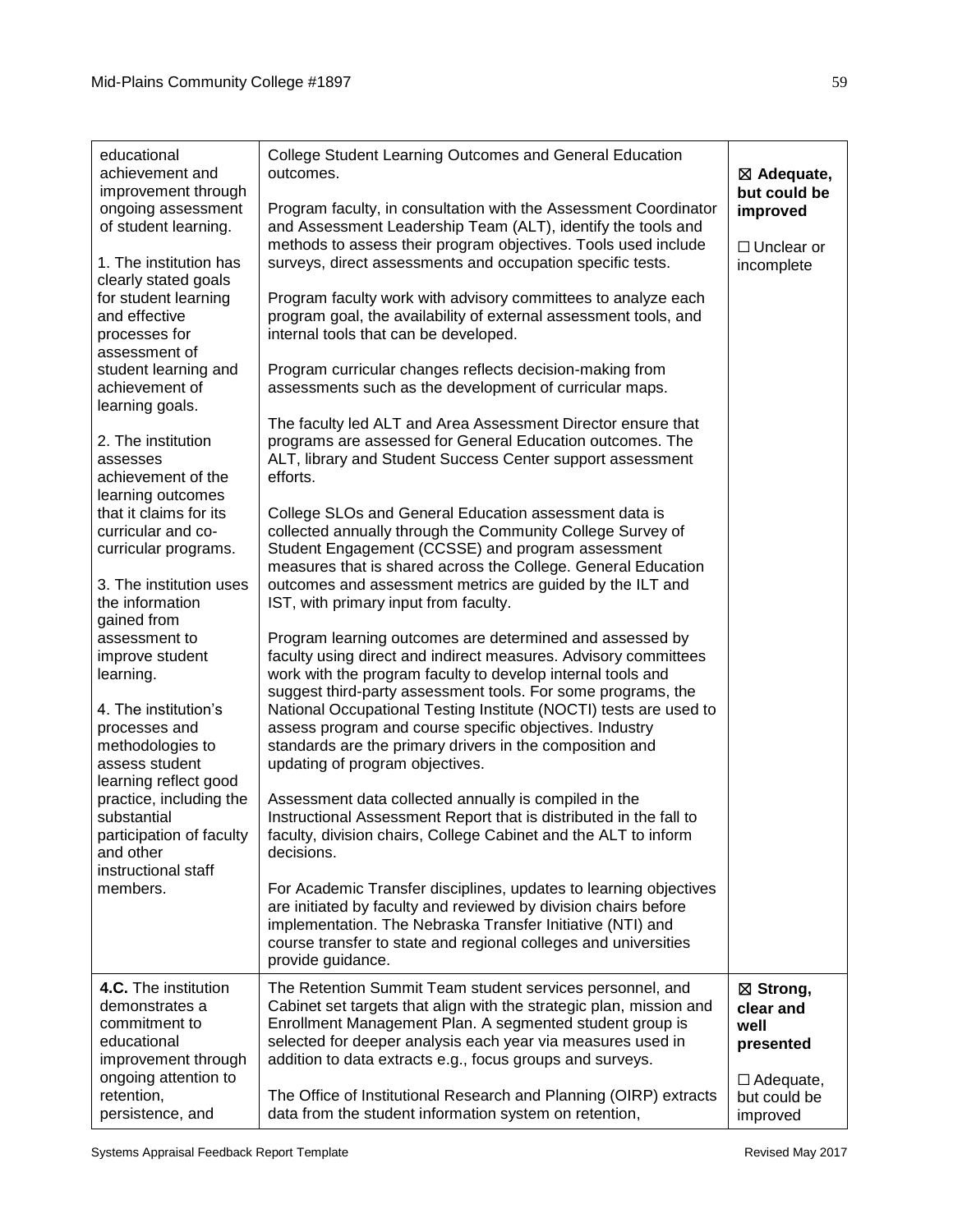| | | |
|---|---|---|
| educational achievement and improvement through ongoing assessment of student learning.<br><br>1. The institution has clearly stated goals for student learning and effective processes for assessment of student learning and achievement of learning goals.<br><br>2. The institution assesses achievement of the learning outcomes that it claims for its curricular and co-curricular programs.<br><br>3. The institution uses the information gained from assessment to improve student learning.<br><br>4. The institution's processes and methodologies to assess student learning reflect good practice, including the substantial participation of faculty and other instructional staff members. | College Student Learning Outcomes and General Education outcomes.<br><br>Program faculty, in consultation with the Assessment Coordinator and Assessment Leadership Team (ALT), identify the tools and methods to assess their program objectives. Tools used include surveys, direct assessments and occupation specific tests.<br><br>Program faculty work with advisory committees to analyze each program goal, the availability of external assessment tools, and internal tools that can be developed.<br><br>Program curricular changes reflects decision-making from assessments such as the development of curricular maps.<br><br>The faculty led ALT and Area Assessment Director ensure that programs are assessed for General Education outcomes. The ALT, library and Student Success Center support assessment efforts.<br><br>College SLOs and General Education assessment data is collected annually through the Community College Survey of Student Engagement (CCSSE) and program assessment measures that is shared across the College. General Education outcomes and assessment metrics are guided by the ILT and IST, with primary input from faculty.<br><br>Program learning outcomes are determined and assessed by faculty using direct and indirect measures. Advisory committees work with the program faculty to develop internal tools and suggest third-party assessment tools. For some programs, the National Occupational Testing Institute (NOCTI) tests are used to assess program and course specific objectives. Industry standards are the primary drivers in the composition and updating of program objectives.<br><br>Assessment data collected annually is compiled in the Instructional Assessment Report that is distributed in the fall to faculty, division chairs, College Cabinet and the ALT to inform decisions.<br><br>For Academic Transfer disciplines, updates to learning objectives are initiated by faculty and reviewed by division chairs before implementation. The Nebraska Transfer Initiative (NTI) and course transfer to state and regional colleges and universities provide guidance. | ☒ **Adequate, but could be improved**<br><br>☐ Unclear or incomplete |
| **4.C.** The institution demonstrates a commitment to educational improvement through ongoing attention to retention, persistence, and | The Retention Summit Team student services personnel, and Cabinet set targets that align with the strategic plan, mission and Enrollment Management Plan. A segmented student group is selected for deeper analysis each year via measures used in addition to data extracts e.g., focus groups and surveys.<br><br>The Office of Institutional Research and Planning (OIRP) extracts data from the student information system on retention, | ☒ **Strong, clear and well presented**<br><br>☐ Adequate, but could be improved |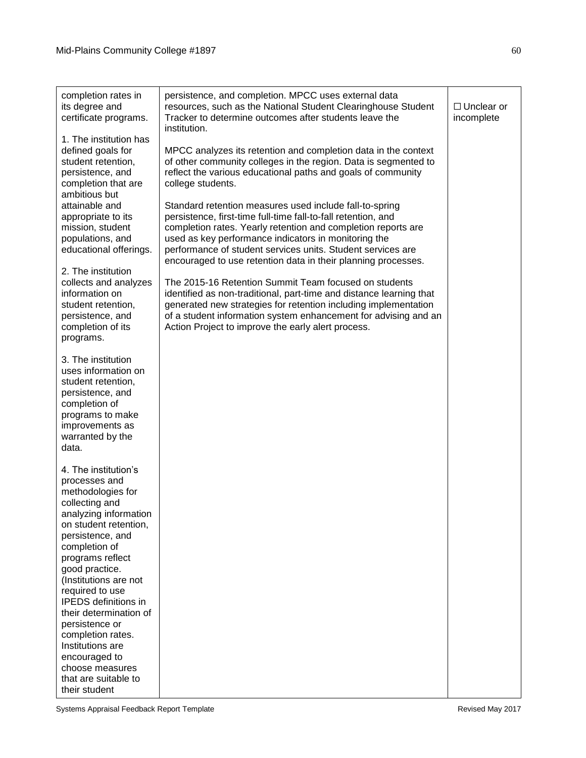| completion rates in its degree and certificate programs.<br><br>1. The institution has defined goals for student retention, persistence, and completion that are ambitious but attainable and appropriate to its mission, student populations, and educational offerings.<br><br>2. The institution collects and analyzes information on student retention, persistence, and completion of its programs.<br><br>3. The institution uses information on student retention, persistence, and completion of programs to make improvements as warranted by the data.<br><br>4. The institution's processes and methodologies for collecting and analyzing information on student retention, persistence, and completion of programs reflect good practice. (Institutions are not required to use IPEDS definitions in their determination of persistence or completion rates. Institutions are encouraged to choose measures that are suitable to their student | persistence, and completion. MPCC uses external data resources, such as the National Student Clearinghouse Student Tracker to determine outcomes after students leave the institution.<br><br>MPCC analyzes its retention and completion data in the context of other community colleges in the region. Data is segmented to reflect the various educational paths and goals of community college students.<br><br>Standard retention measures used include fall-to-spring persistence, first-time full-time fall-to-fall retention, and completion rates. Yearly retention and completion reports are used as key performance indicators in monitoring the performance of student services units. Student services are encouraged to use retention data in their planning processes.<br><br>The 2015-16 Retention Summit Team focused on students identified as non-traditional, part-time and distance learning that generated new strategies for retention including implementation of a student information system enhancement for advising and an Action Project to improve the early alert process. | ☐ Unclear or incomplete |
|---|---|---|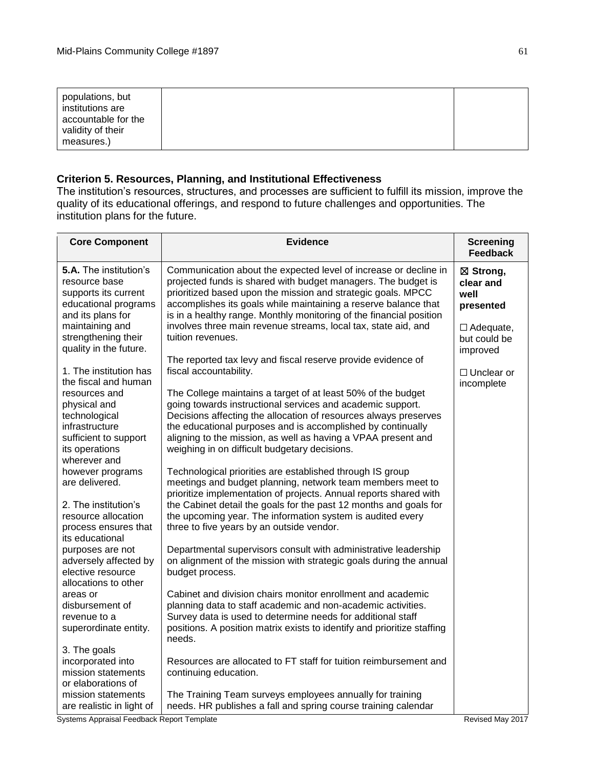| populations, but institutions are accountable for the validity of their measures.) | | |
|---|---|---|

### Criterion 5. Resources, Planning, and Institutional Effectiveness

The institution's resources, structures, and processes are sufficient to fulfill its mission, improve the quality of its educational offerings, and respond to future challenges and opportunities. The institution plans for the future.

| Core Component | Evidence | Screening Feedback |
|---|---|---|
| **5.A.** The institution's resource base supports its current educational programs and its plans for maintaining and strengthening their quality in the future.<br><br>1. The institution has the fiscal and human resources and physical and technological infrastructure sufficient to support its operations wherever and however programs are delivered.<br><br>2. The institution's resource allocation process ensures that its educational purposes are not adversely affected by elective resource allocations to other areas or disbursement of revenue to a superordinate entity.<br><br>3. The goals incorporated into mission statements or elaborations of mission statements are realistic in light of | Communication about the expected level of increase or decline in projected funds is shared with budget managers. The budget is prioritized based upon the mission and strategic goals. MPCC accomplishes its goals while maintaining a reserve balance that is in a healthy range. Monthly monitoring of the financial position involves three main revenue streams, local tax, state aid, and tuition revenues.<br><br>The reported tax levy and fiscal reserve provide evidence of fiscal accountability.<br><br>The College maintains a target of at least 50% of the budget going towards instructional services and academic support. Decisions affecting the allocation of resources always preserves the educational purposes and is accomplished by continually aligning to the mission, as well as having a VPAA present and weighing in on difficult budgetary decisions.<br><br>Technological priorities are established through IS group meetings and budget planning, network team members meet to prioritize implementation of projects. Annual reports shared with the Cabinet detail the goals for the past 12 months and goals for the upcoming year. The information system is audited every three to five years by an outside vendor.<br><br>Departmental supervisors consult with administrative leadership on alignment of the mission with strategic goals during the annual budget process.<br><br>Cabinet and division chairs monitor enrollment and academic planning data to staff academic and non-academic activities. Survey data is used to determine needs for additional staff positions. A position matrix exists to identify and prioritize staffing needs.<br><br>Resources are allocated to FT staff for tuition reimbursement and continuing education.<br><br>The Training Team surveys employees annually for training needs. HR publishes a fall and spring course training calendar | ☒ **Strong, clear and well presented**<br><br>☐ Adequate, but could be improved<br><br>☐ Unclear or incomplete |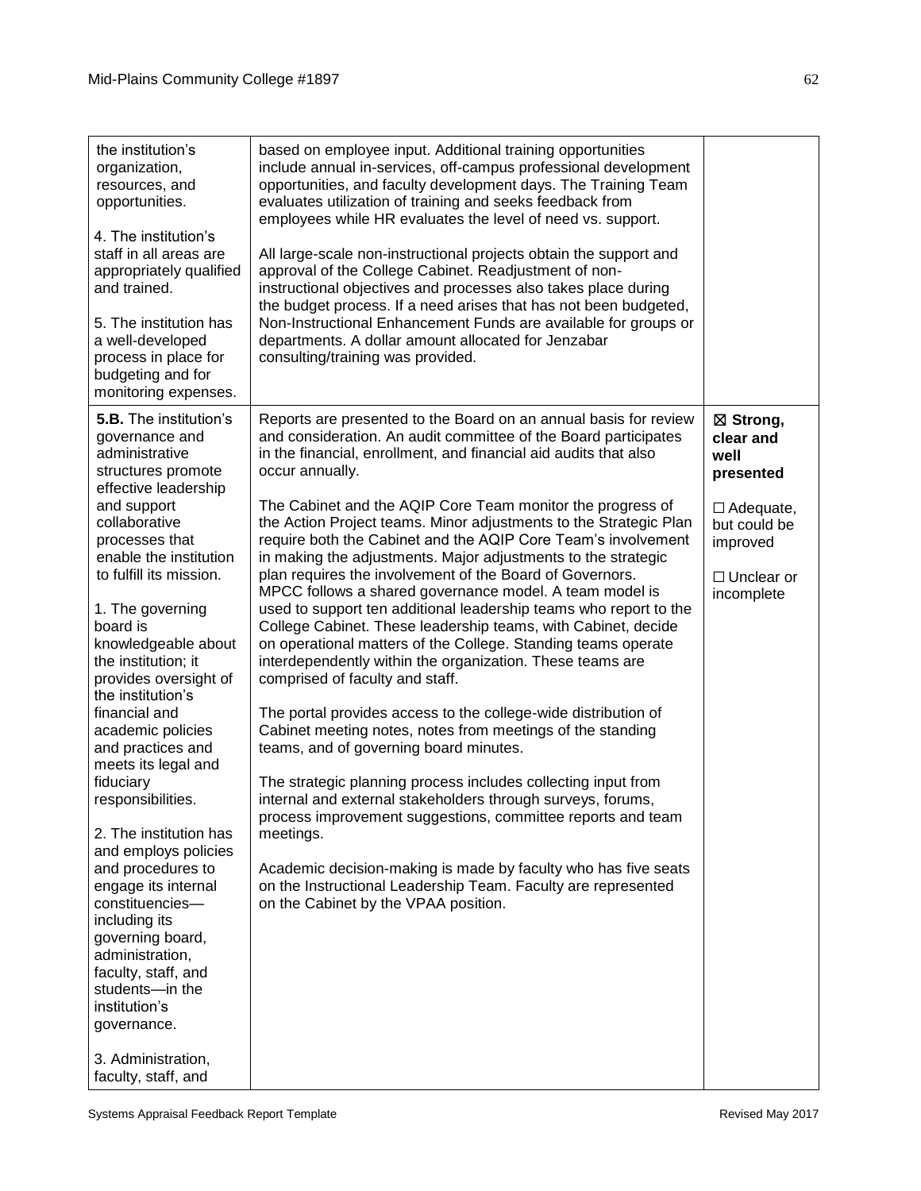| | | |
|---|---|---|
| the institution's organization, resources, and opportunities.<br><br>4. The institution's staff in all areas are appropriately qualified and trained.<br><br>5. The institution has a well-developed process in place for budgeting and for monitoring expenses. | based on employee input. Additional training opportunities include annual in-services, off-campus professional development opportunities, and faculty development days. The Training Team evaluates utilization of training and seeks feedback from employees while HR evaluates the level of need vs. support.<br><br>All large-scale non-instructional projects obtain the support and approval of the College Cabinet. Readjustment of non-instructional objectives and processes also takes place during the budget process. If a need arises that has not been budgeted, Non-Instructional Enhancement Funds are available for groups or departments. A dollar amount allocated for Jenzabar consulting/training was provided. | |
| **5.B.** The institution's governance and administrative structures promote effective leadership and support collaborative processes that enable the institution to fulfill its mission.<br><br>1. The governing board is knowledgeable about the institution; it provides oversight of the institution's financial and academic policies and practices and meets its legal and fiduciary responsibilities.<br><br>2. The institution has and employs policies and procedures to engage its internal constituencies—including its governing board, administration, faculty, staff, and students—in the institution's governance.<br><br>3. Administration, faculty, staff, and | Reports are presented to the Board on an annual basis for review and consideration. An audit committee of the Board participates in the financial, enrollment, and financial aid audits that also occur annually.<br><br>The Cabinet and the AQIP Core Team monitor the progress of the Action Project teams. Minor adjustments to the Strategic Plan require both the Cabinet and the AQIP Core Team's involvement in making the adjustments. Major adjustments to the strategic plan requires the involvement of the Board of Governors. MPCC follows a shared governance model. A team model is used to support ten additional leadership teams who report to the College Cabinet. These leadership teams, with Cabinet, decide on operational matters of the College. Standing teams operate interdependently within the organization. These teams are comprised of faculty and staff.<br><br>The portal provides access to the college-wide distribution of Cabinet meeting notes, notes from meetings of the standing teams, and of governing board minutes.<br><br>The strategic planning process includes collecting input from internal and external stakeholders through surveys, forums, process improvement suggestions, committee reports and team meetings.<br><br>Academic decision-making is made by faculty who has five seats on the Instructional Leadership Team. Faculty are represented on the Cabinet by the VPAA position. | ☒ **Strong, clear and well presented**<br><br>☐ Adequate, but could be improved<br><br>☐ Unclear or incomplete |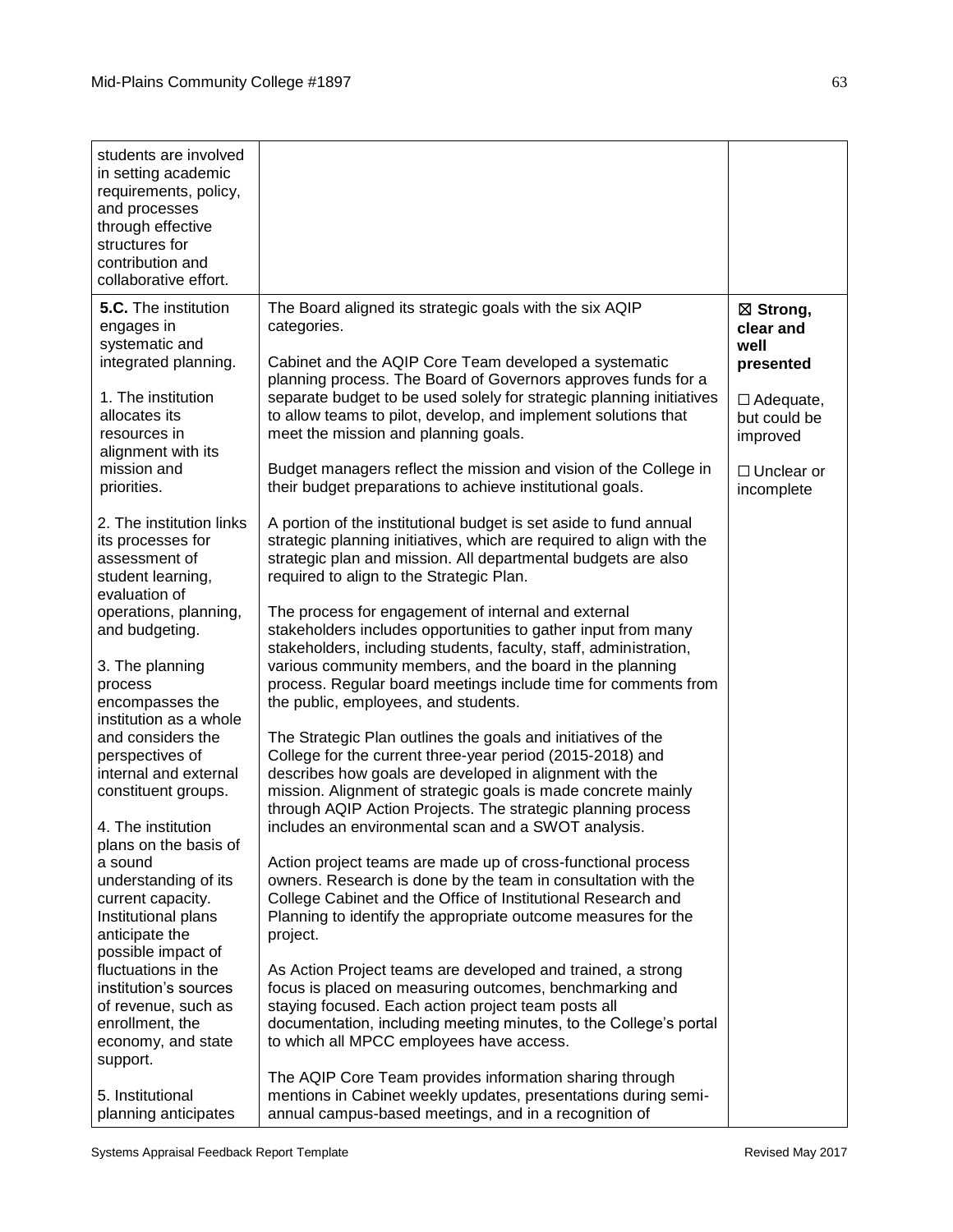| | | |
|---|---|---|
| students are involved in setting academic requirements, policy, and processes through effective structures for contribution and collaborative effort. | | |
| **5.C.** The institution engages in systematic and integrated planning.<br><br>1. The institution allocates its resources in alignment with its mission and priorities.<br><br>2. The institution links its processes for assessment of student learning, evaluation of operations, planning, and budgeting.<br><br>3. The planning process encompasses the institution as a whole and considers the perspectives of internal and external constituent groups.<br><br>4. The institution plans on the basis of a sound understanding of its current capacity. Institutional plans anticipate the possible impact of fluctuations in the institution's sources of revenue, such as enrollment, the economy, and state support.<br><br>5. Institutional planning anticipates | The Board aligned its strategic goals with the six AQIP categories.<br><br>Cabinet and the AQIP Core Team developed a systematic planning process. The Board of Governors approves funds for a separate budget to be used solely for strategic planning initiatives to allow teams to pilot, develop, and implement solutions that meet the mission and planning goals.<br><br>Budget managers reflect the mission and vision of the College in their budget preparations to achieve institutional goals.<br><br>A portion of the institutional budget is set aside to fund annual strategic planning initiatives, which are required to align with the strategic plan and mission. All departmental budgets are also required to align to the Strategic Plan.<br><br>The process for engagement of internal and external stakeholders includes opportunities to gather input from many stakeholders, including students, faculty, staff, administration, various community members, and the board in the planning process. Regular board meetings include time for comments from the public, employees, and students.<br><br>The Strategic Plan outlines the goals and initiatives of the College for the current three-year period (2015-2018) and describes how goals are developed in alignment with the mission. Alignment of strategic goals is made concrete mainly through AQIP Action Projects. The strategic planning process includes an environmental scan and a SWOT analysis.<br><br>Action project teams are made up of cross-functional process owners. Research is done by the team in consultation with the College Cabinet and the Office of Institutional Research and Planning to identify the appropriate outcome measures for the project.<br><br>As Action Project teams are developed and trained, a strong focus is placed on measuring outcomes, benchmarking and staying focused. Each action project team posts all documentation, including meeting minutes, to the College's portal to which all MPCC employees have access.<br><br>The AQIP Core Team provides information sharing through mentions in Cabinet weekly updates, presentations during semi-annual campus-based meetings, and in a recognition of | ☒ **Strong, clear and well presented**<br><br>☐ Adequate, but could be improved<br><br>☐ Unclear or incomplete |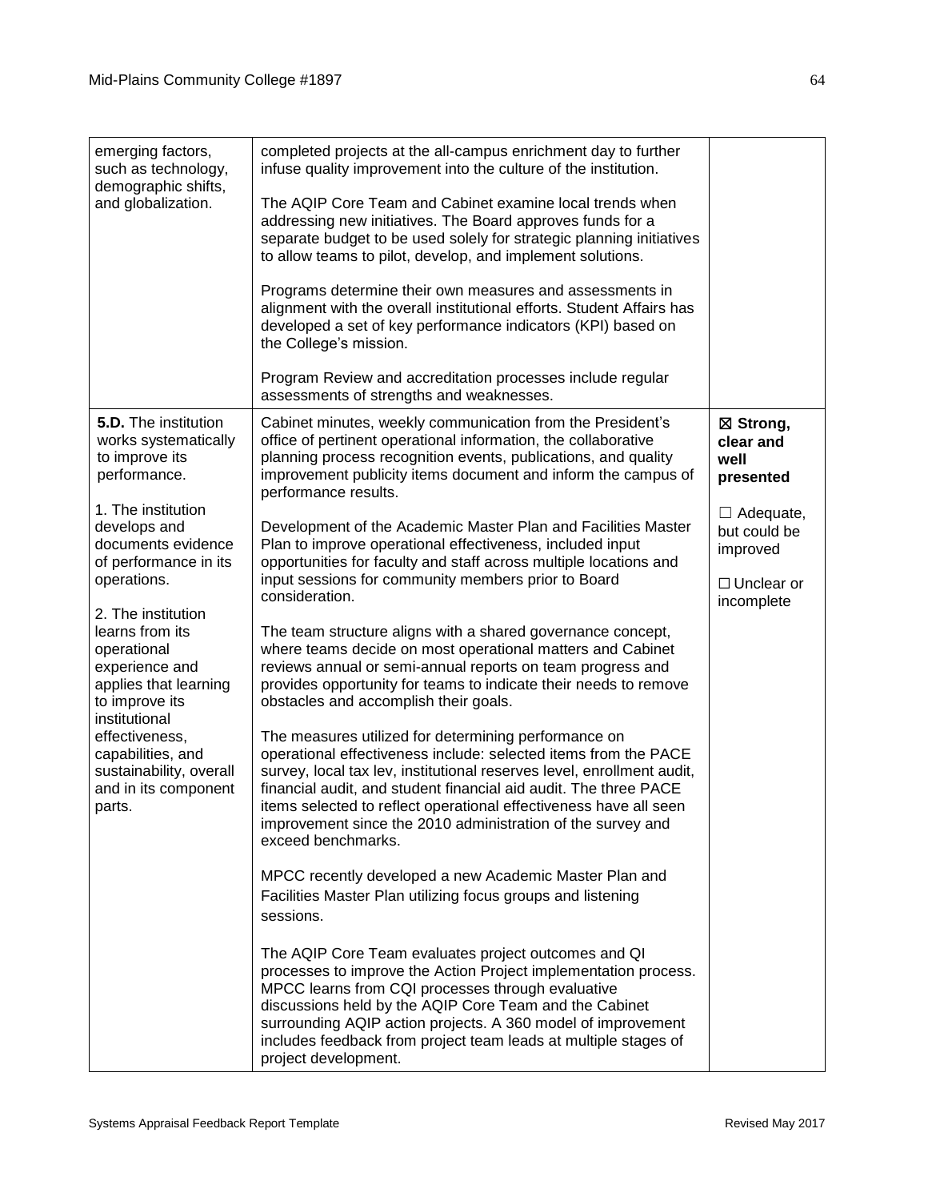| | | |
|---|---|---|
| emerging factors, such as technology, demographic shifts, and globalization. | completed projects at the all-campus enrichment day to further infuse quality improvement into the culture of the institution.<br><br>The AQIP Core Team and Cabinet examine local trends when addressing new initiatives. The Board approves funds for a separate budget to be used solely for strategic planning initiatives to allow teams to pilot, develop, and implement solutions.<br><br>Programs determine their own measures and assessments in alignment with the overall institutional efforts. Student Affairs has developed a set of key performance indicators (KPI) based on the College's mission.<br><br>Program Review and accreditation processes include regular assessments of strengths and weaknesses. | |
| **5.D.** The institution works systematically to improve its performance.<br><br>1. The institution develops and documents evidence of performance in its operations.<br><br>2. The institution learns from its operational experience and applies that learning to improve its institutional effectiveness, capabilities, and sustainability, overall and in its component parts. | Cabinet minutes, weekly communication from the President's office of pertinent operational information, the collaborative planning process recognition events, publications, and quality improvement publicity items document and inform the campus of performance results.<br><br>Development of the Academic Master Plan and Facilities Master Plan to improve operational effectiveness, included input opportunities for faculty and staff across multiple locations and input sessions for community members prior to Board consideration.<br><br>The team structure aligns with a shared governance concept, where teams decide on most operational matters and Cabinet reviews annual or semi-annual reports on team progress and provides opportunity for teams to indicate their needs to remove obstacles and accomplish their goals.<br><br>The measures utilized for determining performance on operational effectiveness include: selected items from the PACE survey, local tax lev, institutional reserves level, enrollment audit, financial audit, and student financial aid audit. The three PACE items selected to reflect operational effectiveness have all seen improvement since the 2010 administration of the survey and exceed benchmarks.<br><br>MPCC recently developed a new Academic Master Plan and Facilities Master Plan utilizing focus groups and listening sessions.<br><br>The AQIP Core Team evaluates project outcomes and QI processes to improve the Action Project implementation process. MPCC learns from CQI processes through evaluative discussions held by the AQIP Core Team and the Cabinet surrounding AQIP action projects. A 360 model of improvement includes feedback from project team leads at multiple stages of project development. | ☒ **Strong, clear and well presented**<br><br>☐ Adequate, but could be improved<br><br>☐ Unclear or incomplete |